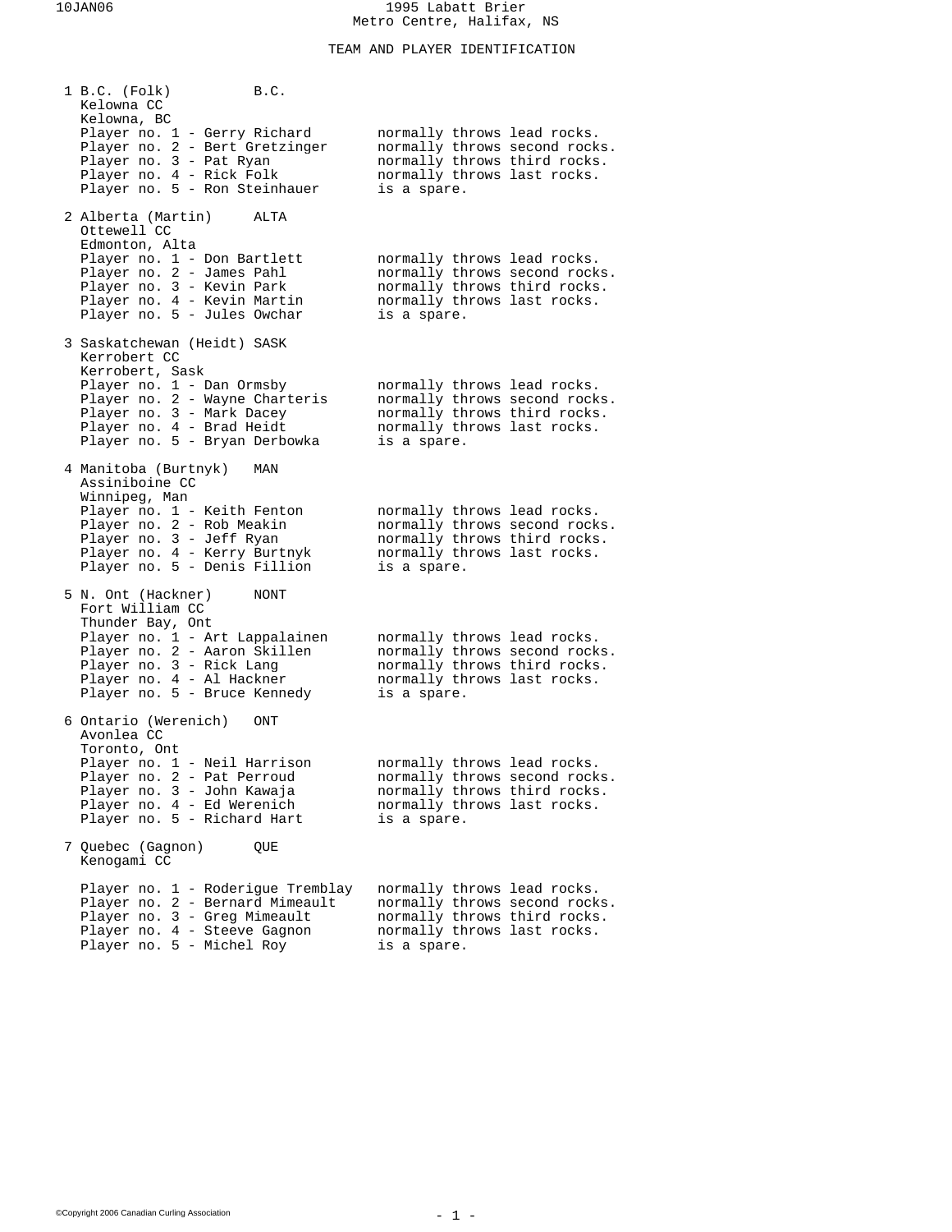# 1995 Labatt Brier
Metro Centre, Halifax, NS

## TEAM AND PLAYER IDENTIFICATION

**1 B.C. (Folk)** B.C.
Kelowna CC
Kelowna, BC

| Player | Position |
|---|---|
| Player no. 1 - Gerry Richard | normally throws lead rocks. |
| Player no. 2 - Bert Gretzinger | normally throws second rocks. |
| Player no. 3 - Pat Ryan | normally throws third rocks. |
| Player no. 4 - Rick Folk | normally throws last rocks. |
| Player no. 5 - Ron Steinhauer | is a spare. |

**2 Alberta (Martin)** ALTA
Ottewell CC
Edmonton, Alta

| Player | Position |
|---|---|
| Player no. 1 - Don Bartlett | normally throws lead rocks. |
| Player no. 2 - James Pahl | normally throws second rocks. |
| Player no. 3 - Kevin Park | normally throws third rocks. |
| Player no. 4 - Kevin Martin | normally throws last rocks. |
| Player no. 5 - Jules Owchar | is a spare. |

**3 Saskatchewan (Heidt)** SASK
Kerrobert CC
Kerrobert, Sask

| Player | Position |
|---|---|
| Player no. 1 - Dan Ormsby | normally throws lead rocks. |
| Player no. 2 - Wayne Charteris | normally throws second rocks. |
| Player no. 3 - Mark Dacey | normally throws third rocks. |
| Player no. 4 - Brad Heidt | normally throws last rocks. |
| Player no. 5 - Bryan Derbowka | is a spare. |

**4 Manitoba (Burtnyk)** MAN
Assiniboine CC
Winnipeg, Man

| Player | Position |
|---|---|
| Player no. 1 - Keith Fenton | normally throws lead rocks. |
| Player no. 2 - Rob Meakin | normally throws second rocks. |
| Player no. 3 - Jeff Ryan | normally throws third rocks. |
| Player no. 4 - Kerry Burtnyk | normally throws last rocks. |
| Player no. 5 - Denis Fillion | is a spare. |

**5 N. Ont (Hackner)** NONT
Fort William CC
Thunder Bay, Ont

| Player | Position |
|---|---|
| Player no. 1 - Art Lappalainen | normally throws lead rocks. |
| Player no. 2 - Aaron Skillen | normally throws second rocks. |
| Player no. 3 - Rick Lang | normally throws third rocks. |
| Player no. 4 - Al Hackner | normally throws last rocks. |
| Player no. 5 - Bruce Kennedy | is a spare. |

**6 Ontario (Werenich)** ONT
Avonlea CC
Toronto, Ont

| Player | Position |
|---|---|
| Player no. 1 - Neil Harrison | normally throws lead rocks. |
| Player no. 2 - Pat Perroud | normally throws second rocks. |
| Player no. 3 - John Kawaja | normally throws third rocks. |
| Player no. 4 - Ed Werenich | normally throws last rocks. |
| Player no. 5 - Richard Hart | is a spare. |

**7 Quebec (Gagnon)** QUE
Kenogami CC

| Player | Position |
|---|---|
| Player no. 1 - Roderigue Tremblay | normally throws lead rocks. |
| Player no. 2 - Bernard Mimeault | normally throws second rocks. |
| Player no. 3 - Greg Mimeault | normally throws third rocks. |
| Player no. 4 - Steeve Gagnon | normally throws last rocks. |
| Player no. 5 - Michel Roy | is a spare. |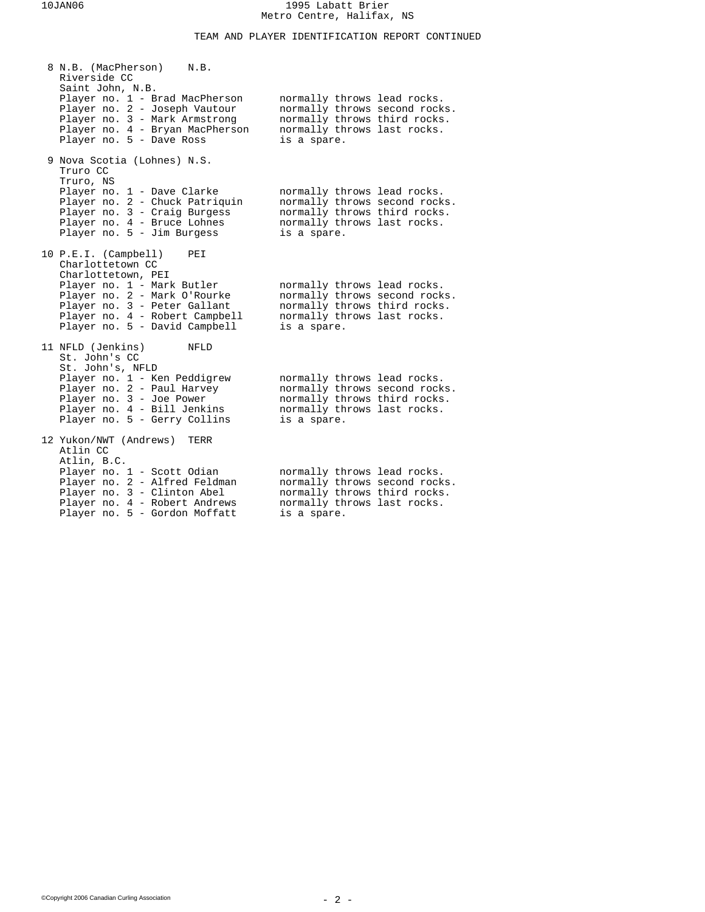## TEAM AND PLAYER IDENTIFICATION REPORT CONTINUED

**8 N.B. (MacPherson)** N.B.
Riverside CC
Saint John, N.B.

| Player | Position |
|---|---|
| Player no. 1 - Brad MacPherson | normally throws lead rocks. |
| Player no. 2 - Joseph Vautour | normally throws second rocks. |
| Player no. 3 - Mark Armstrong | normally throws third rocks. |
| Player no. 4 - Bryan MacPherson | normally throws last rocks. |
| Player no. 5 - Dave Ross | is a spare. |

**9 Nova Scotia (Lohnes)** N.S.
Truro CC
Truro, NS

| Player | Position |
|---|---|
| Player no. 1 - Dave Clarke | normally throws lead rocks. |
| Player no. 2 - Chuck Patriquin | normally throws second rocks. |
| Player no. 3 - Craig Burgess | normally throws third rocks. |
| Player no. 4 - Bruce Lohnes | normally throws last rocks. |
| Player no. 5 - Jim Burgess | is a spare. |

**10 P.E.I. (Campbell)** PEI
Charlottetown CC
Charlottetown, PEI

| Player | Position |
|---|---|
| Player no. 1 - Mark Butler | normally throws lead rocks. |
| Player no. 2 - Mark O'Rourke | normally throws second rocks. |
| Player no. 3 - Peter Gallant | normally throws third rocks. |
| Player no. 4 - Robert Campbell | normally throws last rocks. |
| Player no. 5 - David Campbell | is a spare. |

**11 NFLD (Jenkins)** NFLD
St. John's CC
St. John's, NFLD

| Player | Position |
|---|---|
| Player no. 1 - Ken Peddigrew | normally throws lead rocks. |
| Player no. 2 - Paul Harvey | normally throws second rocks. |
| Player no. 3 - Joe Power | normally throws third rocks. |
| Player no. 4 - Bill Jenkins | normally throws last rocks. |
| Player no. 5 - Gerry Collins | is a spare. |

**12 Yukon/NWT (Andrews)** TERR
Atlin CC
Atlin, B.C.

| Player | Position |
|---|---|
| Player no. 1 - Scott Odian | normally throws lead rocks. |
| Player no. 2 - Alfred Feldman | normally throws second rocks. |
| Player no. 3 - Clinton Abel | normally throws third rocks. |
| Player no. 4 - Robert Andrews | normally throws last rocks. |
| Player no. 5 - Gordon Moffatt | is a spare. |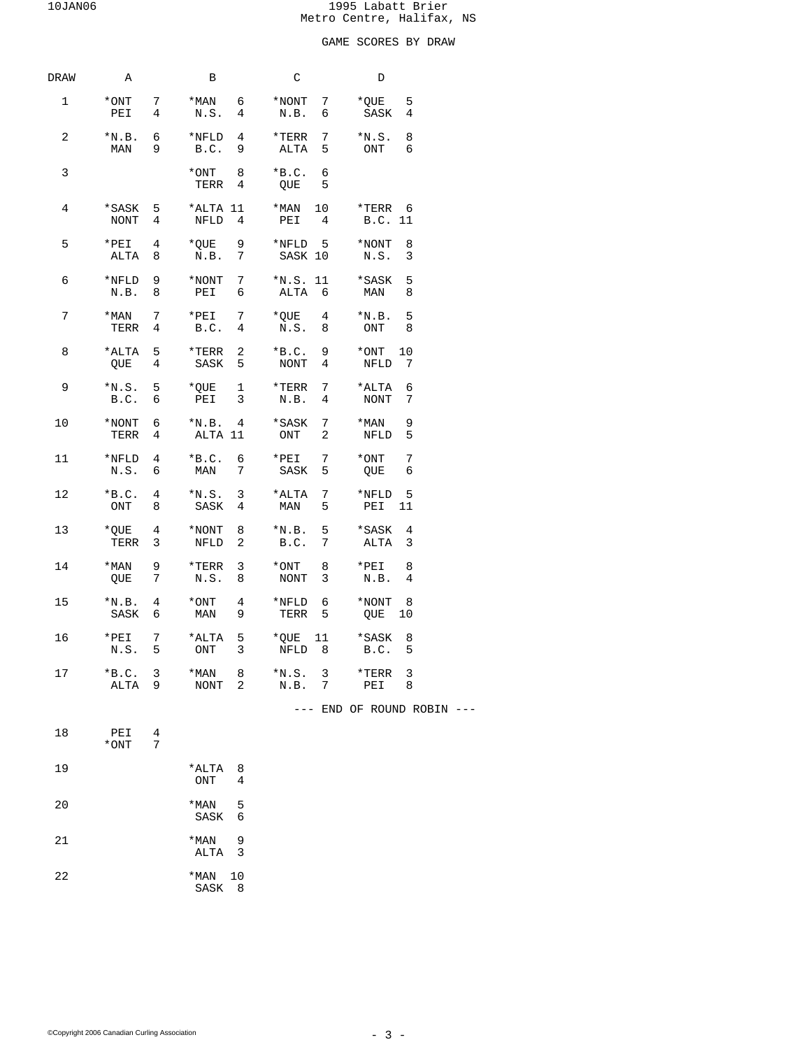1995 Labatt Brier
Metro Centre, Halifax, NS

GAME SCORES BY DRAW

| DRAW | A | | B | | C | | D | |
|---|---|---|---|---|---|---|---|---|
| 1 | *ONT | 7 | *MAN | 6 | *NONT | 7 | *QUE | 5 |
| | PEI | 4 | N.S. | 4 | N.B. | 6 | SASK | 4 |
| 2 | *N.B. | 6 | *NFLD | 4 | *TERR | 7 | *N.S. | 8 |
| | MAN | 9 | B.C. | 9 | ALTA | 5 | ONT | 6 |
| 3 | | | *ONT | 8 | *B.C. | 6 | | |
| | | | TERR | 4 | QUE | 5 | | |
| 4 | *SASK | 5 | *ALTA | 11 | *MAN | 10 | *TERR | 6 |
| | NONT | 4 | NFLD | 4 | PEI | 4 | B.C. | 11 |
| 5 | *PEI | 4 | *QUE | 9 | *NFLD | 5 | *NONT | 8 |
| | ALTA | 8 | N.B. | 7 | SASK | 10 | N.S. | 3 |
| 6 | *NFLD | 9 | *NONT | 7 | *N.S. | 11 | *SASK | 5 |
| | N.B. | 8 | PEI | 6 | ALTA | 6 | MAN | 8 |
| 7 | *MAN | 7 | *PEI | 7 | *QUE | 4 | *N.B. | 5 |
| | TERR | 4 | B.C. | 4 | N.S. | 8 | ONT | 8 |
| 8 | *ALTA | 5 | *TERR | 2 | *B.C. | 9 | *ONT | 10 |
| | QUE | 4 | SASK | 5 | NONT | 4 | NFLD | 7 |
| 9 | *N.S. | 5 | *QUE | 1 | *TERR | 7 | *ALTA | 6 |
| | B.C. | 6 | PEI | 3 | N.B. | 4 | NONT | 7 |
| 10 | *NONT | 6 | *N.B. | 4 | *SASK | 7 | *MAN | 9 |
| | TERR | 4 | ALTA | 11 | ONT | 2 | NFLD | 5 |
| 11 | *NFLD | 4 | *B.C. | 6 | *PEI | 7 | *ONT | 7 |
| | N.S. | 6 | MAN | 7 | SASK | 5 | QUE | 6 |
| 12 | *B.C. | 4 | *N.S. | 3 | *ALTA | 7 | *NFLD | 5 |
| | ONT | 8 | SASK | 4 | MAN | 5 | PEI | 11 |
| 13 | *QUE | 4 | *NONT | 8 | *N.B. | 5 | *SASK | 4 |
| | TERR | 3 | NFLD | 2 | B.C. | 7 | ALTA | 3 |
| 14 | *MAN | 9 | *TERR | 3 | *ONT | 8 | *PEI | 8 |
| | QUE | 7 | N.S. | 8 | NONT | 3 | N.B. | 4 |
| 15 | *N.B. | 4 | *ONT | 4 | *NFLD | 6 | *NONT | 8 |
| | SASK | 6 | MAN | 9 | TERR | 5 | QUE | 10 |
| 16 | *PEI | 7 | *ALTA | 5 | *QUE | 11 | *SASK | 8 |
| | N.S. | 5 | ONT | 3 | NFLD | 8 | B.C. | 5 |
| 17 | *B.C. | 3 | *MAN | 8 | *N.S. | 3 | *TERR | 3 |
| | ALTA | 9 | NONT | 2 | N.B. | 7 | PEI | 8 |

--- END OF ROUND ROBIN ---

| DRAW | A | | B | |
|---|---|---|---|---|
| 18 | PEI | 4 | | |
| | *ONT | 7 | | |
| 19 | | | *ALTA | 8 |
| | | | ONT | 4 |
| 20 | | | *MAN | 5 |
| | | | SASK | 6 |
| 21 | | | *MAN | 9 |
| | | | ALTA | 3 |
| 22 | | | *MAN | 10 |
| | | | SASK | 8 |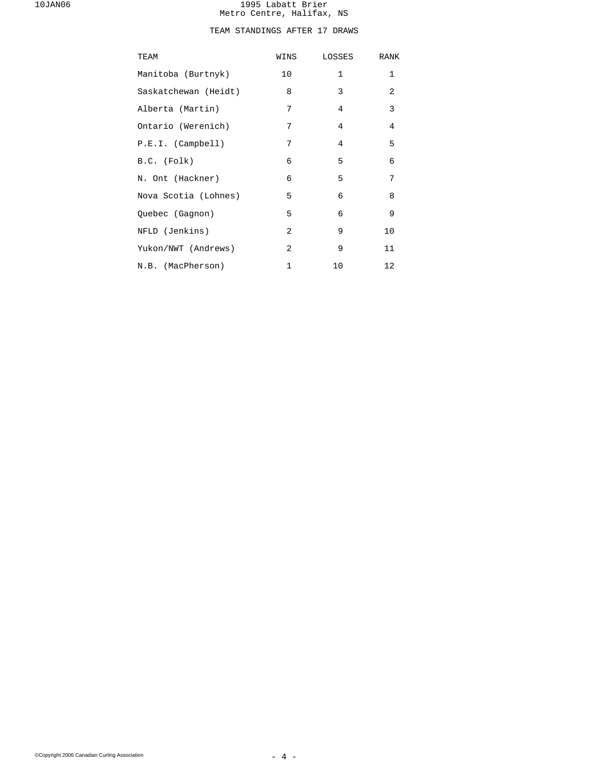1995 Labatt Brier
Metro Centre, Halifax, NS

## TEAM STANDINGS AFTER 17 DRAWS

| TEAM | WINS | LOSSES | RANK |
|---|---|---|---|
| Manitoba (Burtnyk) | 10 | 1 | 1 |
| Saskatchewan (Heidt) | 8 | 3 | 2 |
| Alberta (Martin) | 7 | 4 | 3 |
| Ontario (Werenich) | 7 | 4 | 4 |
| P.E.I. (Campbell) | 7 | 4 | 5 |
| B.C. (Folk) | 6 | 5 | 6 |
| N. Ont (Hackner) | 6 | 5 | 7 |
| Nova Scotia (Lohnes) | 5 | 6 | 8 |
| Quebec (Gagnon) | 5 | 6 | 9 |
| NFLD (Jenkins) | 2 | 9 | 10 |
| Yukon/NWT (Andrews) | 2 | 9 | 11 |
| N.B. (MacPherson) | 1 | 10 | 12 |

©Copyright 2006 Canadian Curling Association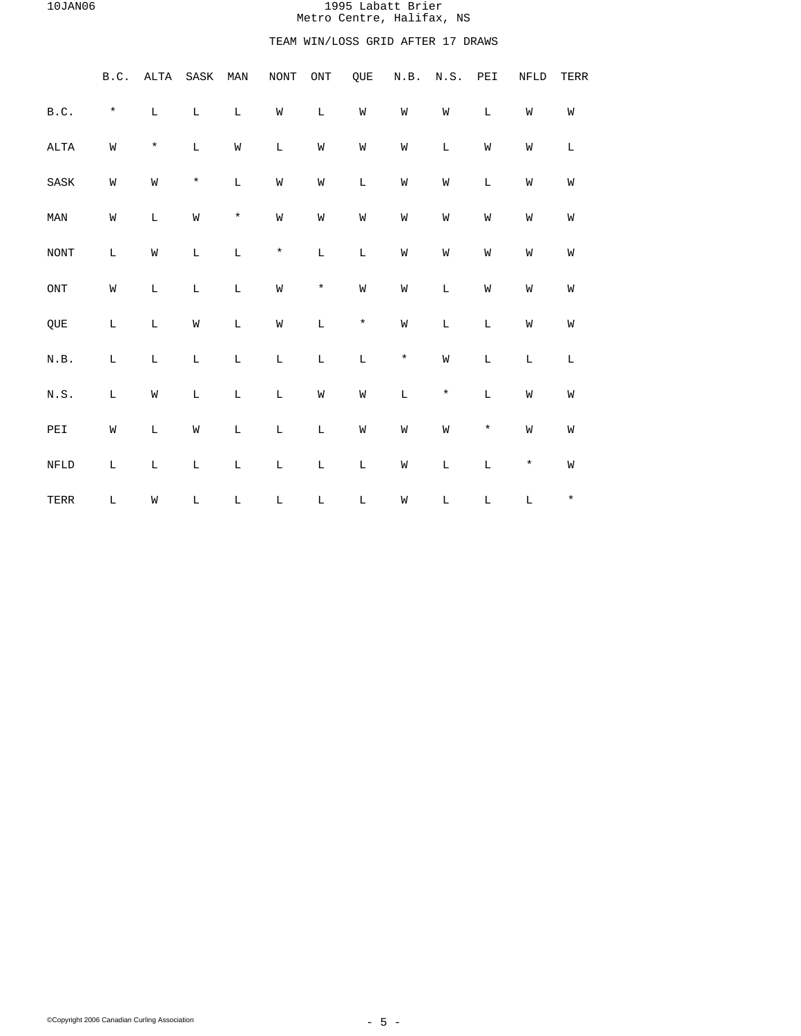# 1995 Labatt Brier
## Metro Centre, Halifax, NS

### TEAM WIN/LOSS GRID AFTER 17 DRAWS

| | B.C. | ALTA | SASK | MAN | NONT | ONT | QUE | N.B. | N.S. | PEI | NFLD | TERR |
|---|---|---|---|---|---|---|---|---|---|---|---|---|
| B.C. | * | L | L | L | W | L | W | W | W | L | W | W |
| ALTA | W | * | L | W | L | W | W | W | L | W | W | L |
| SASK | W | W | * | L | W | W | L | W | W | L | W | W |
| MAN | W | L | W | * | W | W | W | W | W | W | W | W |
| NONT | L | W | L | L | * | L | L | W | W | W | W | W |
| ONT | W | L | L | L | W | * | W | W | L | W | W | W |
| QUE | L | L | W | L | W | L | * | W | L | L | W | W |
| N.B. | L | L | L | L | L | L | L | * | W | L | L | L |
| N.S. | L | W | L | L | L | W | W | L | * | L | W | W |
| PEI | W | L | W | L | L | L | W | W | W | * | W | W |
| NFLD | L | L | L | L | L | L | L | W | L | L | * | W |
| TERR | L | W | L | L | L | L | L | W | L | L | L | * |

©Copyright 2006 Canadian Curling Association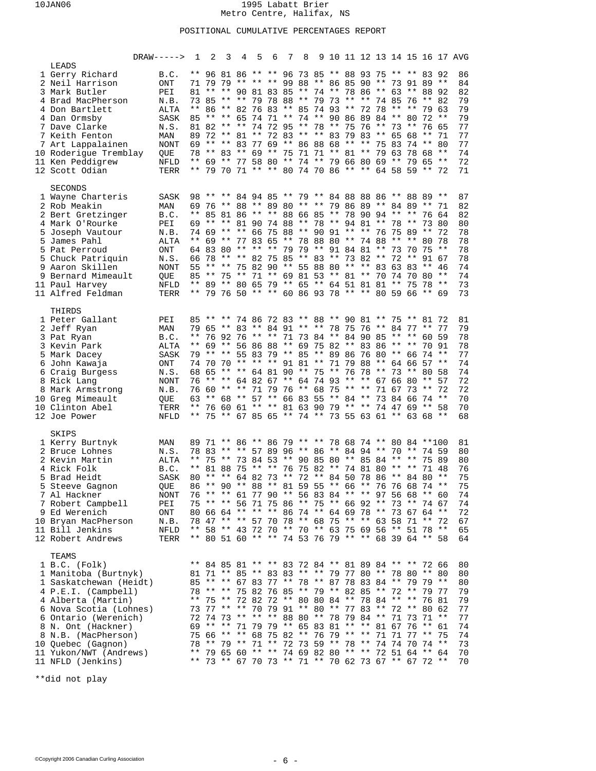# 1995 Labatt Brier

Metro Centre, Halifax, NS

## POSITIONAL CUMULATIVE PERCENTAGES REPORT

| | | DRAW-----> | 1 | 2 | 3 | 4 | 5 | 6 | 7 | 8 | 9 | 10 | 11 | 12 | 13 | 14 | 15 | 16 | 17 | AVG |
|---|---|---|---|---|---|---|---|---|---|---|---|---|---|---|---|---|---|---|---|---|
| **LEADS** | | | | | | | | | | | | | | | | | | | | |
| 1 | Gerry Richard | B.C. | ** | 96 | 81 | 86 | ** | ** | 96 | 73 | 85 | ** | 88 | 93 | 75 | ** | ** | 83 | 92 | 86 |
| 2 | Neil Harrison | ONT | 71 | 79 | 79 | ** | ** | ** | 99 | 88 | ** | 86 | 85 | 90 | ** | 73 | 91 | 89 | ** | 84 |
| 3 | Mark Butler | PEI | 81 | ** | ** | 90 | 81 | 83 | 85 | ** | 74 | ** | 78 | 86 | ** | 63 | ** | 88 | 92 | 82 |
| 4 | Brad MacPherson | N.B. | 73 | 85 | ** | ** | 79 | 78 | 88 | ** | 79 | 73 | ** | ** | 74 | 85 | 76 | ** | 82 | 79 |
| 4 | Don Bartlett | ALTA | ** | 86 | ** | 82 | 76 | 83 | ** | 85 | 74 | 93 | ** | 72 | 78 | ** | ** | 79 | 63 | 79 |
| 4 | Dan Ormsby | SASK | 85 | ** | ** | 65 | 74 | 71 | ** | 74 | ** | 90 | 86 | 89 | 84 | ** | 80 | 72 | ** | 79 |
| 7 | Dave Clarke | N.S. | 81 | 82 | ** | ** | 74 | 72 | 95 | ** | 78 | ** | 75 | 76 | ** | 73 | ** | 76 | 65 | 77 |
| 7 | Keith Fenton | MAN | 89 | 72 | ** | 81 | ** | 72 | 83 | ** | ** | 83 | 79 | 83 | ** | 65 | 68 | ** | 71 | 77 |
| 7 | Art Lappalainen | NONT | 69 | ** | ** | 83 | 77 | 69 | ** | 86 | 88 | 68 | ** | ** | 75 | 83 | 74 | ** | 80 | 77 |
| 10 | Roderigue Tremblay | QUE | 78 | ** | 83 | ** | 69 | ** | 75 | 71 | 71 | ** | 81 | ** | 79 | 63 | 78 | 68 | ** | 74 |
| 11 | Ken Peddigrew | NFLD | ** | 69 | ** | 77 | 58 | 80 | ** | 74 | ** | 79 | 66 | 80 | 69 | ** | 79 | 65 | ** | 72 |
| 12 | Scott Odian | TERR | ** | 79 | 70 | 71 | ** | ** | 80 | 74 | 70 | 86 | ** | ** | 64 | 58 | 59 | ** | 72 | 71 |
| **SECONDS** | | | | | | | | | | | | | | | | | | | | |
| 1 | Wayne Charteris | SASK | 98 | ** | ** | 84 | 94 | 85 | ** | 79 | ** | 84 | 88 | 88 | 86 | ** | 88 | 89 | ** | 87 |
| 2 | Rob Meakin | MAN | 69 | 76 | ** | 88 | ** | 89 | 80 | ** | ** | 79 | 86 | 89 | ** | 84 | 89 | ** | 71 | 82 |
| 2 | Bert Gretzinger | B.C. | ** | 85 | 81 | 86 | ** | ** | 88 | 66 | 85 | ** | 78 | 90 | 94 | ** | ** | 76 | 64 | 82 |
| 4 | Mark O'Rourke | PEI | 69 | ** | ** | 81 | 90 | 74 | 88 | ** | 78 | ** | 94 | 81 | ** | 78 | ** | 73 | 80 | 80 |
| 5 | Joseph Vautour | N.B. | 74 | 69 | ** | ** | 66 | 75 | 88 | ** | 90 | 91 | ** | ** | 76 | 75 | 89 | ** | 72 | 78 |
| 5 | James Pahl | ALTA | ** | 69 | ** | 77 | 83 | 65 | ** | 78 | 88 | 80 | ** | 74 | 88 | ** | ** | 80 | 78 | 78 |
| 5 | Pat Perroud | ONT | 64 | 83 | 80 | ** | ** | ** | 79 | 79 | ** | 91 | 84 | 81 | ** | 73 | 70 | 75 | ** | 78 |
| 5 | Chuck Patriquin | N.S. | 66 | 78 | ** | ** | 82 | 75 | 85 | ** | 83 | ** | 73 | 82 | ** | 72 | ** | 91 | 67 | 78 |
| 9 | Aaron Skillen | NONT | 55 | ** | ** | 75 | 82 | 90 | ** | 55 | 88 | 80 | ** | ** | 83 | 63 | 83 | ** | 46 | 74 |
| 9 | Bernard Mimeault | QUE | 85 | ** | 75 | ** | 71 | ** | 69 | 81 | 53 | ** | 81 | ** | 70 | 74 | 70 | 80 | ** | 74 |
| 11 | Paul Harvey | NFLD | ** | 89 | ** | 80 | 65 | 79 | ** | 65 | ** | 64 | 51 | 81 | 81 | ** | 75 | 78 | ** | 73 |
| 11 | Alfred Feldman | TERR | ** | 79 | 76 | 50 | ** | ** | 60 | 86 | 93 | 78 | ** | ** | 80 | 59 | 66 | ** | 69 | 73 |
| **THIRDS** | | | | | | | | | | | | | | | | | | | | |
| 1 | Peter Gallant | PEI | 85 | ** | ** | 74 | 86 | 72 | 83 | ** | 88 | ** | 90 | 81 | ** | 75 | ** | 81 | 72 | 81 |
| 2 | Jeff Ryan | MAN | 79 | 65 | ** | 83 | ** | 84 | 91 | ** | ** | 78 | 75 | 76 | ** | 84 | 77 | ** | 77 | 79 |
| 3 | Pat Ryan | B.C. | ** | 76 | 92 | 76 | ** | ** | 71 | 73 | 84 | ** | 84 | 90 | 85 | ** | ** | 60 | 59 | 78 |
| 3 | Kevin Park | ALTA | ** | 69 | ** | 56 | 86 | 88 | ** | 69 | 75 | 82 | ** | 83 | 86 | ** | ** | 70 | 91 | 78 |
| 5 | Mark Dacey | SASK | 79 | ** | ** | 55 | 83 | 79 | ** | 85 | ** | 89 | 86 | 76 | 80 | ** | 66 | 74 | ** | 77 |
| 6 | John Kawaja | ONT | 74 | 70 | 70 | ** | ** | ** | 91 | 81 | ** | 71 | 79 | 88 | ** | 64 | 66 | 57 | ** | 74 |
| 6 | Craig Burgess | N.S. | 68 | 65 | ** | ** | 64 | 81 | 90 | ** | 75 | ** | 76 | 78 | ** | 73 | ** | 80 | 58 | 74 |
| 8 | Rick Lang | NONT | 76 | ** | ** | 64 | 82 | 67 | ** | 64 | 74 | 93 | ** | ** | 67 | 66 | 80 | ** | 57 | 72 |
| 8 | Mark Armstrong | N.B. | 76 | 60 | ** | ** | 71 | 79 | 76 | ** | 68 | 75 | ** | ** | 71 | 67 | 73 | ** | 72 | 72 |
| 10 | Greg Mimeault | QUE | 63 | ** | 68 | ** | 57 | ** | 66 | 83 | 55 | ** | 84 | ** | 73 | 84 | 66 | 74 | ** | 70 |
| 10 | Clinton Abel | TERR | ** | 76 | 60 | 61 | ** | ** | 81 | 63 | 90 | 79 | ** | ** | 74 | 47 | 69 | ** | 58 | 70 |
| 12 | Joe Power | NFLD | ** | 75 | ** | 67 | 85 | 65 | ** | 74 | ** | 73 | 55 | 63 | 61 | ** | 63 | 68 | ** | 68 |
| **SKIPS** | | | | | | | | | | | | | | | | | | | | |
| 1 | Kerry Burtnyk | MAN | 89 | 71 | ** | 86 | ** | 86 | 79 | ** | ** | 78 | 68 | 74 | ** | 80 | 84 | ** | 100 | 81 |
| 2 | Bruce Lohnes | N.S. | 78 | 83 | ** | ** | 57 | 89 | 96 | ** | 86 | ** | 84 | 94 | ** | 70 | ** | 74 | 59 | 80 |
| 2 | Kevin Martin | ALTA | ** | 75 | ** | 73 | 84 | 53 | ** | 90 | 85 | 80 | ** | 85 | 84 | ** | ** | 75 | 89 | 80 |
| 4 | Rick Folk | B.C. | ** | 81 | 88 | 75 | ** | ** | 76 | 75 | 82 | ** | 74 | 81 | 80 | ** | ** | 71 | 48 | 76 |
| 5 | Brad Heidt | SASK | 80 | ** | ** | 64 | 82 | 73 | ** | 72 | ** | 84 | 50 | 78 | 86 | ** | 84 | 80 | ** | 75 |
| 5 | Steeve Gagnon | QUE | 86 | ** | 90 | ** | 88 | ** | 81 | 59 | 55 | ** | 66 | ** | 76 | 76 | 68 | 74 | ** | 75 |
| 7 | Al Hackner | NONT | 76 | ** | ** | 61 | 77 | 90 | ** | 56 | 83 | 84 | ** | ** | 97 | 56 | 68 | ** | 60 | 74 |
| 7 | Robert Campbell | PEI | 75 | ** | ** | 56 | 71 | 75 | 86 | ** | 75 | ** | 66 | 92 | ** | 73 | ** | 74 | 67 | 74 |
| 9 | Ed Werenich | ONT | 80 | 66 | 64 | ** | ** | ** | 86 | 74 | ** | 64 | 69 | 78 | ** | 73 | 67 | 64 | ** | 72 |
| 10 | Bryan MacPherson | N.B. | 78 | 47 | ** | ** | 57 | 70 | 78 | ** | 68 | 75 | ** | ** | 63 | 58 | 71 | ** | 72 | 67 |
| 11 | Bill Jenkins | NFLD | ** | 58 | ** | 43 | 72 | 70 | ** | 70 | ** | 63 | 75 | 69 | 56 | ** | 51 | 78 | ** | 65 |
| 12 | Robert Andrews | TERR | ** | 80 | 51 | 60 | ** | ** | 74 | 53 | 76 | 79 | ** | ** | 68 | 39 | 64 | ** | 58 | 64 |
| **TEAMS** | | | | | | | | | | | | | | | | | | | | |
| 1 | B.C. (Folk) | | ** | 84 | 85 | 81 | ** | ** | 83 | 72 | 84 | ** | 81 | 89 | 84 | ** | ** | 72 | 66 | 80 |
| 1 | Manitoba (Burtnyk) | | 81 | 71 | ** | 85 | ** | 83 | 83 | ** | ** | 79 | 77 | 80 | ** | 78 | 80 | ** | 80 | 80 |
| 1 | Saskatchewan (Heidt) | | 85 | ** | ** | 67 | 83 | 77 | ** | 78 | ** | 87 | 78 | 83 | 84 | ** | 79 | 79 | ** | 80 |
| 4 | P.E.I. (Campbell) | | 78 | ** | ** | 75 | 82 | 76 | 85 | ** | 79 | ** | 82 | 85 | ** | 72 | ** | 79 | 77 | 79 |
| 4 | Alberta (Martin) | | ** | 75 | ** | 72 | 82 | 72 | ** | 80 | 80 | 84 | ** | 78 | 84 | ** | ** | 76 | 81 | 79 |
| 6 | Nova Scotia (Lohnes) | | 73 | 77 | ** | ** | 70 | 79 | 91 | ** | 80 | ** | 77 | 83 | ** | 72 | ** | 80 | 62 | 77 |
| 6 | Ontario (Werenich) | | 72 | 74 | 73 | ** | ** | ** | 88 | 80 | ** | 78 | 79 | 84 | ** | 71 | 73 | 71 | ** | 77 |
| 8 | N. Ont (Hackner) | | 69 | ** | ** | 71 | 79 | 79 | ** | 65 | 83 | 81 | ** | ** | 81 | 67 | 76 | ** | 61 | 74 |
| 8 | N.B. (MacPherson) | | 75 | 66 | ** | ** | 68 | 75 | 82 | ** | 76 | 79 | ** | ** | 71 | 71 | 77 | ** | 75 | 74 |
| 10 | Quebec (Gagnon) | | 78 | ** | 79 | ** | 71 | ** | 72 | 73 | 59 | ** | 78 | ** | 74 | 74 | 70 | 74 | ** | 73 |
| 11 | Yukon/NWT (Andrews) | | ** | 79 | 65 | 60 | ** | ** | 74 | 69 | 82 | 80 | ** | ** | 72 | 51 | 64 | ** | 64 | 70 |
| 11 | NFLD (Jenkins) | | ** | 73 | ** | 67 | 70 | 73 | ** | 71 | ** | 70 | 62 | 73 | 67 | ** | 67 | 72 | ** | 70 |

**did not play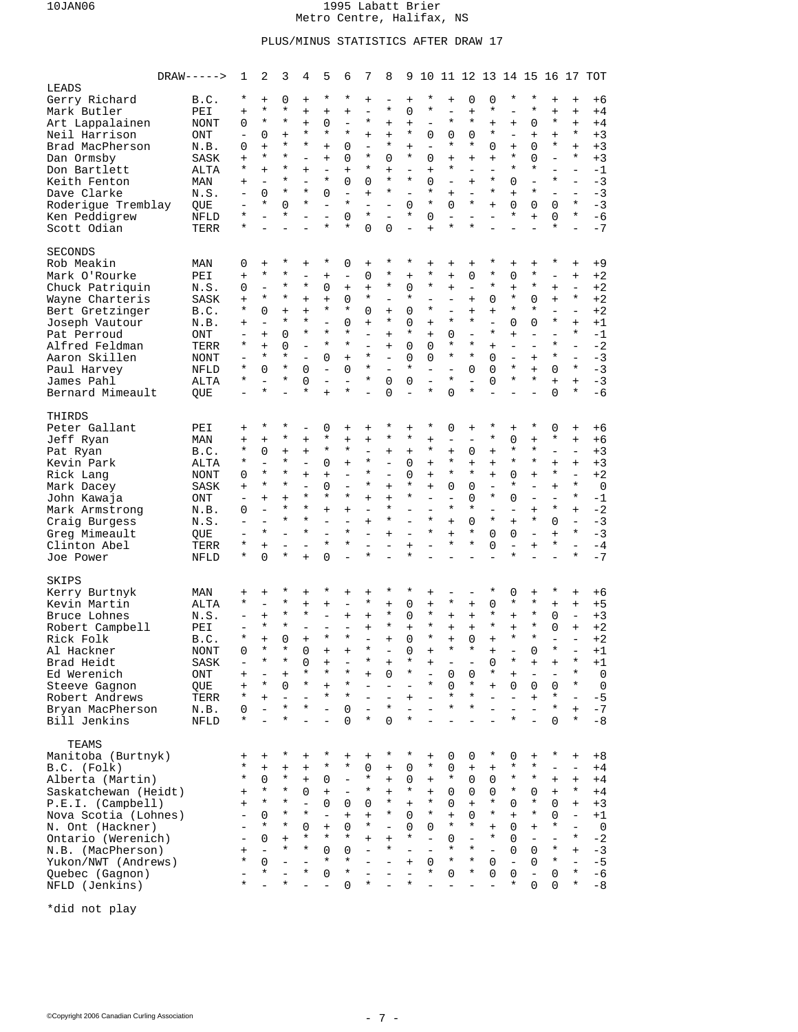1995 Labatt Brier
Metro Centre, Halifax, NS

PLUS/MINUS STATISTICS AFTER DRAW 17

| DRAW-----> | | 1 | 2 | 3 | 4 | 5 | 6 | 7 | 8 | 9 | 10 | 11 | 12 | 13 | 14 | 15 | 16 | 17 | TOT |
|---|---|---|---|---|---|---|---|---|---|---|---|---|---|---|---|---|---|---|---|
| **LEADS** | | | | | | | | | | | | | | | | | | | |
| Gerry Richard | B.C. | * | + | 0 | + | * | * | + | - | + | * | + | 0 | 0 | * | * | + | + | +6 |
| Mark Butler | PEI | + | * | * | + | + | + | - | * | 0 | * | - | + | * | - | * | + | + | +4 |
| Art Lappalainen | NONT | 0 | * | * | + | 0 | - | * | + | + | - | * | * | + | + | 0 | * | + | +3 |
| Neil Harrison | ONT | - | 0 | + | * | * | * | + | + | * | 0 | 0 | 0 | * | - | + | + | * | +3 |
| Brad MacPherson | N.B. | 0 | + | * | * | + | 0 | - | * | + | - | * | * | 0 | + | 0 | * | + | +3 |
| Dan Ormsby | SASK | + | * | * | - | + | 0 | * | 0 | * | 0 | + | + | + | * | 0 | - | * | +3 |
| Don Bartlett | ALTA | * | + | * | + | - | + | * | + | - | + | * | - | - | * | * | - | - | -1 |
| Keith Fenton | MAN | + | - | * | - | * | 0 | 0 | * | * | 0 | - | + | * | 0 | - | * | - | -3 |
| Dave Clarke | N.S. | - | 0 | * | * | 0 | - | + | * | - | * | + | - | * | + | * | - | - | -3 |
| Roderigue Tremblay | QUE | - | * | 0 | * | - | * | - | - | 0 | * | 0 | * | + | 0 | 0 | 0 | * | -3 |
| Ken Peddigrew | NFLD | * | - | * | - | - | 0 | * | - | * | 0 | - | - | - | * | + | 0 | * | -6 |
| Scott Odian | TERR | * | - | - | - | * | * | 0 | 0 | - | + | * | * | - | - | - | * | - | -7 |
| **SECONDS** | | | | | | | | | | | | | | | | | | | |
| Rob Meakin | MAN | 0 | + | * | + | * | 0 | + | * | * | + | + | + | * | + | + | * | + | +9 |
| Mark O'Rourke | PEI | + | * | * | - | + | - | 0 | * | + | * | + | 0 | * | 0 | * | - | + | +2 |
| Chuck Patriquin | N.S. | 0 | - | * | * | 0 | + | + | * | 0 | * | + | - | * | + | * | + | - | +2 |
| Wayne Charteris | SASK | + | * | * | + | + | 0 | * | - | * | - | - | + | 0 | * | 0 | + | * | +2 |
| Bert Gretzinger | B.C. | * | 0 | + | + | * | * | 0 | + | 0 | * | - | + | + | * | * | - | - | +2 |
| Joseph Vautour | N.B. | + | - | * | * | - | 0 | + | * | 0 | + | * | * | - | 0 | 0 | * | + | +1 |
| Pat Perroud | ONT | - | + | 0 | * | * | * | - | + | * | + | 0 | - | * | + | - | - | * | -1 |
| Alfred Feldman | TERR | * | + | 0 | - | * | * | - | + | 0 | 0 | * | * | + | - | - | * | - | -2 |
| Aaron Skillen | NONT | - | * | * | - | 0 | + | * | - | 0 | 0 | * | * | 0 | - | + | * | - | -3 |
| Paul Harvey | NFLD | * | 0 | * | 0 | - | 0 | * | - | * | - | - | 0 | 0 | * | + | 0 | * | -3 |
| James Pahl | ALTA | * | - | * | 0 | - | - | * | 0 | 0 | - | * | - | 0 | * | * | + | + | -3 |
| Bernard Mimeault | QUE | - | * | - | * | + | * | - | 0 | - | * | 0 | * | - | - | - | 0 | * | -6 |
| **THIRDS** | | | | | | | | | | | | | | | | | | | |
| Peter Gallant | PEI | + | * | * | - | 0 | + | + | * | + | * | 0 | + | * | + | * | 0 | + | +6 |
| Jeff Ryan | MAN | + | + | * | + | * | + | + | * | * | + | - | - | * | 0 | + | * | + | +6 |
| Pat Ryan | B.C. | * | 0 | + | + | * | * | - | + | + | * | + | 0 | + | * | * | - | - | +3 |
| Kevin Park | ALTA | * | - | * | - | 0 | + | * | - | 0 | + | * | + | + | * | * | + | + | +3 |
| Rick Lang | NONT | 0 | * | * | + | + | - | * | - | 0 | + | * | * | + | 0 | + | * | - | +2 |
| Mark Dacey | SASK | + | * | * | - | 0 | - | * | + | * | + | 0 | 0 | - | * | - | + | * | 0 |
| John Kawaja | ONT | - | + | + | * | * | * | + | + | * | - | - | 0 | * | 0 | - | - | * | -1 |
| Mark Armstrong | N.B. | 0 | - | * | * | + | + | - | * | - | - | * | * | - | - | + | * | + | -2 |
| Craig Burgess | N.S. | - | - | * | * | - | - | + | * | - | * | + | 0 | * | + | * | 0 | - | -3 |
| Greg Mimeault | QUE | - | * | - | * | - | * | - | + | - | * | + | * | 0 | 0 | - | + | * | -3 |
| Clinton Abel | TERR | * | + | - | - | * | * | - | - | + | - | * | * | 0 | - | + | * | - | -4 |
| Joe Power | NFLD | * | 0 | * | + | 0 | - | * | - | * | - | - | - | - | * | - | - | * | -7 |
| **SKIPS** | | | | | | | | | | | | | | | | | | | |
| Kerry Burtnyk | MAN | + | + | * | + | * | + | + | * | * | + | - | - | * | 0 | + | * | + | +6 |
| Kevin Martin | ALTA | * | - | * | + | + | - | * | + | 0 | + | * | + | 0 | * | * | + | + | +5 |
| Bruce Lohnes | N.S. | - | + | * | * | - | + | + | * | 0 | * | + | + | * | + | * | 0 | - | +3 |
| Robert Campbell | PEI | - | * | * | - | - | - | + | * | + | * | + | + | * | + | * | 0 | + | +2 |
| Rick Folk | B.C. | * | + | 0 | + | * | * | - | + | 0 | * | + | 0 | + | * | * | - | - | +2 |
| Al Hackner | NONT | 0 | * | * | 0 | + | + | * | - | 0 | + | * | * | + | - | 0 | * | - | +1 |
| Brad Heidt | SASK | - | * | * | 0 | + | - | * | + | * | + | - | - | 0 | * | + | + | * | +1 |
| Ed Werenich | ONT | + | - | + | * | * | * | + | 0 | * | - | 0 | 0 | * | + | - | - | * | 0 |
| Steeve Gagnon | QUE | + | * | 0 | * | + | * | - | - | - | * | 0 | * | + | 0 | 0 | 0 | * | 0 |
| Robert Andrews | TERR | * | + | - | - | * | * | - | - | + | - | * | * | - | - | + | * | - | -5 |
| Bryan MacPherson | N.B. | 0 | - | * | * | - | 0 | - | * | - | - | * | * | - | - | - | * | + | -7 |
| Bill Jenkins | NFLD | * | - | * | - | - | 0 | * | 0 | * | - | - | - | - | * | - | 0 | * | -8 |
| **TEAMS** | | | | | | | | | | | | | | | | | | | |
| Manitoba (Burtnyk) | | + | + | * | + | * | + | + | * | * | + | 0 | 0 | * | 0 | + | * | + | +8 |
| B.C. (Folk) | | * | + | + | + | * | * | 0 | + | 0 | * | 0 | + | + | * | * | - | - | +4 |
| Alberta (Martin) | | * | 0 | * | + | 0 | - | * | + | 0 | + | * | 0 | 0 | * | * | + | + | +4 |
| Saskatchewan (Heidt) | | + | * | * | 0 | + | - | * | + | * | + | 0 | 0 | 0 | * | 0 | + | * | +4 |
| P.E.I. (Campbell) | | + | * | * | - | 0 | 0 | 0 | * | + | * | 0 | + | * | 0 | * | 0 | + | +3 |
| Nova Scotia (Lohnes) | | - | 0 | * | * | - | + | + | * | 0 | * | + | 0 | * | + | * | 0 | - | +1 |
| N. Ont (Hackner) | | - | * | * | 0 | + | 0 | * | - | 0 | 0 | * | * | + | 0 | + | * | - | 0 |
| Ontario (Werenich) | | - | 0 | + | * | * | * | + | + | * | - | 0 | - | * | 0 | - | - | * | -2 |
| N.B. (MacPherson) | | + | - | * | * | 0 | 0 | - | * | - | - | * | * | - | 0 | 0 | * | + | -3 |
| Yukon/NWT (Andrews) | | * | 0 | - | - | * | * | - | - | + | 0 | * | * | 0 | - | 0 | * | - | -5 |
| Quebec (Gagnon) | | - | * | - | * | 0 | * | - | - | - | * | 0 | * | 0 | 0 | - | 0 | * | -6 |
| NFLD (Jenkins) | | * | - | * | - | - | 0 | * | - | * | - | - | - | - | * | 0 | 0 | * | -8 |

*did not play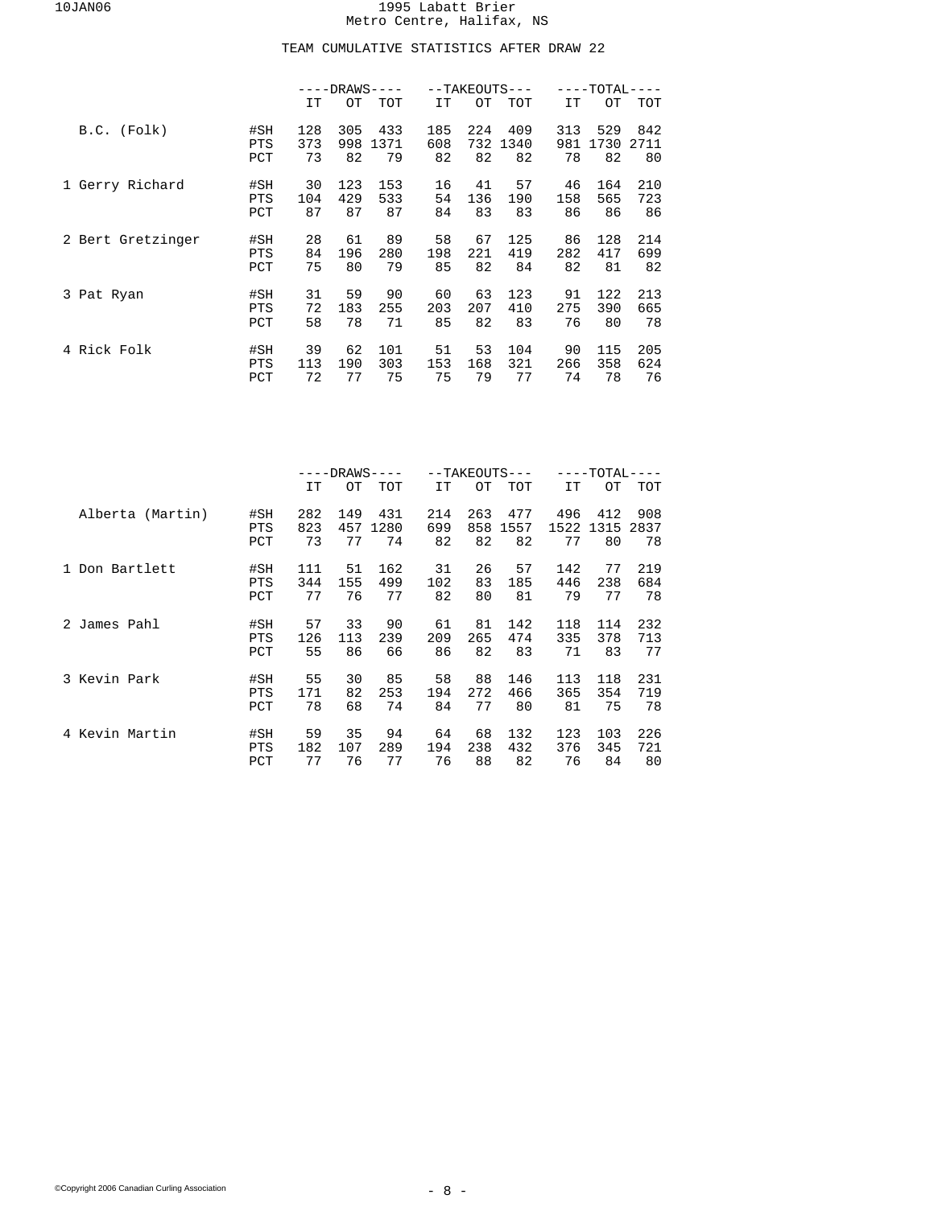# 1995 Labatt Brier
Metro Centre, Halifax, NS

## TEAM CUMULATIVE STATISTICS AFTER DRAW 22

| | | DRAWS | | | TAKEOUTS | | | TOTAL | | |
|---|---|---|---|---|---|---|---|---|---|---|
| | | IT | OT | TOT | IT | OT | TOT | IT | OT | TOT |
| B.C. (Folk) | #SH | 128 | 305 | 433 | 185 | 224 | 409 | 313 | 529 | 842 |
| | PTS | 373 | 998 | 1371 | 608 | 732 | 1340 | 981 | 1730 | 2711 |
| | PCT | 73 | 82 | 79 | 82 | 82 | 82 | 78 | 82 | 80 |
| 1 Gerry Richard | #SH | 30 | 123 | 153 | 16 | 41 | 57 | 46 | 164 | 210 |
| | PTS | 104 | 429 | 533 | 54 | 136 | 190 | 158 | 565 | 723 |
| | PCT | 87 | 87 | 87 | 84 | 83 | 83 | 86 | 86 | 86 |
| 2 Bert Gretzinger | #SH | 28 | 61 | 89 | 58 | 67 | 125 | 86 | 128 | 214 |
| | PTS | 84 | 196 | 280 | 198 | 221 | 419 | 282 | 417 | 699 |
| | PCT | 75 | 80 | 79 | 85 | 82 | 84 | 82 | 81 | 82 |
| 3 Pat Ryan | #SH | 31 | 59 | 90 | 60 | 63 | 123 | 91 | 122 | 213 |
| | PTS | 72 | 183 | 255 | 203 | 207 | 410 | 275 | 390 | 665 |
| | PCT | 58 | 78 | 71 | 85 | 82 | 83 | 76 | 80 | 78 |
| 4 Rick Folk | #SH | 39 | 62 | 101 | 51 | 53 | 104 | 90 | 115 | 205 |
| | PTS | 113 | 190 | 303 | 153 | 168 | 321 | 266 | 358 | 624 |
| | PCT | 72 | 77 | 75 | 75 | 79 | 77 | 74 | 78 | 76 |

| | | DRAWS | | | TAKEOUTS | | | TOTAL | | |
|---|---|---|---|---|---|---|---|---|---|---|
| | | IT | OT | TOT | IT | OT | TOT | IT | OT | TOT |
| Alberta (Martin) | #SH | 282 | 149 | 431 | 214 | 263 | 477 | 496 | 412 | 908 |
| | PTS | 823 | 457 | 1280 | 699 | 858 | 1557 | 1522 | 1315 | 2837 |
| | PCT | 73 | 77 | 74 | 82 | 82 | 82 | 77 | 80 | 78 |
| 1 Don Bartlett | #SH | 111 | 51 | 162 | 31 | 26 | 57 | 142 | 77 | 219 |
| | PTS | 344 | 155 | 499 | 102 | 83 | 185 | 446 | 238 | 684 |
| | PCT | 77 | 76 | 77 | 82 | 80 | 81 | 79 | 77 | 78 |
| 2 James Pahl | #SH | 57 | 33 | 90 | 61 | 81 | 142 | 118 | 114 | 232 |
| | PTS | 126 | 113 | 239 | 209 | 265 | 474 | 335 | 378 | 713 |
| | PCT | 55 | 86 | 66 | 86 | 82 | 83 | 71 | 83 | 77 |
| 3 Kevin Park | #SH | 55 | 30 | 85 | 58 | 88 | 146 | 113 | 118 | 231 |
| | PTS | 171 | 82 | 253 | 194 | 272 | 466 | 365 | 354 | 719 |
| | PCT | 78 | 68 | 74 | 84 | 77 | 80 | 81 | 75 | 78 |
| 4 Kevin Martin | #SH | 59 | 35 | 94 | 64 | 68 | 132 | 123 | 103 | 226 |
| | PTS | 182 | 107 | 289 | 194 | 238 | 432 | 376 | 345 | 721 |
| | PCT | 77 | 76 | 77 | 76 | 88 | 82 | 76 | 84 | 80 |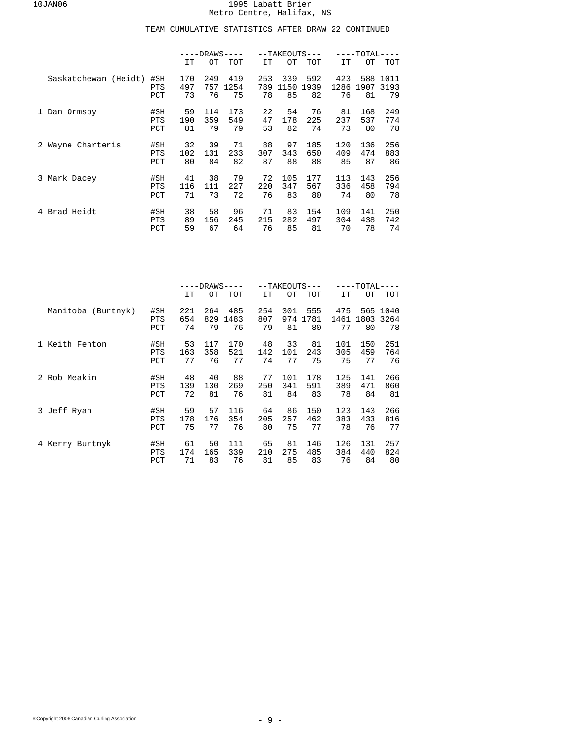# 1995 Labatt Brier
Metro Centre, Halifax, NS

## TEAM CUMULATIVE STATISTICS AFTER DRAW 22 CONTINUED

| | | DRAWS | | | TAKEOUTS | | | TOTAL | | |
|---|---|---|---|---|---|---|---|---|---|---|
| | | IT | OT | TOT | IT | OT | TOT | IT | OT | TOT |
| Saskatchewan (Heidt) | #SH | 170 | 249 | 419 | 253 | 339 | 592 | 423 | 588 | 1011 |
| | PTS | 497 | 757 | 1254 | 789 | 1150 | 1939 | 1286 | 1907 | 3193 |
| | PCT | 73 | 76 | 75 | 78 | 85 | 82 | 76 | 81 | 79 |
| 1 Dan Ormsby | #SH | 59 | 114 | 173 | 22 | 54 | 76 | 81 | 168 | 249 |
| | PTS | 190 | 359 | 549 | 47 | 178 | 225 | 237 | 537 | 774 |
| | PCT | 81 | 79 | 79 | 53 | 82 | 74 | 73 | 80 | 78 |
| 2 Wayne Charteris | #SH | 32 | 39 | 71 | 88 | 97 | 185 | 120 | 136 | 256 |
| | PTS | 102 | 131 | 233 | 307 | 343 | 650 | 409 | 474 | 883 |
| | PCT | 80 | 84 | 82 | 87 | 88 | 88 | 85 | 87 | 86 |
| 3 Mark Dacey | #SH | 41 | 38 | 79 | 72 | 105 | 177 | 113 | 143 | 256 |
| | PTS | 116 | 111 | 227 | 220 | 347 | 567 | 336 | 458 | 794 |
| | PCT | 71 | 73 | 72 | 76 | 83 | 80 | 74 | 80 | 78 |
| 4 Brad Heidt | #SH | 38 | 58 | 96 | 71 | 83 | 154 | 109 | 141 | 250 |
| | PTS | 89 | 156 | 245 | 215 | 282 | 497 | 304 | 438 | 742 |
| | PCT | 59 | 67 | 64 | 76 | 85 | 81 | 70 | 78 | 74 |

| | | DRAWS | | | TAKEOUTS | | | TOTAL | | |
|---|---|---|---|---|---|---|---|---|---|---|
| | | IT | OT | TOT | IT | OT | TOT | IT | OT | TOT |
| Manitoba (Burtnyk) | #SH | 221 | 264 | 485 | 254 | 301 | 555 | 475 | 565 | 1040 |
| | PTS | 654 | 829 | 1483 | 807 | 974 | 1781 | 1461 | 1803 | 3264 |
| | PCT | 74 | 79 | 76 | 79 | 81 | 80 | 77 | 80 | 78 |
| 1 Keith Fenton | #SH | 53 | 117 | 170 | 48 | 33 | 81 | 101 | 150 | 251 |
| | PTS | 163 | 358 | 521 | 142 | 101 | 243 | 305 | 459 | 764 |
| | PCT | 77 | 76 | 77 | 74 | 77 | 75 | 75 | 77 | 76 |
| 2 Rob Meakin | #SH | 48 | 40 | 88 | 77 | 101 | 178 | 125 | 141 | 266 |
| | PTS | 139 | 130 | 269 | 250 | 341 | 591 | 389 | 471 | 860 |
| | PCT | 72 | 81 | 76 | 81 | 84 | 83 | 78 | 84 | 81 |
| 3 Jeff Ryan | #SH | 59 | 57 | 116 | 64 | 86 | 150 | 123 | 143 | 266 |
| | PTS | 178 | 176 | 354 | 205 | 257 | 462 | 383 | 433 | 816 |
| | PCT | 75 | 77 | 76 | 80 | 75 | 77 | 78 | 76 | 77 |
| 4 Kerry Burtnyk | #SH | 61 | 50 | 111 | 65 | 81 | 146 | 126 | 131 | 257 |
| | PTS | 174 | 165 | 339 | 210 | 275 | 485 | 384 | 440 | 824 |
| | PCT | 71 | 83 | 76 | 81 | 85 | 83 | 76 | 84 | 80 |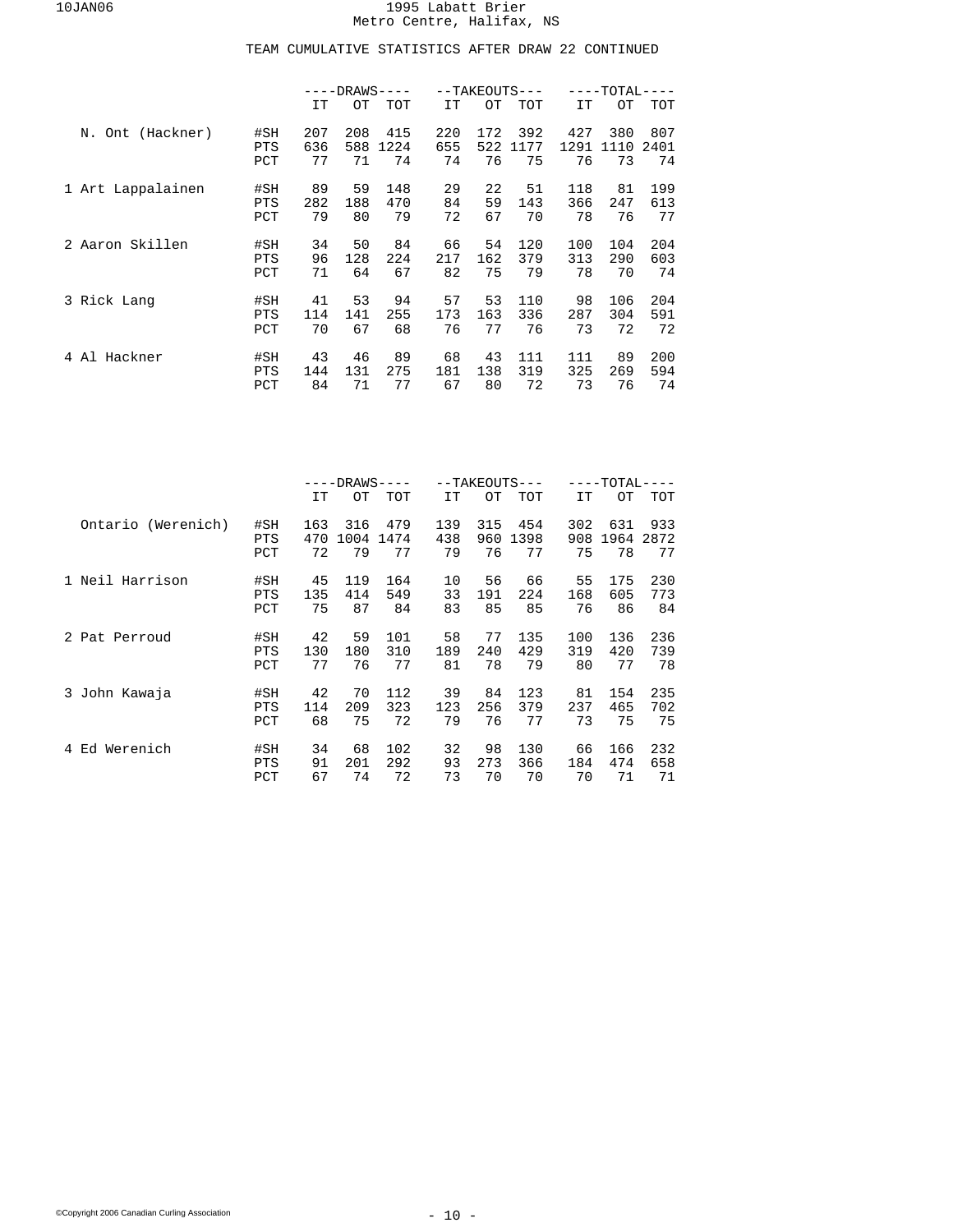1995 Labatt Brier
Metro Centre, Halifax, NS

TEAM CUMULATIVE STATISTICS AFTER DRAW 22 CONTINUED

| | | DRAWS | | | TAKEOUTS | | | TOTAL | | |
|---|---|---|---|---|---|---|---|---|---|---|
| | | IT | OT | TOT | IT | OT | TOT | IT | OT | TOT |
| N. Ont (Hackner) | #SH | 207 | 208 | 415 | 220 | 172 | 392 | 427 | 380 | 807 |
| | PTS | 636 | 588 | 1224 | 655 | 522 | 1177 | 1291 | 1110 | 2401 |
| | PCT | 77 | 71 | 74 | 74 | 76 | 75 | 76 | 73 | 74 |
| 1 Art Lappalainen | #SH | 89 | 59 | 148 | 29 | 22 | 51 | 118 | 81 | 199 |
| | PTS | 282 | 188 | 470 | 84 | 59 | 143 | 366 | 247 | 613 |
| | PCT | 79 | 80 | 79 | 72 | 67 | 70 | 78 | 76 | 77 |
| 2 Aaron Skillen | #SH | 34 | 50 | 84 | 66 | 54 | 120 | 100 | 104 | 204 |
| | PTS | 96 | 128 | 224 | 217 | 162 | 379 | 313 | 290 | 603 |
| | PCT | 71 | 64 | 67 | 82 | 75 | 79 | 78 | 70 | 74 |
| 3 Rick Lang | #SH | 41 | 53 | 94 | 57 | 53 | 110 | 98 | 106 | 204 |
| | PTS | 114 | 141 | 255 | 173 | 163 | 336 | 287 | 304 | 591 |
| | PCT | 70 | 67 | 68 | 76 | 77 | 76 | 73 | 72 | 72 |
| 4 Al Hackner | #SH | 43 | 46 | 89 | 68 | 43 | 111 | 111 | 89 | 200 |
| | PTS | 144 | 131 | 275 | 181 | 138 | 319 | 325 | 269 | 594 |
| | PCT | 84 | 71 | 77 | 67 | 80 | 72 | 73 | 76 | 74 |

| | | DRAWS | | | TAKEOUTS | | | TOTAL | | |
|---|---|---|---|---|---|---|---|---|---|---|
| | | IT | OT | TOT | IT | OT | TOT | IT | OT | TOT |
| Ontario (Werenich) | #SH | 163 | 316 | 479 | 139 | 315 | 454 | 302 | 631 | 933 |
| | PTS | 470 | 1004 | 1474 | 438 | 960 | 1398 | 908 | 1964 | 2872 |
| | PCT | 72 | 79 | 77 | 79 | 76 | 77 | 75 | 78 | 77 |
| 1 Neil Harrison | #SH | 45 | 119 | 164 | 10 | 56 | 66 | 55 | 175 | 230 |
| | PTS | 135 | 414 | 549 | 33 | 191 | 224 | 168 | 605 | 773 |
| | PCT | 75 | 87 | 84 | 83 | 85 | 85 | 76 | 86 | 84 |
| 2 Pat Perroud | #SH | 42 | 59 | 101 | 58 | 77 | 135 | 100 | 136 | 236 |
| | PTS | 130 | 180 | 310 | 189 | 240 | 429 | 319 | 420 | 739 |
| | PCT | 77 | 76 | 77 | 81 | 78 | 79 | 80 | 77 | 78 |
| 3 John Kawaja | #SH | 42 | 70 | 112 | 39 | 84 | 123 | 81 | 154 | 235 |
| | PTS | 114 | 209 | 323 | 123 | 256 | 379 | 237 | 465 | 702 |
| | PCT | 68 | 75 | 72 | 79 | 76 | 77 | 73 | 75 | 75 |
| 4 Ed Werenich | #SH | 34 | 68 | 102 | 32 | 98 | 130 | 66 | 166 | 232 |
| | PTS | 91 | 201 | 292 | 93 | 273 | 366 | 184 | 474 | 658 |
| | PCT | 67 | 74 | 72 | 73 | 70 | 70 | 70 | 71 | 71 |

©Copyright 2006 Canadian Curling Association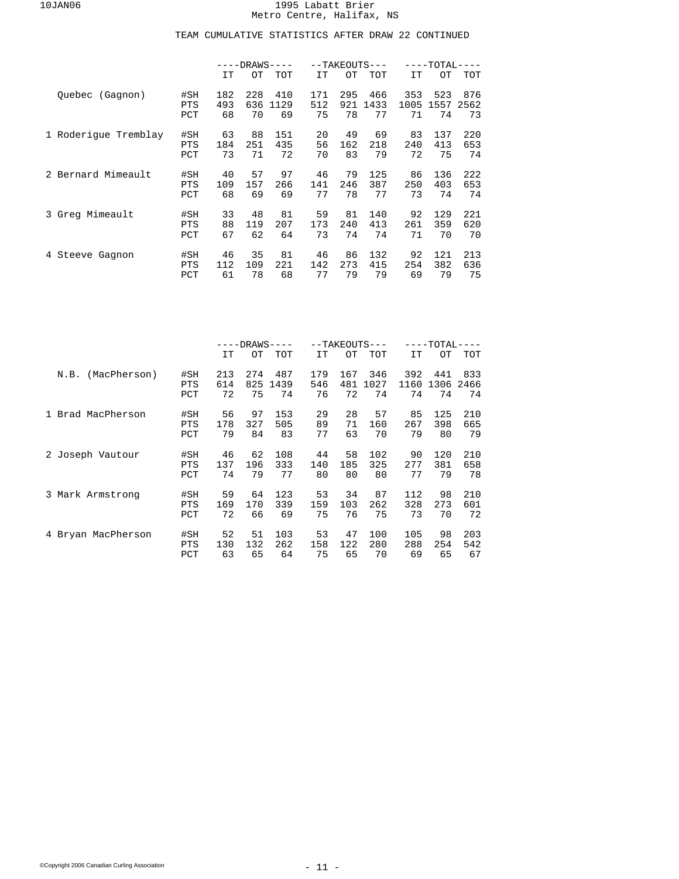# 1995 Labatt Brier
Metro Centre, Halifax, NS

## TEAM CUMULATIVE STATISTICS AFTER DRAW 22 CONTINUED

| | | DRAWS | | | TAKEOUTS | | | TOTAL | | |
|---|---|---|---|---|---|---|---|---|---|---|
| | | IT | OT | TOT | IT | OT | TOT | IT | OT | TOT |
| Quebec (Gagnon) | #SH | 182 | 228 | 410 | 171 | 295 | 466 | 353 | 523 | 876 |
| | PTS | 493 | 636 | 1129 | 512 | 921 | 1433 | 1005 | 1557 | 2562 |
| | PCT | 68 | 70 | 69 | 75 | 78 | 77 | 71 | 74 | 73 |
| 1 Roderigue Tremblay | #SH | 63 | 88 | 151 | 20 | 49 | 69 | 83 | 137 | 220 |
| | PTS | 184 | 251 | 435 | 56 | 162 | 218 | 240 | 413 | 653 |
| | PCT | 73 | 71 | 72 | 70 | 83 | 79 | 72 | 75 | 74 |
| 2 Bernard Mimeault | #SH | 40 | 57 | 97 | 46 | 79 | 125 | 86 | 136 | 222 |
| | PTS | 109 | 157 | 266 | 141 | 246 | 387 | 250 | 403 | 653 |
| | PCT | 68 | 69 | 69 | 77 | 78 | 77 | 73 | 74 | 74 |
| 3 Greg Mimeault | #SH | 33 | 48 | 81 | 59 | 81 | 140 | 92 | 129 | 221 |
| | PTS | 88 | 119 | 207 | 173 | 240 | 413 | 261 | 359 | 620 |
| | PCT | 67 | 62 | 64 | 73 | 74 | 74 | 71 | 70 | 70 |
| 4 Steeve Gagnon | #SH | 46 | 35 | 81 | 46 | 86 | 132 | 92 | 121 | 213 |
| | PTS | 112 | 109 | 221 | 142 | 273 | 415 | 254 | 382 | 636 |
| | PCT | 61 | 78 | 68 | 77 | 79 | 79 | 69 | 79 | 75 |

| | | DRAWS | | | TAKEOUTS | | | TOTAL | | |
|---|---|---|---|---|---|---|---|---|---|---|
| | | IT | OT | TOT | IT | OT | TOT | IT | OT | TOT |
| N.B. (MacPherson) | #SH | 213 | 274 | 487 | 179 | 167 | 346 | 392 | 441 | 833 |
| | PTS | 614 | 825 | 1439 | 546 | 481 | 1027 | 1160 | 1306 | 2466 |
| | PCT | 72 | 75 | 74 | 76 | 72 | 74 | 74 | 74 | 74 |
| 1 Brad MacPherson | #SH | 56 | 97 | 153 | 29 | 28 | 57 | 85 | 125 | 210 |
| | PTS | 178 | 327 | 505 | 89 | 71 | 160 | 267 | 398 | 665 |
| | PCT | 79 | 84 | 83 | 77 | 63 | 70 | 79 | 80 | 79 |
| 2 Joseph Vautour | #SH | 46 | 62 | 108 | 44 | 58 | 102 | 90 | 120 | 210 |
| | PTS | 137 | 196 | 333 | 140 | 185 | 325 | 277 | 381 | 658 |
| | PCT | 74 | 79 | 77 | 80 | 80 | 80 | 77 | 79 | 78 |
| 3 Mark Armstrong | #SH | 59 | 64 | 123 | 53 | 34 | 87 | 112 | 98 | 210 |
| | PTS | 169 | 170 | 339 | 159 | 103 | 262 | 328 | 273 | 601 |
| | PCT | 72 | 66 | 69 | 75 | 76 | 75 | 73 | 70 | 72 |
| 4 Bryan MacPherson | #SH | 52 | 51 | 103 | 53 | 47 | 100 | 105 | 98 | 203 |
| | PTS | 130 | 132 | 262 | 158 | 122 | 280 | 288 | 254 | 542 |
| | PCT | 63 | 65 | 64 | 75 | 65 | 70 | 69 | 65 | 67 |

©Copyright 2006 Canadian Curling Association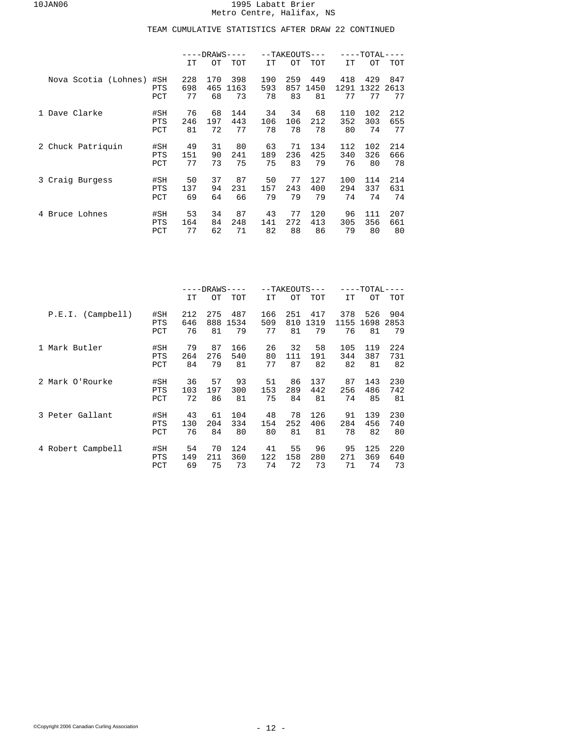1995 Labatt Brier
Metro Centre, Halifax, NS

## TEAM CUMULATIVE STATISTICS AFTER DRAW 22 CONTINUED

| | | DRAWS | | | TAKEOUTS | | | TOTAL | | |
|---|---|---|---|---|---|---|---|---|---|---|
| | | IT | OT | TOT | IT | OT | TOT | IT | OT | TOT |
| Nova Scotia (Lohnes) | #SH | 228 | 170 | 398 | 190 | 259 | 449 | 418 | 429 | 847 |
| | PTS | 698 | 465 | 1163 | 593 | 857 | 1450 | 1291 | 1322 | 2613 |
| | PCT | 77 | 68 | 73 | 78 | 83 | 81 | 77 | 77 | 77 |
| 1 Dave Clarke | #SH | 76 | 68 | 144 | 34 | 34 | 68 | 110 | 102 | 212 |
| | PTS | 246 | 197 | 443 | 106 | 106 | 212 | 352 | 303 | 655 |
| | PCT | 81 | 72 | 77 | 78 | 78 | 78 | 80 | 74 | 77 |
| 2 Chuck Patriquin | #SH | 49 | 31 | 80 | 63 | 71 | 134 | 112 | 102 | 214 |
| | PTS | 151 | 90 | 241 | 189 | 236 | 425 | 340 | 326 | 666 |
| | PCT | 77 | 73 | 75 | 75 | 83 | 79 | 76 | 80 | 78 |
| 3 Craig Burgess | #SH | 50 | 37 | 87 | 50 | 77 | 127 | 100 | 114 | 214 |
| | PTS | 137 | 94 | 231 | 157 | 243 | 400 | 294 | 337 | 631 |
| | PCT | 69 | 64 | 66 | 79 | 79 | 79 | 74 | 74 | 74 |
| 4 Bruce Lohnes | #SH | 53 | 34 | 87 | 43 | 77 | 120 | 96 | 111 | 207 |
| | PTS | 164 | 84 | 248 | 141 | 272 | 413 | 305 | 356 | 661 |
| | PCT | 77 | 62 | 71 | 82 | 88 | 86 | 79 | 80 | 80 |

| | | DRAWS | | | TAKEOUTS | | | TOTAL | | |
|---|---|---|---|---|---|---|---|---|---|---|
| | | IT | OT | TOT | IT | OT | TOT | IT | OT | TOT |
| P.E.I. (Campbell) | #SH | 212 | 275 | 487 | 166 | 251 | 417 | 378 | 526 | 904 |
| | PTS | 646 | 888 | 1534 | 509 | 810 | 1319 | 1155 | 1698 | 2853 |
| | PCT | 76 | 81 | 79 | 77 | 81 | 79 | 76 | 81 | 79 |
| 1 Mark Butler | #SH | 79 | 87 | 166 | 26 | 32 | 58 | 105 | 119 | 224 |
| | PTS | 264 | 276 | 540 | 80 | 111 | 191 | 344 | 387 | 731 |
| | PCT | 84 | 79 | 81 | 77 | 87 | 82 | 82 | 81 | 82 |
| 2 Mark O'Rourke | #SH | 36 | 57 | 93 | 51 | 86 | 137 | 87 | 143 | 230 |
| | PTS | 103 | 197 | 300 | 153 | 289 | 442 | 256 | 486 | 742 |
| | PCT | 72 | 86 | 81 | 75 | 84 | 81 | 74 | 85 | 81 |
| 3 Peter Gallant | #SH | 43 | 61 | 104 | 48 | 78 | 126 | 91 | 139 | 230 |
| | PTS | 130 | 204 | 334 | 154 | 252 | 406 | 284 | 456 | 740 |
| | PCT | 76 | 84 | 80 | 80 | 81 | 81 | 78 | 82 | 80 |
| 4 Robert Campbell | #SH | 54 | 70 | 124 | 41 | 55 | 96 | 95 | 125 | 220 |
| | PTS | 149 | 211 | 360 | 122 | 158 | 280 | 271 | 369 | 640 |
| | PCT | 69 | 75 | 73 | 74 | 72 | 73 | 71 | 74 | 73 |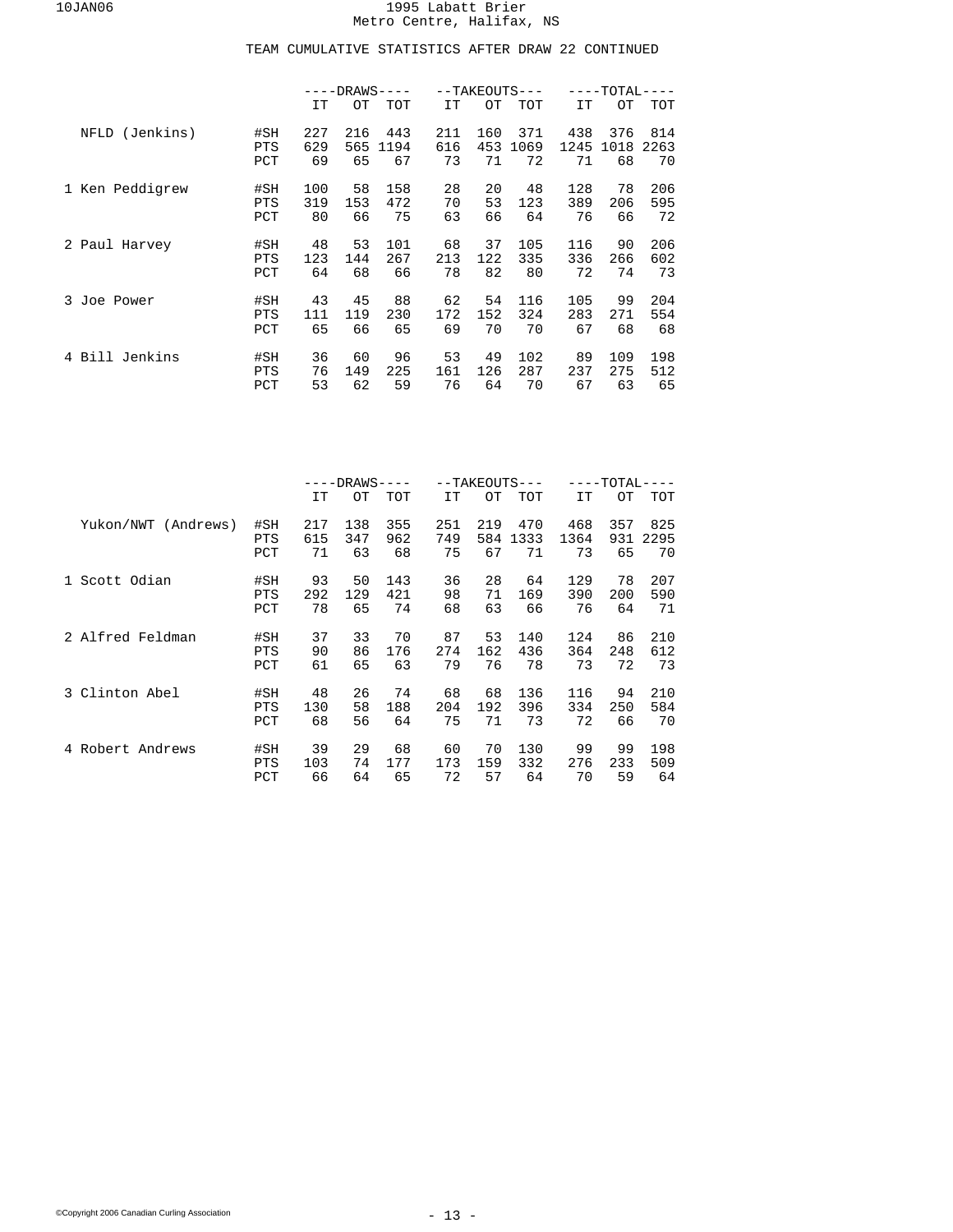# 1995 Labatt Brier
Metro Centre, Halifax, NS

## TEAM CUMULATIVE STATISTICS AFTER DRAW 22 CONTINUED

| | | DRAWS | | | TAKEOUTS | | | TOTAL | | |
|---|---|---|---|---|---|---|---|---|---|---|
| | | IT | OT | TOT | IT | OT | TOT | IT | OT | TOT |
| NFLD (Jenkins) | #SH | 227 | 216 | 443 | 211 | 160 | 371 | 438 | 376 | 814 |
| | PTS | 629 | 565 | 1194 | 616 | 453 | 1069 | 1245 | 1018 | 2263 |
| | PCT | 69 | 65 | 67 | 73 | 71 | 72 | 71 | 68 | 70 |
| 1 Ken Peddigrew | #SH | 100 | 58 | 158 | 28 | 20 | 48 | 128 | 78 | 206 |
| | PTS | 319 | 153 | 472 | 70 | 53 | 123 | 389 | 206 | 595 |
| | PCT | 80 | 66 | 75 | 63 | 66 | 64 | 76 | 66 | 72 |
| 2 Paul Harvey | #SH | 48 | 53 | 101 | 68 | 37 | 105 | 116 | 90 | 206 |
| | PTS | 123 | 144 | 267 | 213 | 122 | 335 | 336 | 266 | 602 |
| | PCT | 64 | 68 | 66 | 78 | 82 | 80 | 72 | 74 | 73 |
| 3 Joe Power | #SH | 43 | 45 | 88 | 62 | 54 | 116 | 105 | 99 | 204 |
| | PTS | 111 | 119 | 230 | 172 | 152 | 324 | 283 | 271 | 554 |
| | PCT | 65 | 66 | 65 | 69 | 70 | 70 | 67 | 68 | 68 |
| 4 Bill Jenkins | #SH | 36 | 60 | 96 | 53 | 49 | 102 | 89 | 109 | 198 |
| | PTS | 76 | 149 | 225 | 161 | 126 | 287 | 237 | 275 | 512 |
| | PCT | 53 | 62 | 59 | 76 | 64 | 70 | 67 | 63 | 65 |

| | | DRAWS | | | TAKEOUTS | | | TOTAL | | |
|---|---|---|---|---|---|---|---|---|---|---|
| | | IT | OT | TOT | IT | OT | TOT | IT | OT | TOT |
| Yukon/NWT (Andrews) | #SH | 217 | 138 | 355 | 251 | 219 | 470 | 468 | 357 | 825 |
| | PTS | 615 | 347 | 962 | 749 | 584 | 1333 | 1364 | 931 | 2295 |
| | PCT | 71 | 63 | 68 | 75 | 67 | 71 | 73 | 65 | 70 |
| 1 Scott Odian | #SH | 93 | 50 | 143 | 36 | 28 | 64 | 129 | 78 | 207 |
| | PTS | 292 | 129 | 421 | 98 | 71 | 169 | 390 | 200 | 590 |
| | PCT | 78 | 65 | 74 | 68 | 63 | 66 | 76 | 64 | 71 |
| 2 Alfred Feldman | #SH | 37 | 33 | 70 | 87 | 53 | 140 | 124 | 86 | 210 |
| | PTS | 90 | 86 | 176 | 274 | 162 | 436 | 364 | 248 | 612 |
| | PCT | 61 | 65 | 63 | 79 | 76 | 78 | 73 | 72 | 73 |
| 3 Clinton Abel | #SH | 48 | 26 | 74 | 68 | 68 | 136 | 116 | 94 | 210 |
| | PTS | 130 | 58 | 188 | 204 | 192 | 396 | 334 | 250 | 584 |
| | PCT | 68 | 56 | 64 | 75 | 71 | 73 | 72 | 66 | 70 |
| 4 Robert Andrews | #SH | 39 | 29 | 68 | 60 | 70 | 130 | 99 | 99 | 198 |
| | PTS | 103 | 74 | 177 | 173 | 159 | 332 | 276 | 233 | 509 |
| | PCT | 66 | 64 | 65 | 72 | 57 | 64 | 70 | 59 | 64 |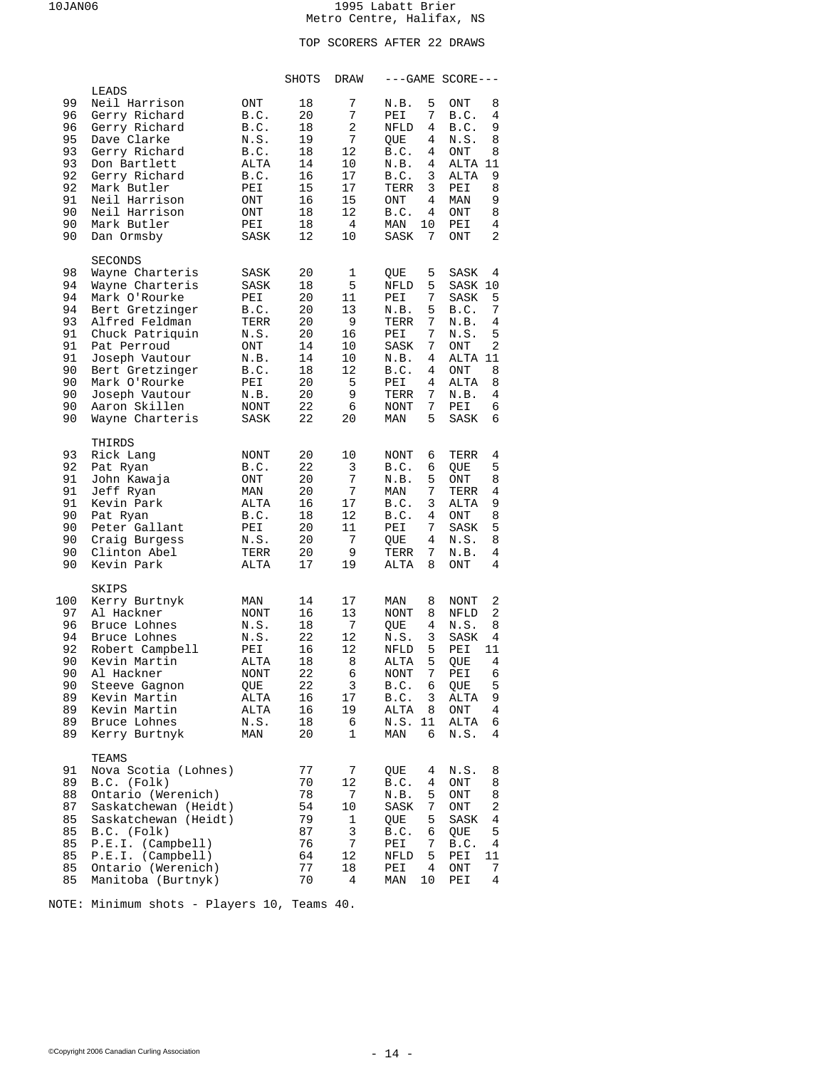# 1995 Labatt Brier
## Metro Centre, Halifax, NS

### TOP SCORERS AFTER 22 DRAWS

| % | Player | Prov | SHOTS | DRAW | Team | Score | Team | Score |
|---|---|---|---|---|---|---|---|---|
| | **LEADS** | | | | | | | |
| 99 | Neil Harrison | ONT | 18 | 7 | N.B. | 5 | ONT | 8 |
| 96 | Gerry Richard | B.C. | 20 | 7 | PEI | 7 | B.C. | 4 |
| 96 | Gerry Richard | B.C. | 18 | 2 | NFLD | 4 | B.C. | 9 |
| 95 | Dave Clarke | N.S. | 19 | 7 | QUE | 4 | N.S. | 8 |
| 93 | Gerry Richard | B.C. | 18 | 12 | B.C. | 4 | ONT | 8 |
| 93 | Don Bartlett | ALTA | 14 | 10 | N.B. | 4 | ALTA | 11 |
| 92 | Gerry Richard | B.C. | 16 | 17 | B.C. | 3 | ALTA | 9 |
| 92 | Mark Butler | PEI | 15 | 17 | TERR | 3 | PEI | 8 |
| 91 | Neil Harrison | ONT | 16 | 15 | ONT | 4 | MAN | 9 |
| 90 | Neil Harrison | ONT | 18 | 12 | B.C. | 4 | ONT | 8 |
| 90 | Mark Butler | PEI | 18 | 4 | MAN | 10 | PEI | 4 |
| 90 | Dan Ormsby | SASK | 12 | 10 | SASK | 7 | ONT | 2 |
| | **SECONDS** | | | | | | | |
| 98 | Wayne Charteris | SASK | 20 | 1 | QUE | 5 | SASK | 4 |
| 94 | Wayne Charteris | SASK | 18 | 5 | NFLD | 5 | SASK | 10 |
| 94 | Mark O'Rourke | PEI | 20 | 11 | PEI | 7 | SASK | 5 |
| 94 | Bert Gretzinger | B.C. | 20 | 13 | N.B. | 5 | B.C. | 7 |
| 93 | Alfred Feldman | TERR | 20 | 9 | TERR | 7 | N.B. | 4 |
| 91 | Chuck Patriquin | N.S. | 20 | 16 | PEI | 7 | N.S. | 5 |
| 91 | Pat Perroud | ONT | 14 | 10 | SASK | 7 | ONT | 2 |
| 91 | Joseph Vautour | N.B. | 14 | 10 | N.B. | 4 | ALTA | 11 |
| 90 | Bert Gretzinger | B.C. | 18 | 12 | B.C. | 4 | ONT | 8 |
| 90 | Mark O'Rourke | PEI | 20 | 5 | PEI | 4 | ALTA | 8 |
| 90 | Joseph Vautour | N.B. | 20 | 9 | TERR | 7 | N.B. | 4 |
| 90 | Aaron Skillen | NONT | 22 | 6 | NONT | 7 | PEI | 6 |
| 90 | Wayne Charteris | SASK | 22 | 20 | MAN | 5 | SASK | 6 |
| | **THIRDS** | | | | | | | |
| 93 | Rick Lang | NONT | 20 | 10 | NONT | 6 | TERR | 4 |
| 92 | Pat Ryan | B.C. | 22 | 3 | B.C. | 6 | QUE | 5 |
| 91 | John Kawaja | ONT | 20 | 7 | N.B. | 5 | ONT | 8 |
| 91 | Jeff Ryan | MAN | 20 | 7 | MAN | 7 | TERR | 4 |
| 91 | Kevin Park | ALTA | 16 | 17 | B.C. | 3 | ALTA | 9 |
| 90 | Pat Ryan | B.C. | 18 | 12 | B.C. | 4 | ONT | 8 |
| 90 | Peter Gallant | PEI | 20 | 11 | PEI | 7 | SASK | 5 |
| 90 | Craig Burgess | N.S. | 20 | 7 | QUE | 4 | N.S. | 8 |
| 90 | Clinton Abel | TERR | 20 | 9 | TERR | 7 | N.B. | 4 |
| 90 | Kevin Park | ALTA | 17 | 19 | ALTA | 8 | ONT | 4 |
| | **SKIPS** | | | | | | | |
| 100 | Kerry Burtnyk | MAN | 14 | 17 | MAN | 8 | NONT | 2 |
| 97 | Al Hackner | NONT | 16 | 13 | NONT | 8 | NFLD | 2 |
| 96 | Bruce Lohnes | N.S. | 18 | 7 | QUE | 4 | N.S. | 8 |
| 94 | Bruce Lohnes | N.S. | 22 | 12 | N.S. | 3 | SASK | 4 |
| 92 | Robert Campbell | PEI | 16 | 12 | NFLD | 5 | PEI | 11 |
| 90 | Kevin Martin | ALTA | 18 | 8 | ALTA | 5 | QUE | 4 |
| 90 | Al Hackner | NONT | 22 | 6 | NONT | 7 | PEI | 6 |
| 90 | Steeve Gagnon | QUE | 22 | 3 | B.C. | 6 | QUE | 5 |
| 89 | Kevin Martin | ALTA | 16 | 17 | B.C. | 3 | ALTA | 9 |
| 89 | Kevin Martin | ALTA | 16 | 19 | ALTA | 8 | ONT | 4 |
| 89 | Bruce Lohnes | N.S. | 18 | 6 | N.S. | 11 | ALTA | 6 |
| 89 | Kerry Burtnyk | MAN | 20 | 1 | MAN | 6 | N.S. | 4 |
| | **TEAMS** | | | | | | | |
| 91 | Nova Scotia (Lohnes) | | 77 | 7 | QUE | 4 | N.S. | 8 |
| 89 | B.C. (Folk) | | 70 | 12 | B.C. | 4 | ONT | 8 |
| 88 | Ontario (Werenich) | | 78 | 7 | N.B. | 5 | ONT | 8 |
| 87 | Saskatchewan (Heidt) | | 54 | 10 | SASK | 7 | ONT | 2 |
| 85 | Saskatchewan (Heidt) | | 79 | 1 | QUE | 5 | SASK | 4 |
| 85 | B.C. (Folk) | | 87 | 3 | B.C. | 6 | QUE | 5 |
| 85 | P.E.I. (Campbell) | | 76 | 7 | PEI | 7 | B.C. | 4 |
| 85 | P.E.I. (Campbell) | | 64 | 12 | NFLD | 5 | PEI | 11 |
| 85 | Ontario (Werenich) | | 77 | 18 | PEI | 4 | ONT | 7 |
| 85 | Manitoba (Burtnyk) | | 70 | 4 | MAN | 10 | PEI | 4 |

NOTE: Minimum shots - Players 10, Teams 40.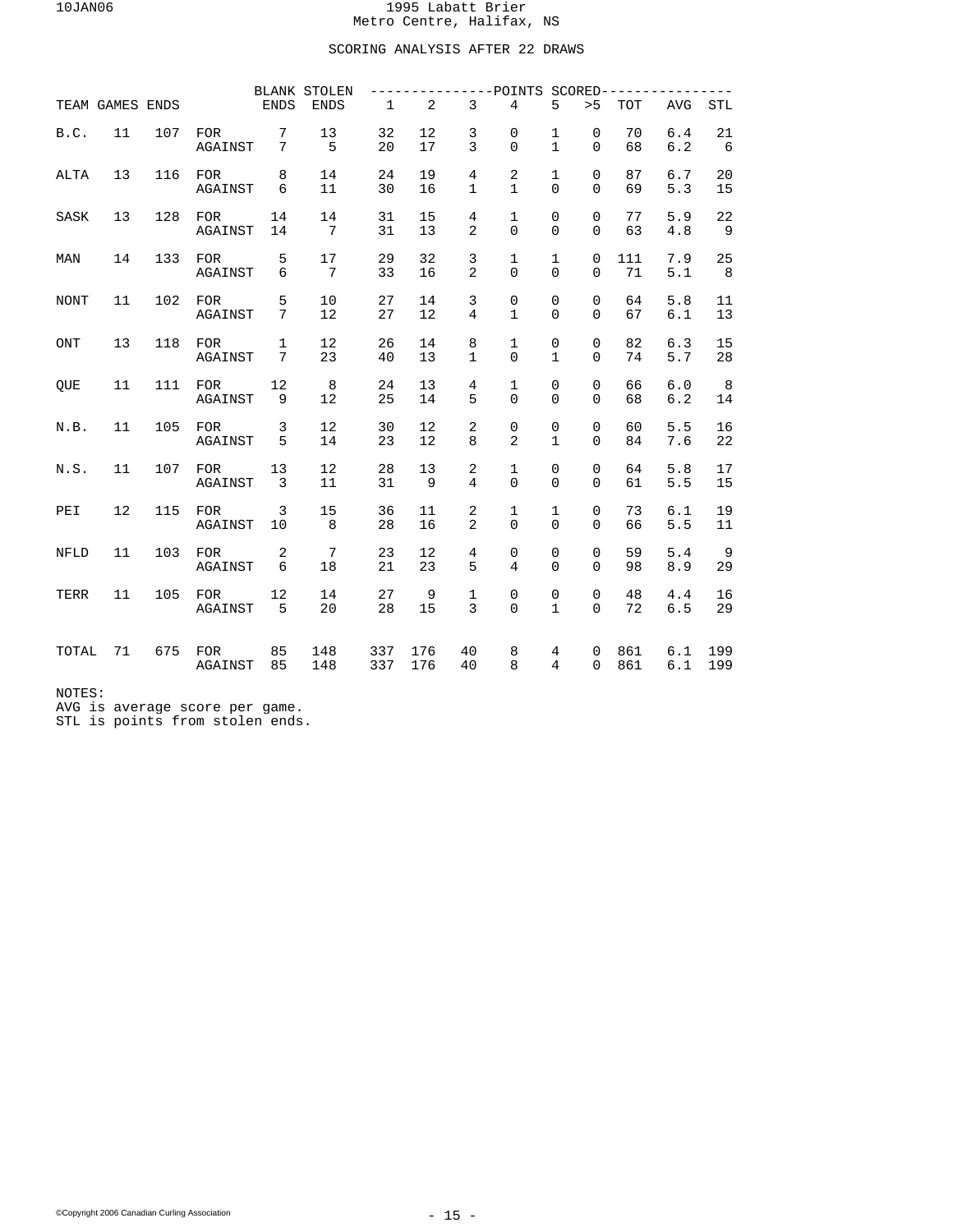1995 Labatt Brier
Metro Centre, Halifax, NS

## SCORING ANALYSIS AFTER 22 DRAWS

| TEAM | GAMES | ENDS | | BLANK ENDS | STOLEN ENDS | POINTS SCORED 1 | 2 | 3 | 4 | 5 | >5 | TOT | AVG | STL |
|---|---|---|---|---|---|---|---|---|---|---|---|---|---|---|
| B.C. | 11 | 107 | FOR | 7 | 13 | 32 | 12 | 3 | 0 | 1 | 0 | 70 | 6.4 | 21 |
| | | | AGAINST | 7 | 5 | 20 | 17 | 3 | 0 | 1 | 0 | 68 | 6.2 | 6 |
| ALTA | 13 | 116 | FOR | 8 | 14 | 24 | 19 | 4 | 2 | 1 | 0 | 87 | 6.7 | 20 |
| | | | AGAINST | 6 | 11 | 30 | 16 | 1 | 1 | 0 | 0 | 69 | 5.3 | 15 |
| SASK | 13 | 128 | FOR | 14 | 14 | 31 | 15 | 4 | 1 | 0 | 0 | 77 | 5.9 | 22 |
| | | | AGAINST | 14 | 7 | 31 | 13 | 2 | 0 | 0 | 0 | 63 | 4.8 | 9 |
| MAN | 14 | 133 | FOR | 5 | 17 | 29 | 32 | 3 | 1 | 1 | 0 | 111 | 7.9 | 25 |
| | | | AGAINST | 6 | 7 | 33 | 16 | 2 | 0 | 0 | 0 | 71 | 5.1 | 8 |
| NONT | 11 | 102 | FOR | 5 | 10 | 27 | 14 | 3 | 0 | 0 | 0 | 64 | 5.8 | 11 |
| | | | AGAINST | 7 | 12 | 27 | 12 | 4 | 1 | 0 | 0 | 67 | 6.1 | 13 |
| ONT | 13 | 118 | FOR | 1 | 12 | 26 | 14 | 8 | 1 | 0 | 0 | 82 | 6.3 | 15 |
| | | | AGAINST | 7 | 23 | 40 | 13 | 1 | 0 | 1 | 0 | 74 | 5.7 | 28 |
| QUE | 11 | 111 | FOR | 12 | 8 | 24 | 13 | 4 | 1 | 0 | 0 | 66 | 6.0 | 8 |
| | | | AGAINST | 9 | 12 | 25 | 14 | 5 | 0 | 0 | 0 | 68 | 6.2 | 14 |
| N.B. | 11 | 105 | FOR | 3 | 12 | 30 | 12 | 2 | 0 | 0 | 0 | 60 | 5.5 | 16 |
| | | | AGAINST | 5 | 14 | 23 | 12 | 8 | 2 | 1 | 0 | 84 | 7.6 | 22 |
| N.S. | 11 | 107 | FOR | 13 | 12 | 28 | 13 | 2 | 1 | 0 | 0 | 64 | 5.8 | 17 |
| | | | AGAINST | 3 | 11 | 31 | 9 | 4 | 0 | 0 | 0 | 61 | 5.5 | 15 |
| PEI | 12 | 115 | FOR | 3 | 15 | 36 | 11 | 2 | 1 | 1 | 0 | 73 | 6.1 | 19 |
| | | | AGAINST | 10 | 8 | 28 | 16 | 2 | 0 | 0 | 0 | 66 | 5.5 | 11 |
| NFLD | 11 | 103 | FOR | 2 | 7 | 23 | 12 | 4 | 0 | 0 | 0 | 59 | 5.4 | 9 |
| | | | AGAINST | 6 | 18 | 21 | 23 | 5 | 4 | 0 | 0 | 98 | 8.9 | 29 |
| TERR | 11 | 105 | FOR | 12 | 14 | 27 | 9 | 1 | 0 | 0 | 0 | 48 | 4.4 | 16 |
| | | | AGAINST | 5 | 20 | 28 | 15 | 3 | 0 | 1 | 0 | 72 | 6.5 | 29 |
| TOTAL | 71 | 675 | FOR | 85 | 148 | 337 | 176 | 40 | 8 | 4 | 0 | 861 | 6.1 | 199 |
| | | | AGAINST | 85 | 148 | 337 | 176 | 40 | 8 | 4 | 0 | 861 | 6.1 | 199 |

NOTES:
AVG is average score per game.
STL is points from stolen ends.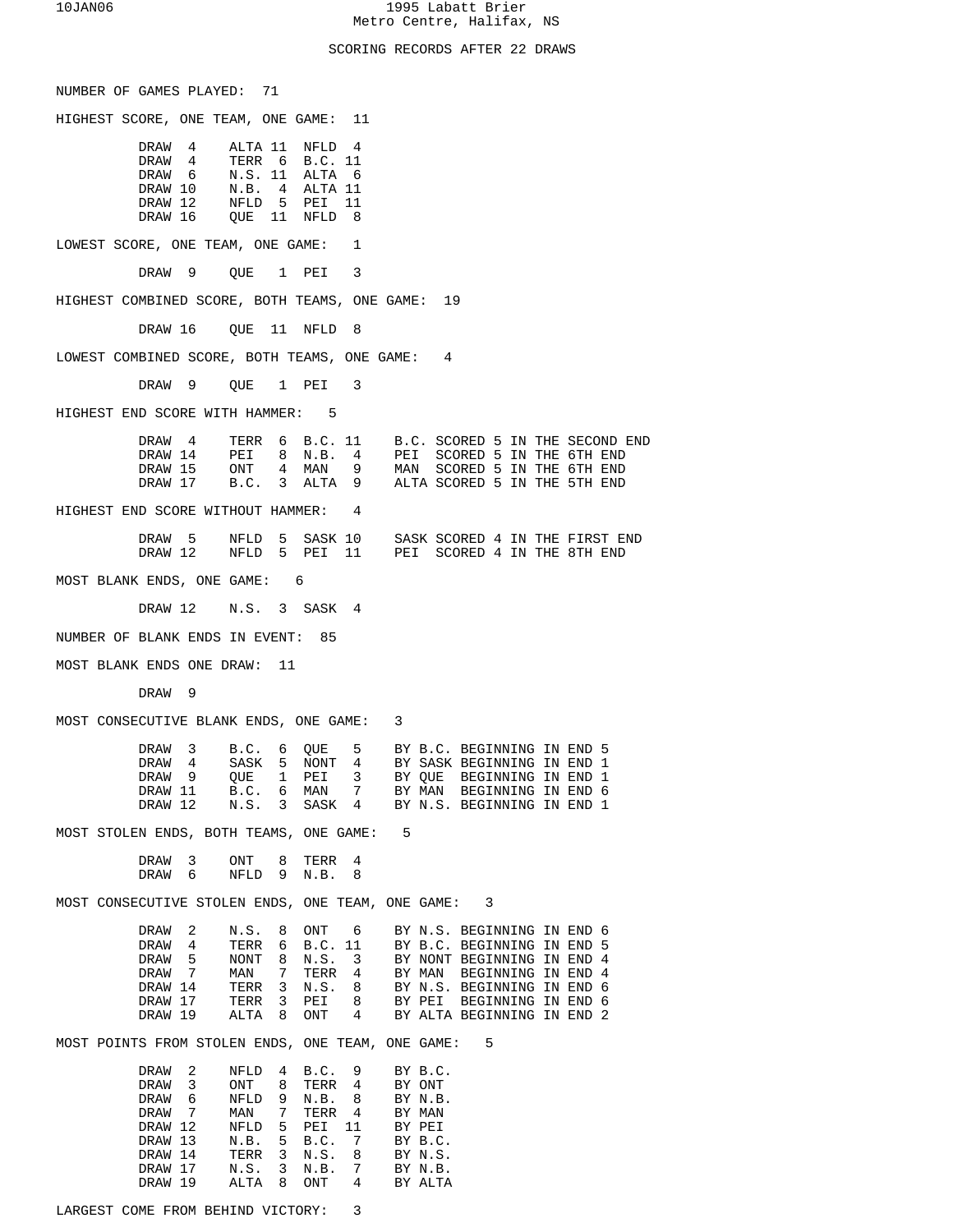# 1995 Labatt Brier
Metro Centre, Halifax, NS

## SCORING RECORDS AFTER 22 DRAWS

NUMBER OF GAMES PLAYED: 71

HIGHEST SCORE, ONE TEAM, ONE GAME: 11

| | | |
|---|---|---|
| DRAW 4 | ALTA 11 | NFLD 4 |
| DRAW 4 | TERR 6 | B.C. 11 |
| DRAW 6 | N.S. 11 | ALTA 6 |
| DRAW 10 | N.B. 4 | ALTA 11 |
| DRAW 12 | NFLD 5 | PEI 11 |
| DRAW 16 | QUE 11 | NFLD 8 |

LOWEST SCORE, ONE TEAM, ONE GAME: 1

| | | |
|---|---|---|
| DRAW 9 | QUE 1 | PEI 3 |

HIGHEST COMBINED SCORE, BOTH TEAMS, ONE GAME: 19

| | | |
|---|---|---|
| DRAW 16 | QUE 11 | NFLD 8 |

LOWEST COMBINED SCORE, BOTH TEAMS, ONE GAME: 4

| | | |
|---|---|---|
| DRAW 9 | QUE 1 | PEI 3 |

HIGHEST END SCORE WITH HAMMER: 5

| | | | |
|---|---|---|---|
| DRAW 4 | TERR 6 | B.C. 11 | B.C. SCORED 5 IN THE SECOND END |
| DRAW 14 | PEI 8 | N.B. 4 | PEI SCORED 5 IN THE 6TH END |
| DRAW 15 | ONT 4 | MAN 9 | MAN SCORED 5 IN THE 6TH END |
| DRAW 17 | B.C. 3 | ALTA 9 | ALTA SCORED 5 IN THE 5TH END |

HIGHEST END SCORE WITHOUT HAMMER: 4

| | | | |
|---|---|---|---|
| DRAW 5 | NFLD 5 | SASK 10 | SASK SCORED 4 IN THE FIRST END |
| DRAW 12 | NFLD 5 | PEI 11 | PEI SCORED 4 IN THE 8TH END |

MOST BLANK ENDS, ONE GAME: 6

| | | |
|---|---|---|
| DRAW 12 | N.S. 3 | SASK 4 |

NUMBER OF BLANK ENDS IN EVENT: 85

MOST BLANK ENDS ONE DRAW: 11

DRAW 9

MOST CONSECUTIVE BLANK ENDS, ONE GAME: 3

| | | | |
|---|---|---|---|
| DRAW 3 | B.C. 6 | QUE 5 | BY B.C. BEGINNING IN END 5 |
| DRAW 4 | SASK 5 | NONT 4 | BY SASK BEGINNING IN END 1 |
| DRAW 9 | QUE 1 | PEI 3 | BY QUE BEGINNING IN END 1 |
| DRAW 11 | B.C. 6 | MAN 7 | BY MAN BEGINNING IN END 6 |
| DRAW 12 | N.S. 3 | SASK 4 | BY N.S. BEGINNING IN END 1 |

MOST STOLEN ENDS, BOTH TEAMS, ONE GAME: 5

| | | |
|---|---|---|
| DRAW 3 | ONT 8 | TERR 4 |
| DRAW 6 | NFLD 9 | N.B. 8 |

MOST CONSECUTIVE STOLEN ENDS, ONE TEAM, ONE GAME: 3

| | | | |
|---|---|---|---|
| DRAW 2 | N.S. 8 | ONT 6 | BY N.S. BEGINNING IN END 6 |
| DRAW 4 | TERR 6 | B.C. 11 | BY B.C. BEGINNING IN END 5 |
| DRAW 5 | NONT 8 | N.S. 3 | BY NONT BEGINNING IN END 4 |
| DRAW 7 | MAN 7 | TERR 4 | BY MAN BEGINNING IN END 4 |
| DRAW 14 | TERR 3 | N.S. 8 | BY N.S. BEGINNING IN END 6 |
| DRAW 17 | TERR 3 | PEI 8 | BY PEI BEGINNING IN END 6 |
| DRAW 19 | ALTA 8 | ONT 4 | BY ALTA BEGINNING IN END 2 |

MOST POINTS FROM STOLEN ENDS, ONE TEAM, ONE GAME: 5

| | | | |
|---|---|---|---|
| DRAW 2 | NFLD 4 | B.C. 9 | BY B.C. |
| DRAW 3 | ONT 8 | TERR 4 | BY ONT |
| DRAW 6 | NFLD 9 | N.B. 8 | BY N.B. |
| DRAW 7 | MAN 7 | TERR 4 | BY MAN |
| DRAW 12 | NFLD 5 | PEI 11 | BY PEI |
| DRAW 13 | N.B. 5 | B.C. 7 | BY B.C. |
| DRAW 14 | TERR 3 | N.S. 8 | BY N.S. |
| DRAW 17 | N.S. 3 | N.B. 7 | BY N.B. |
| DRAW 19 | ALTA 8 | ONT 4 | BY ALTA |

LARGEST COME FROM BEHIND VICTORY: 3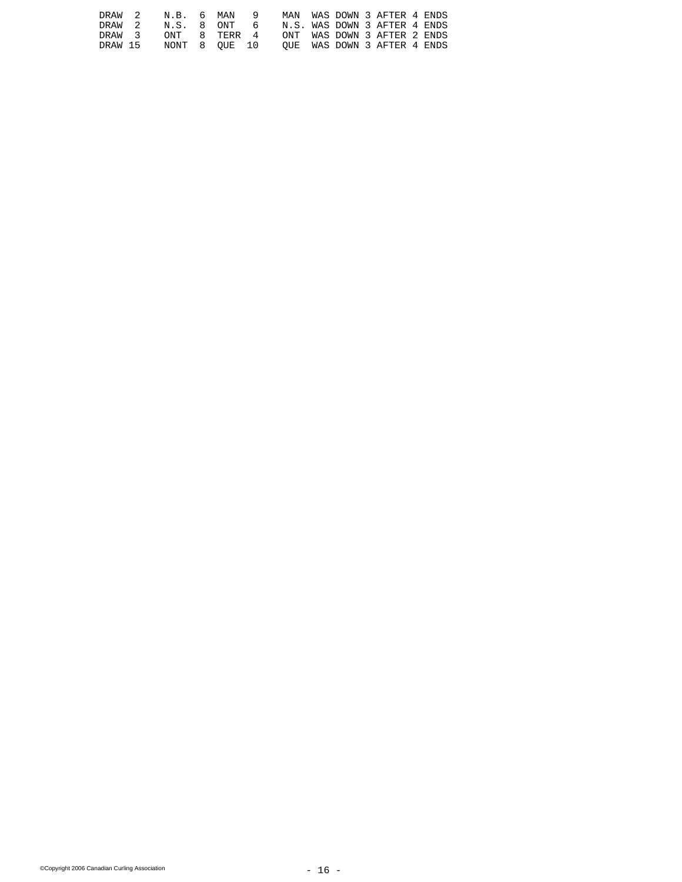```
DRAW  2    N.B.  6  MAN   9    MAN  WAS DOWN 3 AFTER 4 ENDS
DRAW  2    N.S.  8  ONT   6    N.S. WAS DOWN 3 AFTER 4 ENDS
DRAW  3    ONT   8  TERR  4    ONT  WAS DOWN 3 AFTER 2 ENDS
DRAW 15    NONT  8  QUE  10    QUE  WAS DOWN 3 AFTER 4 ENDS
```

©Copyright 2006 Canadian Curling Association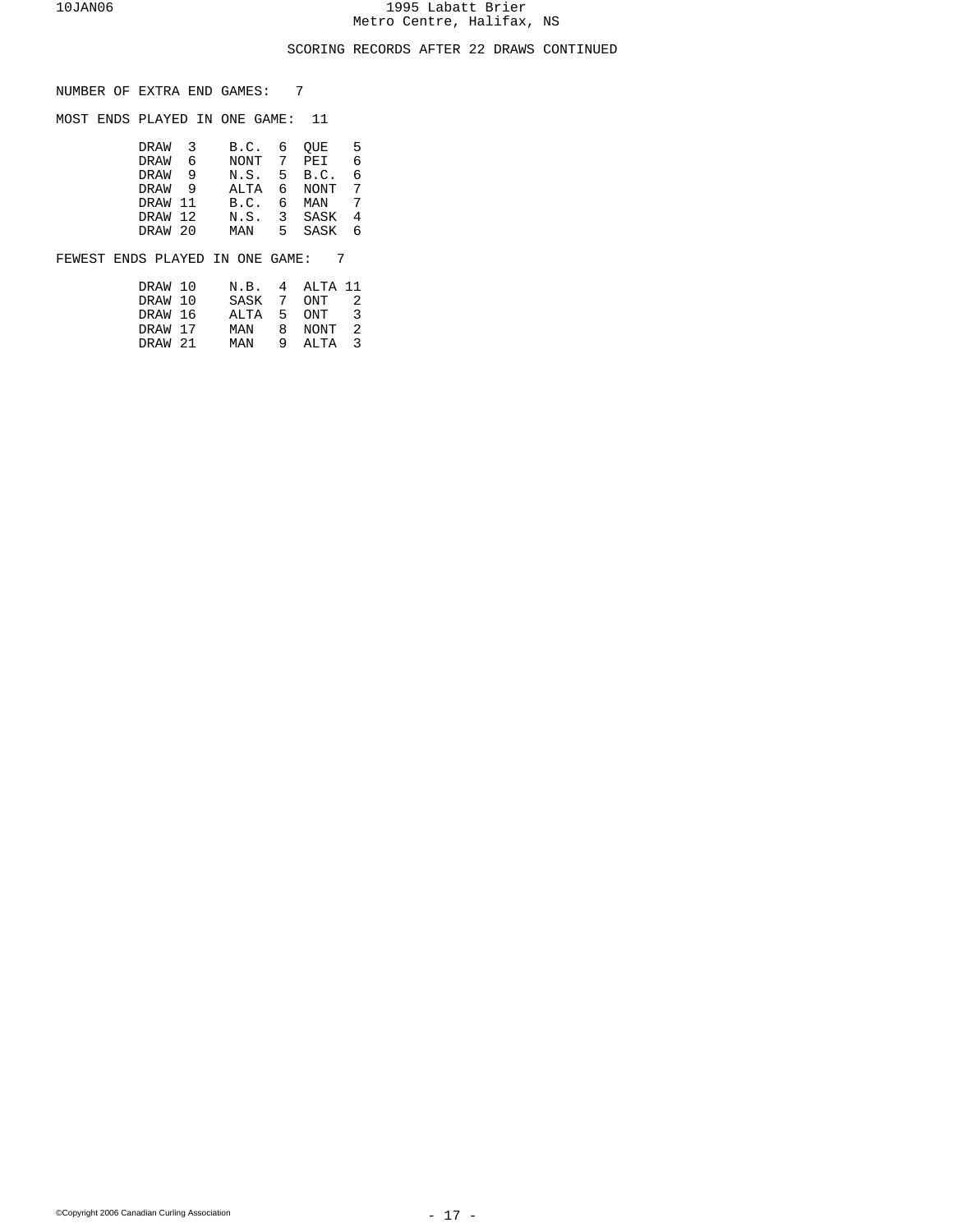## SCORING RECORDS AFTER 22 DRAWS CONTINUED

NUMBER OF EXTRA END GAMES: 7

MOST ENDS PLAYED IN ONE GAME: 11

| Draw | Team | Score | Team | Score |
|---|---|---|---|---|
| DRAW 3 | B.C. | 6 | QUE | 5 |
| DRAW 6 | NONT | 7 | PEI | 6 |
| DRAW 9 | N.S. | 5 | B.C. | 6 |
| DRAW 9 | ALTA | 6 | NONT | 7 |
| DRAW 11 | B.C. | 6 | MAN | 7 |
| DRAW 12 | N.S. | 3 | SASK | 4 |
| DRAW 20 | MAN | 5 | SASK | 6 |

FEWEST ENDS PLAYED IN ONE GAME: 7

| Draw | Team | Score | Team | Score |
|---|---|---|---|---|
| DRAW 10 | N.B. | 4 | ALTA | 11 |
| DRAW 10 | SASK | 7 | ONT | 2 |
| DRAW 16 | ALTA | 5 | ONT | 3 |
| DRAW 17 | MAN | 8 | NONT | 2 |
| DRAW 21 | MAN | 9 | ALTA | 3 |

©Copyright 2006 Canadian Curling Association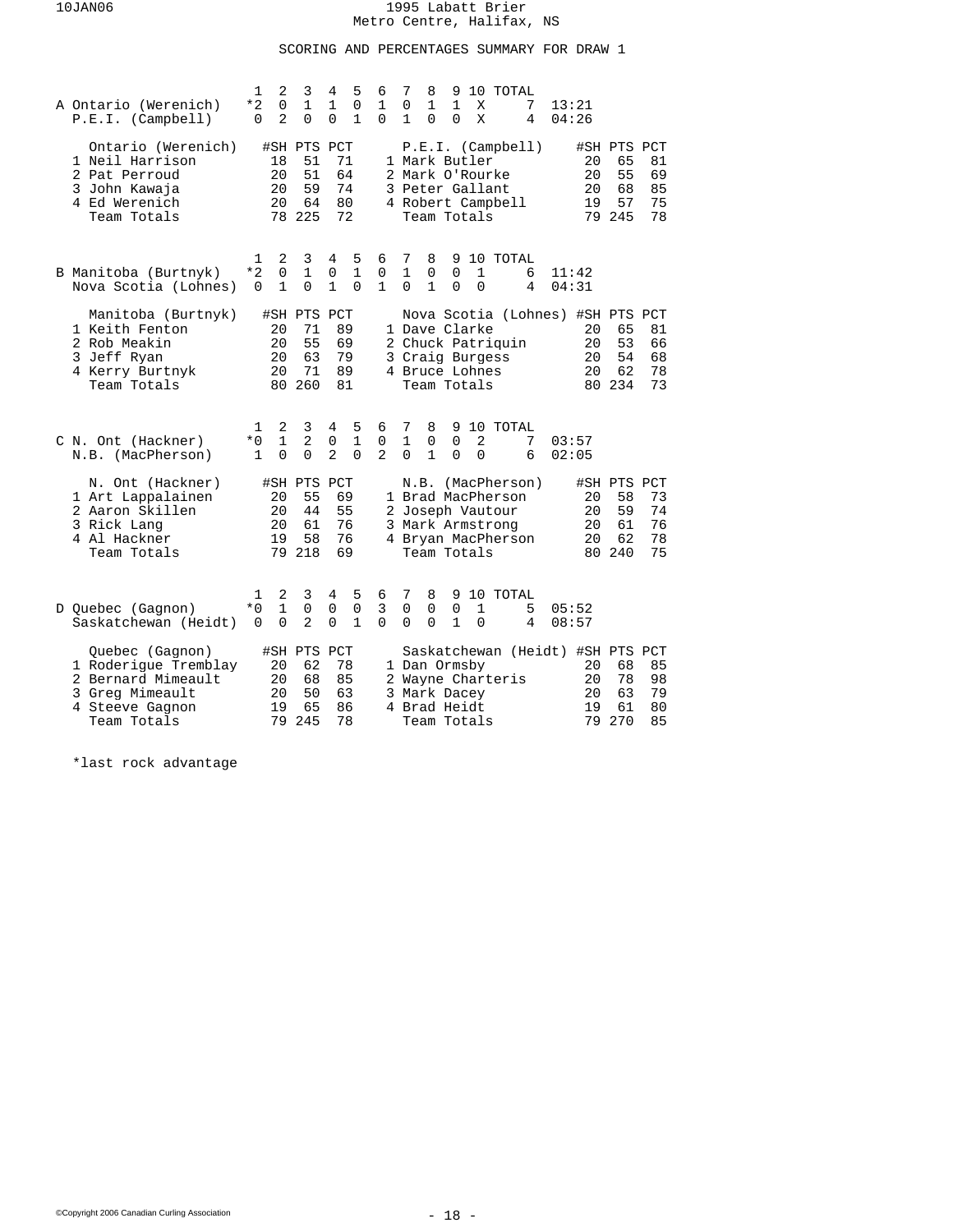# 1995 Labatt Brier
Metro Centre, Halifax, NS

## SCORING AND PERCENTAGES SUMMARY FOR DRAW 1

### A

| | 1 | 2 | 3 | 4 | 5 | 6 | 7 | 8 | 9 | 10 | TOTAL | |
|---|---|---|---|---|---|---|---|---|---|---|---|---|
| Ontario (Werenich) | *2 | 0 | 1 | 1 | 0 | 1 | 0 | 1 | 1 | X | 7 | 13:21 |
| P.E.I. (Campbell) | 0 | 2 | 0 | 0 | 1 | 0 | 1 | 0 | 0 | X | 4 | 04:26 |

| Ontario (Werenich) | #SH | PTS | PCT | P.E.I. (Campbell) | #SH | PTS | PCT |
|---|---|---|---|---|---|---|---|
| 1 Neil Harrison | 18 | 51 | 71 | 1 Mark Butler | 20 | 65 | 81 |
| 2 Pat Perroud | 20 | 51 | 64 | 2 Mark O'Rourke | 20 | 55 | 69 |
| 3 John Kawaja | 20 | 59 | 74 | 3 Peter Gallant | 20 | 68 | 85 |
| 4 Ed Werenich | 20 | 64 | 80 | 4 Robert Campbell | 19 | 57 | 75 |
| Team Totals | 78 | 225 | 72 | Team Totals | 79 | 245 | 78 |

### B

| | 1 | 2 | 3 | 4 | 5 | 6 | 7 | 8 | 9 | 10 | TOTAL | |
|---|---|---|---|---|---|---|---|---|---|---|---|---|
| Manitoba (Burtnyk) | *2 | 0 | 1 | 0 | 1 | 0 | 1 | 0 | 0 | 1 | 6 | 11:42 |
| Nova Scotia (Lohnes) | 0 | 1 | 0 | 1 | 0 | 1 | 0 | 1 | 0 | 0 | 4 | 04:31 |

| Manitoba (Burtnyk) | #SH | PTS | PCT | Nova Scotia (Lohnes) | #SH | PTS | PCT |
|---|---|---|---|---|---|---|---|
| 1 Keith Fenton | 20 | 71 | 89 | 1 Dave Clarke | 20 | 65 | 81 |
| 2 Rob Meakin | 20 | 55 | 69 | 2 Chuck Patriquin | 20 | 53 | 66 |
| 3 Jeff Ryan | 20 | 63 | 79 | 3 Craig Burgess | 20 | 54 | 68 |
| 4 Kerry Burtnyk | 20 | 71 | 89 | 4 Bruce Lohnes | 20 | 62 | 78 |
| Team Totals | 80 | 260 | 81 | Team Totals | 80 | 234 | 73 |

### C

| | 1 | 2 | 3 | 4 | 5 | 6 | 7 | 8 | 9 | 10 | TOTAL | |
|---|---|---|---|---|---|---|---|---|---|---|---|---|
| N. Ont (Hackner) | *0 | 1 | 2 | 0 | 1 | 0 | 1 | 0 | 0 | 2 | 7 | 03:57 |
| N.B. (MacPherson) | 1 | 0 | 0 | 2 | 0 | 2 | 0 | 1 | 0 | 0 | 6 | 02:05 |

| N. Ont (Hackner) | #SH | PTS | PCT | N.B. (MacPherson) | #SH | PTS | PCT |
|---|---|---|---|---|---|---|---|
| 1 Art Lappalainen | 20 | 55 | 69 | 1 Brad MacPherson | 20 | 58 | 73 |
| 2 Aaron Skillen | 20 | 44 | 55 | 2 Joseph Vautour | 20 | 59 | 74 |
| 3 Rick Lang | 20 | 61 | 76 | 3 Mark Armstrong | 20 | 61 | 76 |
| 4 Al Hackner | 19 | 58 | 76 | 4 Bryan MacPherson | 20 | 62 | 78 |
| Team Totals | 79 | 218 | 69 | Team Totals | 80 | 240 | 75 |

### D

| | 1 | 2 | 3 | 4 | 5 | 6 | 7 | 8 | 9 | 10 | TOTAL | |
|---|---|---|---|---|---|---|---|---|---|---|---|---|
| Quebec (Gagnon) | *0 | 1 | 0 | 0 | 0 | 3 | 0 | 0 | 0 | 1 | 5 | 05:52 |
| Saskatchewan (Heidt) | 0 | 0 | 2 | 0 | 1 | 0 | 0 | 0 | 1 | 0 | 4 | 08:57 |

| Quebec (Gagnon) | #SH | PTS | PCT | Saskatchewan (Heidt) | #SH | PTS | PCT |
|---|---|---|---|---|---|---|---|
| 1 Roderigue Tremblay | 20 | 62 | 78 | 1 Dan Ormsby | 20 | 68 | 85 |
| 2 Bernard Mimeault | 20 | 68 | 85 | 2 Wayne Charteris | 20 | 78 | 98 |
| 3 Greg Mimeault | 20 | 50 | 63 | 3 Mark Dacey | 20 | 63 | 79 |
| 4 Steeve Gagnon | 19 | 65 | 86 | 4 Brad Heidt | 19 | 61 | 80 |
| Team Totals | 79 | 245 | 78 | Team Totals | 79 | 270 | 85 |

*last rock advantage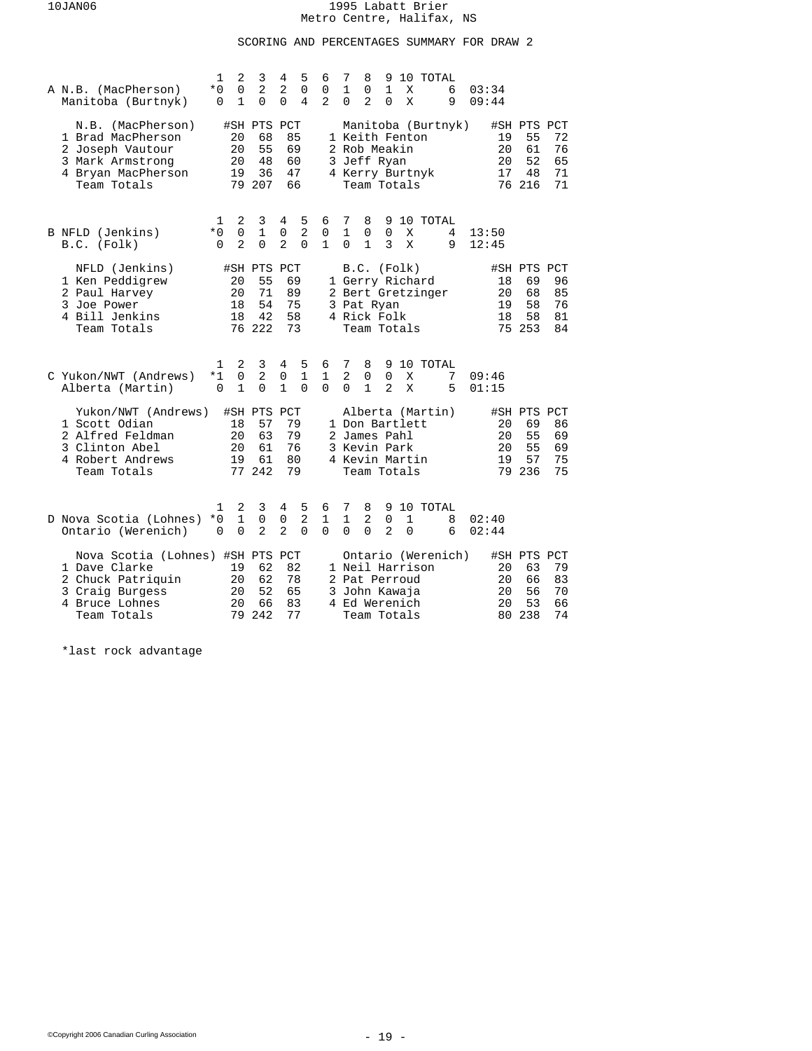# 1995 Labatt Brier
## Metro Centre, Halifax, NS

### SCORING AND PERCENTAGES SUMMARY FOR DRAW 2

**A**

| | 1 | 2 | 3 | 4 | 5 | 6 | 7 | 8 | 9 | 10 | TOTAL | |
|---|---|---|---|---|---|---|---|---|---|---|---|---|
| N.B. (MacPherson) | *0 | 0 | 2 | 2 | 0 | 0 | 1 | 0 | 1 | X | 6 | 03:34 |
| Manitoba (Burtnyk) | 0 | 1 | 0 | 0 | 4 | 2 | 0 | 2 | 0 | X | 9 | 09:44 |

| N.B. (MacPherson) | #SH | PTS | PCT | Manitoba (Burtnyk) | #SH | PTS | PCT |
|---|---|---|---|---|---|---|---|
| 1 Brad MacPherson | 20 | 68 | 85 | 1 Keith Fenton | 19 | 55 | 72 |
| 2 Joseph Vautour | 20 | 55 | 69 | 2 Rob Meakin | 20 | 61 | 76 |
| 3 Mark Armstrong | 20 | 48 | 60 | 3 Jeff Ryan | 20 | 52 | 65 |
| 4 Bryan MacPherson | 19 | 36 | 47 | 4 Kerry Burtnyk | 17 | 48 | 71 |
| Team Totals | 79 | 207 | 66 | Team Totals | 76 | 216 | 71 |

**B**

| | 1 | 2 | 3 | 4 | 5 | 6 | 7 | 8 | 9 | 10 | TOTAL | |
|---|---|---|---|---|---|---|---|---|---|---|---|---|
| NFLD (Jenkins) | *0 | 0 | 1 | 0 | 2 | 0 | 1 | 0 | 0 | X | 4 | 13:50 |
| B.C. (Folk) | 0 | 2 | 0 | 2 | 0 | 1 | 0 | 1 | 3 | X | 9 | 12:45 |

| NFLD (Jenkins) | #SH | PTS | PCT | B.C. (Folk) | #SH | PTS | PCT |
|---|---|---|---|---|---|---|---|
| 1 Ken Peddigrew | 20 | 55 | 69 | 1 Gerry Richard | 18 | 69 | 96 |
| 2 Paul Harvey | 20 | 71 | 89 | 2 Bert Gretzinger | 20 | 68 | 85 |
| 3 Joe Power | 18 | 54 | 75 | 3 Pat Ryan | 19 | 58 | 76 |
| 4 Bill Jenkins | 18 | 42 | 58 | 4 Rick Folk | 18 | 58 | 81 |
| Team Totals | 76 | 222 | 73 | Team Totals | 75 | 253 | 84 |

**C**

| | 1 | 2 | 3 | 4 | 5 | 6 | 7 | 8 | 9 | 10 | TOTAL | |
|---|---|---|---|---|---|---|---|---|---|---|---|---|
| Yukon/NWT (Andrews) | *1 | 0 | 2 | 0 | 1 | 1 | 2 | 0 | 0 | X | 7 | 09:46 |
| Alberta (Martin) | 0 | 1 | 0 | 1 | 0 | 0 | 0 | 1 | 2 | X | 5 | 01:15 |

| Yukon/NWT (Andrews) | #SH | PTS | PCT | Alberta (Martin) | #SH | PTS | PCT |
|---|---|---|---|---|---|---|---|
| 1 Scott Odian | 18 | 57 | 79 | 1 Don Bartlett | 20 | 69 | 86 |
| 2 Alfred Feldman | 20 | 63 | 79 | 2 James Pahl | 20 | 55 | 69 |
| 3 Clinton Abel | 20 | 61 | 76 | 3 Kevin Park | 20 | 55 | 69 |
| 4 Robert Andrews | 19 | 61 | 80 | 4 Kevin Martin | 19 | 57 | 75 |
| Team Totals | 77 | 242 | 79 | Team Totals | 79 | 236 | 75 |

**D**

| | 1 | 2 | 3 | 4 | 5 | 6 | 7 | 8 | 9 | 10 | TOTAL | |
|---|---|---|---|---|---|---|---|---|---|---|---|---|
| Nova Scotia (Lohnes) | *0 | 1 | 0 | 0 | 2 | 1 | 1 | 2 | 0 | 1 | 8 | 02:40 |
| Ontario (Werenich) | 0 | 0 | 2 | 2 | 0 | 0 | 0 | 0 | 2 | 0 | 6 | 02:44 |

| Nova Scotia (Lohnes) | #SH | PTS | PCT | Ontario (Werenich) | #SH | PTS | PCT |
|---|---|---|---|---|---|---|---|
| 1 Dave Clarke | 19 | 62 | 82 | 1 Neil Harrison | 20 | 63 | 79 |
| 2 Chuck Patriquin | 20 | 62 | 78 | 2 Pat Perroud | 20 | 66 | 83 |
| 3 Craig Burgess | 20 | 52 | 65 | 3 John Kawaja | 20 | 56 | 70 |
| 4 Bruce Lohnes | 20 | 66 | 83 | 4 Ed Werenich | 20 | 53 | 66 |
| Team Totals | 79 | 242 | 77 | Team Totals | 80 | 238 | 74 |

*last rock advantage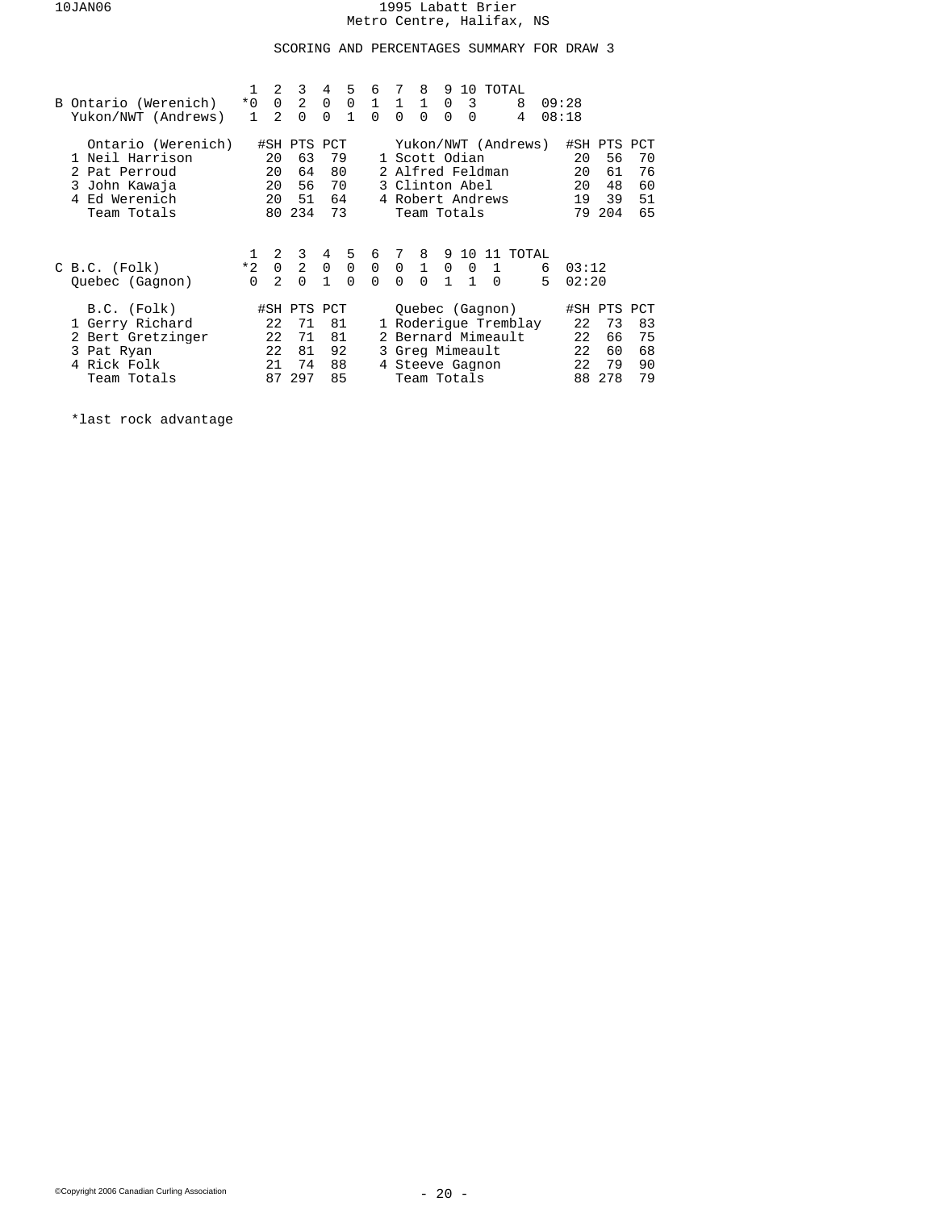# 1995 Labatt Brier
Metro Centre, Halifax, NS

## SCORING AND PERCENTAGES SUMMARY FOR DRAW 3

| B | 1 | 2 | 3 | 4 | 5 | 6 | 7 | 8 | 9 | 10 | TOTAL | |
|---|---|---|---|---|---|---|---|---|---|---|---|---|
| Ontario (Werenich) | *0 | 0 | 2 | 0 | 0 | 1 | 1 | 1 | 0 | 3 | 8 | 09:28 |
| Yukon/NWT (Andrews) | 1 | 2 | 0 | 0 | 1 | 0 | 0 | 0 | 0 | 0 | 4 | 08:18 |

| Ontario (Werenich) | #SH | PTS | PCT | Yukon/NWT (Andrews) | #SH | PTS | PCT |
|---|---|---|---|---|---|---|---|
| 1 Neil Harrison | 20 | 63 | 79 | 1 Scott Odian | 20 | 56 | 70 |
| 2 Pat Perroud | 20 | 64 | 80 | 2 Alfred Feldman | 20 | 61 | 76 |
| 3 John Kawaja | 20 | 56 | 70 | 3 Clinton Abel | 20 | 48 | 60 |
| 4 Ed Werenich | 20 | 51 | 64 | 4 Robert Andrews | 19 | 39 | 51 |
| Team Totals | 80 | 234 | 73 | Team Totals | 79 | 204 | 65 |

| C | 1 | 2 | 3 | 4 | 5 | 6 | 7 | 8 | 9 | 10 | 11 | TOTAL | |
|---|---|---|---|---|---|---|---|---|---|---|---|---|---|
| B.C. (Folk) | *2 | 0 | 2 | 0 | 0 | 0 | 0 | 1 | 0 | 0 | 1 | 6 | 03:12 |
| Quebec (Gagnon) | 0 | 2 | 0 | 1 | 0 | 0 | 0 | 0 | 1 | 1 | 0 | 5 | 02:20 |

| B.C. (Folk) | #SH | PTS | PCT | Quebec (Gagnon) | #SH | PTS | PCT |
|---|---|---|---|---|---|---|---|
| 1 Gerry Richard | 22 | 71 | 81 | 1 Roderigue Tremblay | 22 | 73 | 83 |
| 2 Bert Gretzinger | 22 | 71 | 81 | 2 Bernard Mimeault | 22 | 66 | 75 |
| 3 Pat Ryan | 22 | 81 | 92 | 3 Greg Mimeault | 22 | 60 | 68 |
| 4 Rick Folk | 21 | 74 | 88 | 4 Steeve Gagnon | 22 | 79 | 90 |
| Team Totals | 87 | 297 | 85 | Team Totals | 88 | 278 | 79 |

*last rock advantage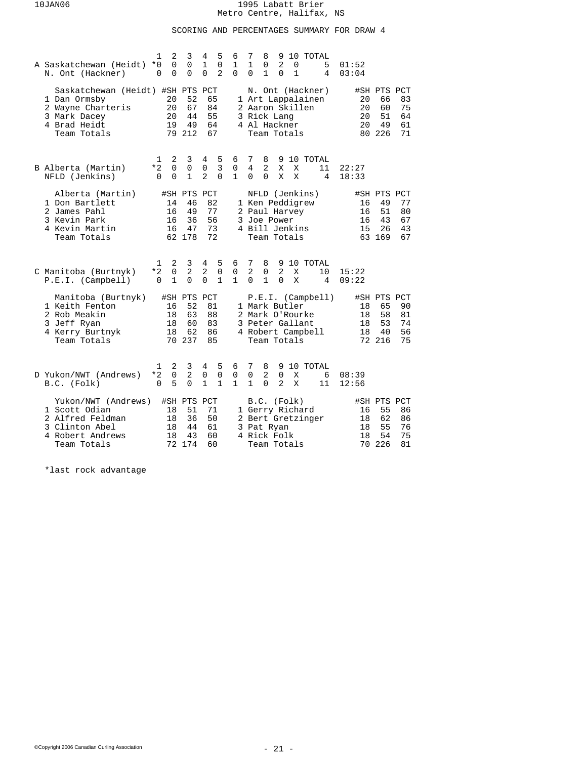# 1995 Labatt Brier
Metro Centre, Halifax, NS

## SCORING AND PERCENTAGES SUMMARY FOR DRAW 4

### A

| | 1 | 2 | 3 | 4 | 5 | 6 | 7 | 8 | 9 | 10 | TOTAL | |
|---|---|---|---|---|---|---|---|---|---|---|---|---|
| Saskatchewan (Heidt) | *0 | 0 | 0 | 1 | 0 | 1 | 1 | 0 | 2 | 0 | 5 | 01:52 |
| N. Ont (Hackner) | 0 | 0 | 0 | 0 | 2 | 0 | 0 | 1 | 0 | 1 | 4 | 03:04 |

| Saskatchewan (Heidt) | #SH | PTS | PCT | N. Ont (Hackner) | #SH | PTS | PCT |
|---|---|---|---|---|---|---|---|
| 1 Dan Ormsby | 20 | 52 | 65 | 1 Art Lappalainen | 20 | 66 | 83 |
| 2 Wayne Charteris | 20 | 67 | 84 | 2 Aaron Skillen | 20 | 60 | 75 |
| 3 Mark Dacey | 20 | 44 | 55 | 3 Rick Lang | 20 | 51 | 64 |
| 4 Brad Heidt | 19 | 49 | 64 | 4 Al Hackner | 20 | 49 | 61 |
| Team Totals | 79 | 212 | 67 | Team Totals | 80 | 226 | 71 |

### B

| | 1 | 2 | 3 | 4 | 5 | 6 | 7 | 8 | 9 | 10 | TOTAL | |
|---|---|---|---|---|---|---|---|---|---|---|---|---|
| Alberta (Martin) | *2 | 0 | 0 | 0 | 3 | 0 | 4 | 2 | X | X | 11 | 22:27 |
| NFLD (Jenkins) | 0 | 0 | 1 | 2 | 0 | 1 | 0 | 0 | X | X | 4 | 18:33 |

| Alberta (Martin) | #SH | PTS | PCT | NFLD (Jenkins) | #SH | PTS | PCT |
|---|---|---|---|---|---|---|---|
| 1 Don Bartlett | 14 | 46 | 82 | 1 Ken Peddigrew | 16 | 49 | 77 |
| 2 James Pahl | 16 | 49 | 77 | 2 Paul Harvey | 16 | 51 | 80 |
| 3 Kevin Park | 16 | 36 | 56 | 3 Joe Power | 16 | 43 | 67 |
| 4 Kevin Martin | 16 | 47 | 73 | 4 Bill Jenkins | 15 | 26 | 43 |
| Team Totals | 62 | 178 | 72 | Team Totals | 63 | 169 | 67 |

### C

| | 1 | 2 | 3 | 4 | 5 | 6 | 7 | 8 | 9 | 10 | TOTAL | |
|---|---|---|---|---|---|---|---|---|---|---|---|---|
| Manitoba (Burtnyk) | *2 | 0 | 2 | 2 | 0 | 0 | 2 | 0 | 2 | X | 10 | 15:22 |
| P.E.I. (Campbell) | 0 | 1 | 0 | 0 | 1 | 1 | 0 | 1 | 0 | X | 4 | 09:22 |

| Manitoba (Burtnyk) | #SH | PTS | PCT | P.E.I. (Campbell) | #SH | PTS | PCT |
|---|---|---|---|---|---|---|---|
| 1 Keith Fenton | 16 | 52 | 81 | 1 Mark Butler | 18 | 65 | 90 |
| 2 Rob Meakin | 18 | 63 | 88 | 2 Mark O'Rourke | 18 | 58 | 81 |
| 3 Jeff Ryan | 18 | 60 | 83 | 3 Peter Gallant | 18 | 53 | 74 |
| 4 Kerry Burtnyk | 18 | 62 | 86 | 4 Robert Campbell | 18 | 40 | 56 |
| Team Totals | 70 | 237 | 85 | Team Totals | 72 | 216 | 75 |

### D

| | 1 | 2 | 3 | 4 | 5 | 6 | 7 | 8 | 9 | 10 | TOTAL | |
|---|---|---|---|---|---|---|---|---|---|---|---|---|
| Yukon/NWT (Andrews) | *2 | 0 | 2 | 0 | 0 | 0 | 0 | 2 | 0 | X | 6 | 08:39 |
| B.C. (Folk) | 0 | 5 | 0 | 1 | 1 | 1 | 1 | 0 | 2 | X | 11 | 12:56 |

| Yukon/NWT (Andrews) | #SH | PTS | PCT | B.C. (Folk) | #SH | PTS | PCT |
|---|---|---|---|---|---|---|---|
| 1 Scott Odian | 18 | 51 | 71 | 1 Gerry Richard | 16 | 55 | 86 |
| 2 Alfred Feldman | 18 | 36 | 50 | 2 Bert Gretzinger | 18 | 62 | 86 |
| 3 Clinton Abel | 18 | 44 | 61 | 3 Pat Ryan | 18 | 55 | 76 |
| 4 Robert Andrews | 18 | 43 | 60 | 4 Rick Folk | 18 | 54 | 75 |
| Team Totals | 72 | 174 | 60 | Team Totals | 70 | 226 | 81 |

*last rock advantage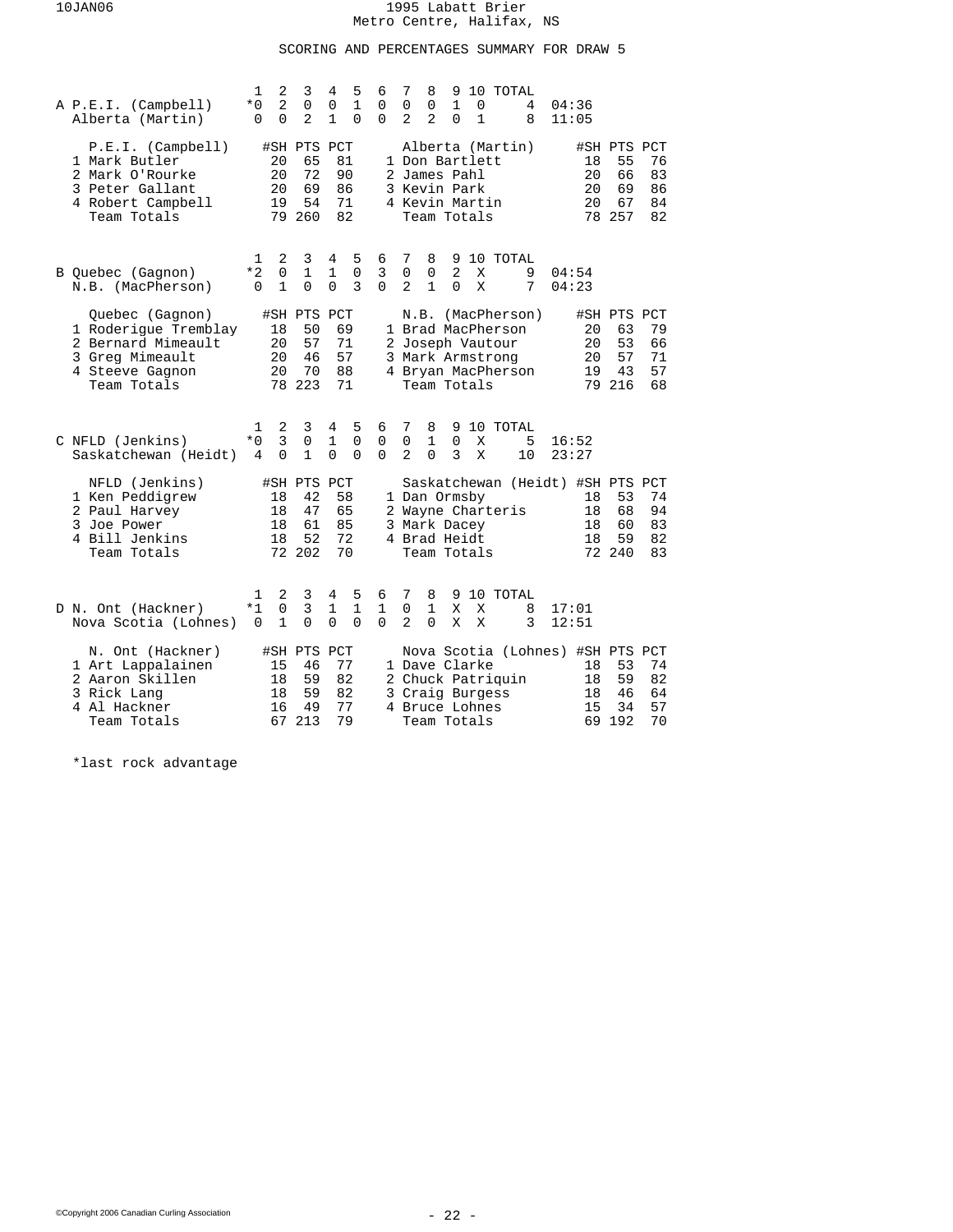# 1995 Labatt Brier
Metro Centre, Halifax, NS

## SCORING AND PERCENTAGES SUMMARY FOR DRAW 5

### A

| | 1 | 2 | 3 | 4 | 5 | 6 | 7 | 8 | 9 | 10 | TOTAL | |
|---|---|---|---|---|---|---|---|---|---|---|---|---|
| P.E.I. (Campbell) | *0 | 2 | 0 | 0 | 1 | 0 | 0 | 0 | 1 | 0 | 4 | 04:36 |
| Alberta (Martin) | 0 | 0 | 2 | 1 | 0 | 0 | 2 | 2 | 0 | 1 | 8 | 11:05 |

| P.E.I. (Campbell) | #SH | PTS | PCT | Alberta (Martin) | #SH | PTS | PCT |
|---|---|---|---|---|---|---|---|
| 1 Mark Butler | 20 | 65 | 81 | 1 Don Bartlett | 18 | 55 | 76 |
| 2 Mark O'Rourke | 20 | 72 | 90 | 2 James Pahl | 20 | 66 | 83 |
| 3 Peter Gallant | 20 | 69 | 86 | 3 Kevin Park | 20 | 69 | 86 |
| 4 Robert Campbell | 19 | 54 | 71 | 4 Kevin Martin | 20 | 67 | 84 |
| Team Totals | 79 | 260 | 82 | Team Totals | 78 | 257 | 82 |

### B

| | 1 | 2 | 3 | 4 | 5 | 6 | 7 | 8 | 9 | 10 | TOTAL | |
|---|---|---|---|---|---|---|---|---|---|---|---|---|
| Quebec (Gagnon) | *2 | 0 | 1 | 1 | 0 | 3 | 0 | 0 | 2 | X | 9 | 04:54 |
| N.B. (MacPherson) | 0 | 1 | 0 | 0 | 3 | 0 | 2 | 1 | 0 | X | 7 | 04:23 |

| Quebec (Gagnon) | #SH | PTS | PCT | N.B. (MacPherson) | #SH | PTS | PCT |
|---|---|---|---|---|---|---|---|
| 1 Roderigue Tremblay | 18 | 50 | 69 | 1 Brad MacPherson | 20 | 63 | 79 |
| 2 Bernard Mimeault | 20 | 57 | 71 | 2 Joseph Vautour | 20 | 53 | 66 |
| 3 Greg Mimeault | 20 | 46 | 57 | 3 Mark Armstrong | 20 | 57 | 71 |
| 4 Steeve Gagnon | 20 | 70 | 88 | 4 Bryan MacPherson | 19 | 43 | 57 |
| Team Totals | 78 | 223 | 71 | Team Totals | 79 | 216 | 68 |

### C

| | 1 | 2 | 3 | 4 | 5 | 6 | 7 | 8 | 9 | 10 | TOTAL | |
|---|---|---|---|---|---|---|---|---|---|---|---|---|
| NFLD (Jenkins) | *0 | 3 | 0 | 1 | 0 | 0 | 0 | 1 | 0 | X | 5 | 16:52 |
| Saskatchewan (Heidt) | 4 | 0 | 1 | 0 | 0 | 0 | 2 | 0 | 3 | X | 10 | 23:27 |

| NFLD (Jenkins) | #SH | PTS | PCT | Saskatchewan (Heidt) | #SH | PTS | PCT |
|---|---|---|---|---|---|---|---|
| 1 Ken Peddigrew | 18 | 42 | 58 | 1 Dan Ormsby | 18 | 53 | 74 |
| 2 Paul Harvey | 18 | 47 | 65 | 2 Wayne Charteris | 18 | 68 | 94 |
| 3 Joe Power | 18 | 61 | 85 | 3 Mark Dacey | 18 | 60 | 83 |
| 4 Bill Jenkins | 18 | 52 | 72 | 4 Brad Heidt | 18 | 59 | 82 |
| Team Totals | 72 | 202 | 70 | Team Totals | 72 | 240 | 83 |

### D

| | 1 | 2 | 3 | 4 | 5 | 6 | 7 | 8 | 9 | 10 | TOTAL | |
|---|---|---|---|---|---|---|---|---|---|---|---|---|
| N. Ont (Hackner) | *1 | 0 | 3 | 1 | 1 | 1 | 0 | 1 | X | X | 8 | 17:01 |
| Nova Scotia (Lohnes) | 0 | 1 | 0 | 0 | 0 | 0 | 2 | 0 | X | X | 3 | 12:51 |

| N. Ont (Hackner) | #SH | PTS | PCT | Nova Scotia (Lohnes) | #SH | PTS | PCT |
|---|---|---|---|---|---|---|---|
| 1 Art Lappalainen | 15 | 46 | 77 | 1 Dave Clarke | 18 | 53 | 74 |
| 2 Aaron Skillen | 18 | 59 | 82 | 2 Chuck Patriquin | 18 | 59 | 82 |
| 3 Rick Lang | 18 | 59 | 82 | 3 Craig Burgess | 18 | 46 | 64 |
| 4 Al Hackner | 16 | 49 | 77 | 4 Bruce Lohnes | 15 | 34 | 57 |
| Team Totals | 67 | 213 | 79 | Team Totals | 69 | 192 | 70 |

*last rock advantage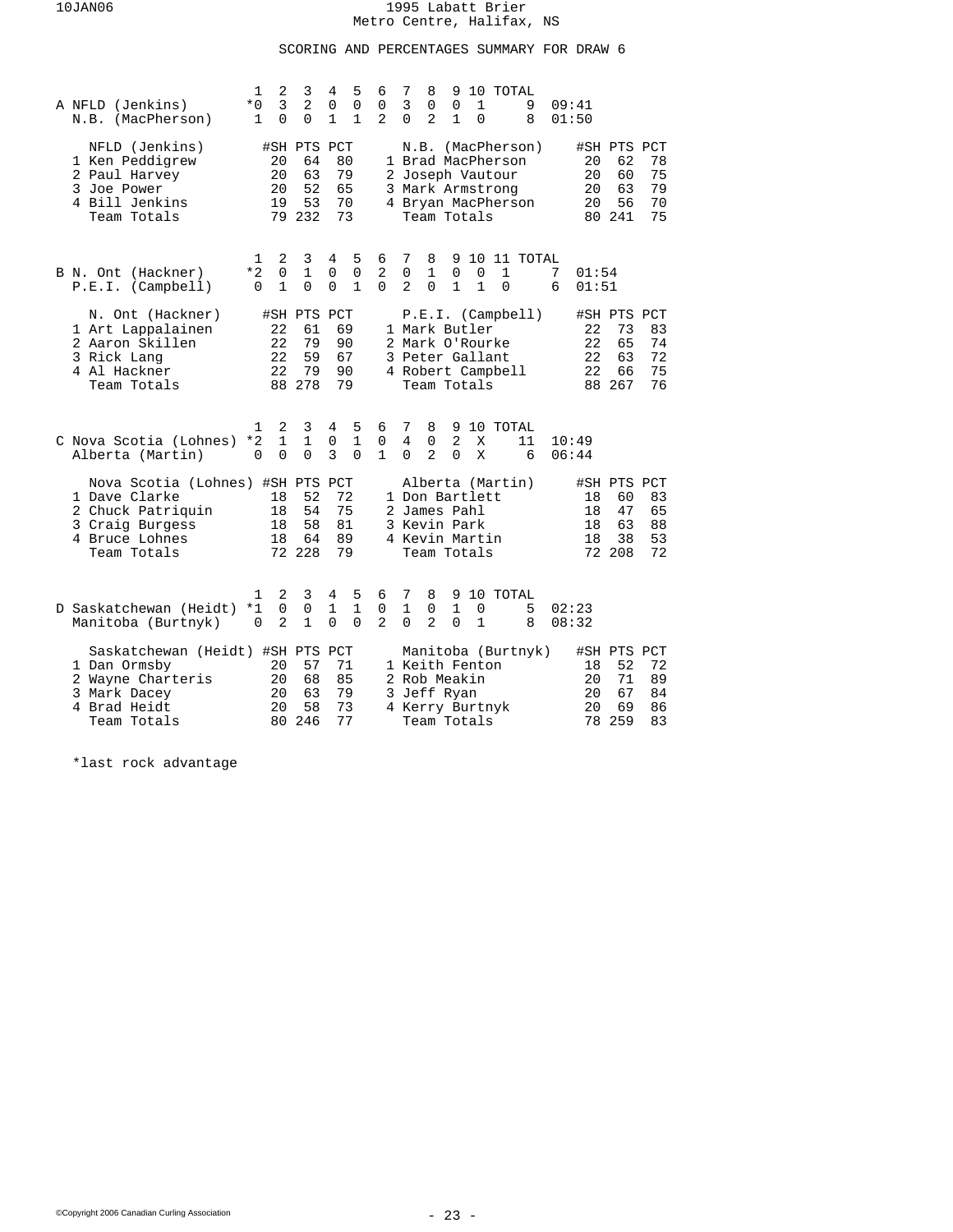# 1995 Labatt Brier
Metro Centre, Halifax, NS

## SCORING AND PERCENTAGES SUMMARY FOR DRAW 6

### A

| | 1 | 2 | 3 | 4 | 5 | 6 | 7 | 8 | 9 | 10 | TOTAL | |
|---|---|---|---|---|---|---|---|---|---|---|---|---|
| NFLD (Jenkins) | *0 | 3 | 2 | 0 | 0 | 0 | 3 | 0 | 0 | 1 | 9 | 09:41 |
| N.B. (MacPherson) | 1 | 0 | 0 | 1 | 1 | 2 | 0 | 2 | 1 | 0 | 8 | 01:50 |

| NFLD (Jenkins) | #SH | PTS | PCT | N.B. (MacPherson) | #SH | PTS | PCT |
|---|---|---|---|---|---|---|---|
| 1 Ken Peddigrew | 20 | 64 | 80 | 1 Brad MacPherson | 20 | 62 | 78 |
| 2 Paul Harvey | 20 | 63 | 79 | 2 Joseph Vautour | 20 | 60 | 75 |
| 3 Joe Power | 20 | 52 | 65 | 3 Mark Armstrong | 20 | 63 | 79 |
| 4 Bill Jenkins | 19 | 53 | 70 | 4 Bryan MacPherson | 20 | 56 | 70 |
| Team Totals | 79 | 232 | 73 | Team Totals | 80 | 241 | 75 |

### B

| | 1 | 2 | 3 | 4 | 5 | 6 | 7 | 8 | 9 | 10 | 11 | TOTAL | |
|---|---|---|---|---|---|---|---|---|---|---|---|---|---|
| N. Ont (Hackner) | *2 | 0 | 1 | 0 | 0 | 2 | 0 | 1 | 0 | 0 | 1 | 7 | 01:54 |
| P.E.I. (Campbell) | 0 | 1 | 0 | 0 | 1 | 0 | 2 | 0 | 1 | 1 | 0 | 6 | 01:51 |

| N. Ont (Hackner) | #SH | PTS | PCT | P.E.I. (Campbell) | #SH | PTS | PCT |
|---|---|---|---|---|---|---|---|
| 1 Art Lappalainen | 22 | 61 | 69 | 1 Mark Butler | 22 | 73 | 83 |
| 2 Aaron Skillen | 22 | 79 | 90 | 2 Mark O'Rourke | 22 | 65 | 74 |
| 3 Rick Lang | 22 | 59 | 67 | 3 Peter Gallant | 22 | 63 | 72 |
| 4 Al Hackner | 22 | 79 | 90 | 4 Robert Campbell | 22 | 66 | 75 |
| Team Totals | 88 | 278 | 79 | Team Totals | 88 | 267 | 76 |

### C

| | 1 | 2 | 3 | 4 | 5 | 6 | 7 | 8 | 9 | 10 | TOTAL | |
|---|---|---|---|---|---|---|---|---|---|---|---|---|
| Nova Scotia (Lohnes) | *2 | 1 | 1 | 0 | 1 | 0 | 4 | 0 | 2 | X | 11 | 10:49 |
| Alberta (Martin) | 0 | 0 | 0 | 3 | 0 | 1 | 0 | 2 | 0 | X | 6 | 06:44 |

| Nova Scotia (Lohnes) | #SH | PTS | PCT | Alberta (Martin) | #SH | PTS | PCT |
|---|---|---|---|---|---|---|---|
| 1 Dave Clarke | 18 | 52 | 72 | 1 Don Bartlett | 18 | 60 | 83 |
| 2 Chuck Patriquin | 18 | 54 | 75 | 2 James Pahl | 18 | 47 | 65 |
| 3 Craig Burgess | 18 | 58 | 81 | 3 Kevin Park | 18 | 63 | 88 |
| 4 Bruce Lohnes | 18 | 64 | 89 | 4 Kevin Martin | 18 | 38 | 53 |
| Team Totals | 72 | 228 | 79 | Team Totals | 72 | 208 | 72 |

### D

| | 1 | 2 | 3 | 4 | 5 | 6 | 7 | 8 | 9 | 10 | TOTAL | |
|---|---|---|---|---|---|---|---|---|---|---|---|---|
| Saskatchewan (Heidt) | *1 | 0 | 0 | 1 | 1 | 0 | 1 | 0 | 1 | 0 | 5 | 02:23 |
| Manitoba (Burtnyk) | 0 | 2 | 1 | 0 | 0 | 2 | 0 | 2 | 0 | 1 | 8 | 08:32 |

| Saskatchewan (Heidt) | #SH | PTS | PCT | Manitoba (Burtnyk) | #SH | PTS | PCT |
|---|---|---|---|---|---|---|---|
| 1 Dan Ormsby | 20 | 57 | 71 | 1 Keith Fenton | 18 | 52 | 72 |
| 2 Wayne Charteris | 20 | 68 | 85 | 2 Rob Meakin | 20 | 71 | 89 |
| 3 Mark Dacey | 20 | 63 | 79 | 3 Jeff Ryan | 20 | 67 | 84 |
| 4 Brad Heidt | 20 | 58 | 73 | 4 Kerry Burtnyk | 20 | 69 | 86 |
| Team Totals | 80 | 246 | 77 | Team Totals | 78 | 259 | 83 |

*last rock advantage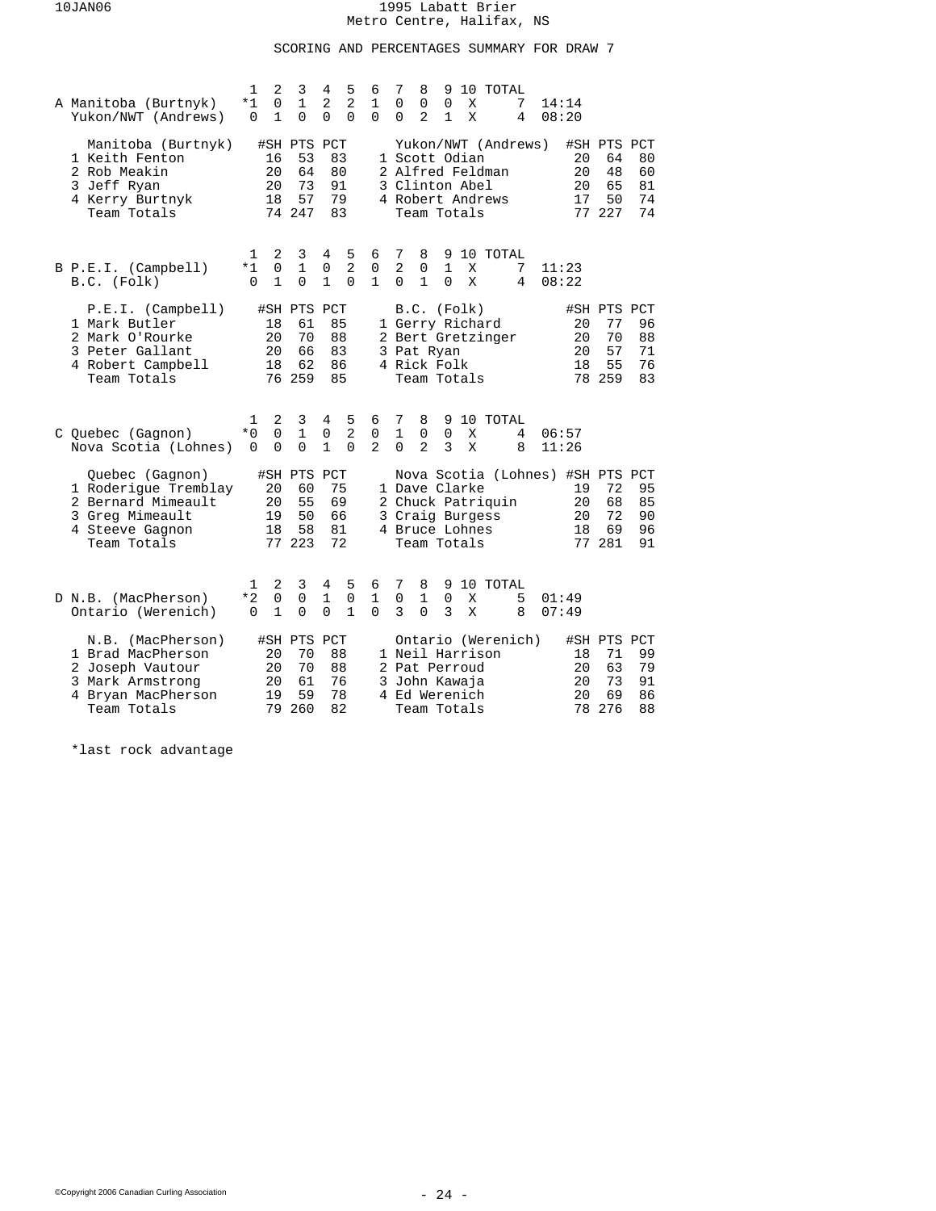1995 Labatt Brier
Metro Centre, Halifax, NS

## SCORING AND PERCENTAGES SUMMARY FOR DRAW 7

### A

| | 1 | 2 | 3 | 4 | 5 | 6 | 7 | 8 | 9 | 10 | TOTAL | |
|---|---|---|---|---|---|---|---|---|---|---|---|---|
| Manitoba (Burtnyk) | *1 | 0 | 1 | 2 | 2 | 1 | 0 | 0 | 0 | X | 7 | 14:14 |
| Yukon/NWT (Andrews) | 0 | 1 | 0 | 0 | 0 | 0 | 0 | 2 | 1 | X | 4 | 08:20 |

| Manitoba (Burtnyk) | #SH | PTS | PCT | Yukon/NWT (Andrews) | #SH | PTS | PCT |
|---|---|---|---|---|---|---|---|
| 1 Keith Fenton | 16 | 53 | 83 | 1 Scott Odian | 20 | 64 | 80 |
| 2 Rob Meakin | 20 | 64 | 80 | 2 Alfred Feldman | 20 | 48 | 60 |
| 3 Jeff Ryan | 20 | 73 | 91 | 3 Clinton Abel | 20 | 65 | 81 |
| 4 Kerry Burtnyk | 18 | 57 | 79 | 4 Robert Andrews | 17 | 50 | 74 |
| Team Totals | 74 | 247 | 83 | Team Totals | 77 | 227 | 74 |

### B

| | 1 | 2 | 3 | 4 | 5 | 6 | 7 | 8 | 9 | 10 | TOTAL | |
|---|---|---|---|---|---|---|---|---|---|---|---|---|
| P.E.I. (Campbell) | *1 | 0 | 1 | 0 | 2 | 0 | 2 | 0 | 1 | X | 7 | 11:23 |
| B.C. (Folk) | 0 | 1 | 0 | 1 | 0 | 1 | 0 | 1 | 0 | X | 4 | 08:22 |

| P.E.I. (Campbell) | #SH | PTS | PCT | B.C. (Folk) | #SH | PTS | PCT |
|---|---|---|---|---|---|---|---|
| 1 Mark Butler | 18 | 61 | 85 | 1 Gerry Richard | 20 | 77 | 96 |
| 2 Mark O'Rourke | 20 | 70 | 88 | 2 Bert Gretzinger | 20 | 70 | 88 |
| 3 Peter Gallant | 20 | 66 | 83 | 3 Pat Ryan | 20 | 57 | 71 |
| 4 Robert Campbell | 18 | 62 | 86 | 4 Rick Folk | 18 | 55 | 76 |
| Team Totals | 76 | 259 | 85 | Team Totals | 78 | 259 | 83 |

### C

| | 1 | 2 | 3 | 4 | 5 | 6 | 7 | 8 | 9 | 10 | TOTAL | |
|---|---|---|---|---|---|---|---|---|---|---|---|---|
| Quebec (Gagnon) | *0 | 0 | 1 | 0 | 2 | 0 | 1 | 0 | 0 | X | 4 | 06:57 |
| Nova Scotia (Lohnes) | 0 | 0 | 0 | 1 | 0 | 2 | 0 | 2 | 3 | X | 8 | 11:26 |

| Quebec (Gagnon) | #SH | PTS | PCT | Nova Scotia (Lohnes) | #SH | PTS | PCT |
|---|---|---|---|---|---|---|---|
| 1 Roderigue Tremblay | 20 | 60 | 75 | 1 Dave Clarke | 19 | 72 | 95 |
| 2 Bernard Mimeault | 20 | 55 | 69 | 2 Chuck Patriquin | 20 | 68 | 85 |
| 3 Greg Mimeault | 19 | 50 | 66 | 3 Craig Burgess | 20 | 72 | 90 |
| 4 Steeve Gagnon | 18 | 58 | 81 | 4 Bruce Lohnes | 18 | 69 | 96 |
| Team Totals | 77 | 223 | 72 | Team Totals | 77 | 281 | 91 |

### D

| | 1 | 2 | 3 | 4 | 5 | 6 | 7 | 8 | 9 | 10 | TOTAL | |
|---|---|---|---|---|---|---|---|---|---|---|---|---|
| N.B. (MacPherson) | *2 | 0 | 0 | 1 | 0 | 1 | 0 | 1 | 0 | X | 5 | 01:49 |
| Ontario (Werenich) | 0 | 1 | 0 | 0 | 1 | 0 | 3 | 0 | 3 | X | 8 | 07:49 |

| N.B. (MacPherson) | #SH | PTS | PCT | Ontario (Werenich) | #SH | PTS | PCT |
|---|---|---|---|---|---|---|---|
| 1 Brad MacPherson | 20 | 70 | 88 | 1 Neil Harrison | 18 | 71 | 99 |
| 2 Joseph Vautour | 20 | 70 | 88 | 2 Pat Perroud | 20 | 63 | 79 |
| 3 Mark Armstrong | 20 | 61 | 76 | 3 John Kawaja | 20 | 73 | 91 |
| 4 Bryan MacPherson | 19 | 59 | 78 | 4 Ed Werenich | 20 | 69 | 86 |
| Team Totals | 79 | 260 | 82 | Team Totals | 78 | 276 | 88 |

*last rock advantage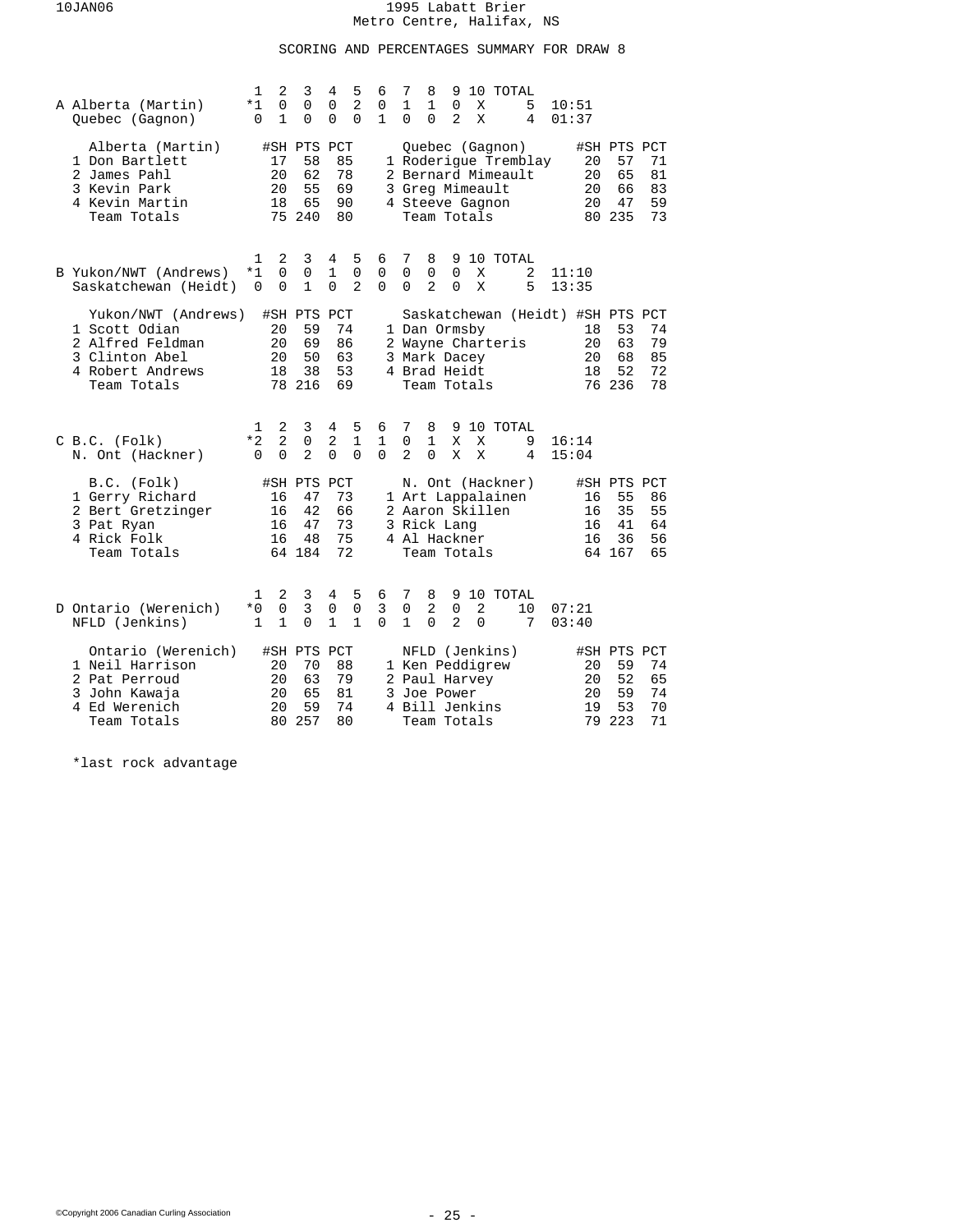10JAN06

# 1995 Labatt Brier
Metro Centre, Halifax, NS

## SCORING AND PERCENTAGES SUMMARY FOR DRAW 8

### A

| | 1 | 2 | 3 | 4 | 5 | 6 | 7 | 8 | 9 | 10 | TOTAL | |
|---|---|---|---|---|---|---|---|---|---|---|---|---|
| Alberta (Martin) | *1 | 0 | 0 | 0 | 2 | 0 | 1 | 1 | 0 | X | 5 | 10:51 |
| Quebec (Gagnon) | 0 | 1 | 0 | 0 | 0 | 1 | 0 | 0 | 2 | X | 4 | 01:37 |

| Alberta (Martin) | #SH | PTS | PCT | Quebec (Gagnon) | #SH | PTS | PCT |
|---|---|---|---|---|---|---|---|
| 1 Don Bartlett | 17 | 58 | 85 | 1 Roderigue Tremblay | 20 | 57 | 71 |
| 2 James Pahl | 20 | 62 | 78 | 2 Bernard Mimeault | 20 | 65 | 81 |
| 3 Kevin Park | 20 | 55 | 69 | 3 Greg Mimeault | 20 | 66 | 83 |
| 4 Kevin Martin | 18 | 65 | 90 | 4 Steeve Gagnon | 20 | 47 | 59 |
| Team Totals | 75 | 240 | 80 | Team Totals | 80 | 235 | 73 |

### B

| | 1 | 2 | 3 | 4 | 5 | 6 | 7 | 8 | 9 | 10 | TOTAL | |
|---|---|---|---|---|---|---|---|---|---|---|---|---|
| Yukon/NWT (Andrews) | *1 | 0 | 0 | 1 | 0 | 0 | 0 | 0 | 0 | X | 2 | 11:10 |
| Saskatchewan (Heidt) | 0 | 0 | 1 | 0 | 2 | 0 | 0 | 2 | 0 | X | 5 | 13:35 |

| Yukon/NWT (Andrews) | #SH | PTS | PCT | Saskatchewan (Heidt) | #SH | PTS | PCT |
|---|---|---|---|---|---|---|---|
| 1 Scott Odian | 20 | 59 | 74 | 1 Dan Ormsby | 18 | 53 | 74 |
| 2 Alfred Feldman | 20 | 69 | 86 | 2 Wayne Charteris | 20 | 63 | 79 |
| 3 Clinton Abel | 20 | 50 | 63 | 3 Mark Dacey | 20 | 68 | 85 |
| 4 Robert Andrews | 18 | 38 | 53 | 4 Brad Heidt | 18 | 52 | 72 |
| Team Totals | 78 | 216 | 69 | Team Totals | 76 | 236 | 78 |

### C

| | 1 | 2 | 3 | 4 | 5 | 6 | 7 | 8 | 9 | 10 | TOTAL | |
|---|---|---|---|---|---|---|---|---|---|---|---|---|
| B.C. (Folk) | *2 | 2 | 0 | 2 | 1 | 1 | 0 | 1 | X | X | 9 | 16:14 |
| N. Ont (Hackner) | 0 | 0 | 2 | 0 | 0 | 0 | 2 | 0 | X | X | 4 | 15:04 |

| B.C. (Folk) | #SH | PTS | PCT | N. Ont (Hackner) | #SH | PTS | PCT |
|---|---|---|---|---|---|---|---|
| 1 Gerry Richard | 16 | 47 | 73 | 1 Art Lappalainen | 16 | 55 | 86 |
| 2 Bert Gretzinger | 16 | 42 | 66 | 2 Aaron Skillen | 16 | 35 | 55 |
| 3 Pat Ryan | 16 | 47 | 73 | 3 Rick Lang | 16 | 41 | 64 |
| 4 Rick Folk | 16 | 48 | 75 | 4 Al Hackner | 16 | 36 | 56 |
| Team Totals | 64 | 184 | 72 | Team Totals | 64 | 167 | 65 |

### D

| | 1 | 2 | 3 | 4 | 5 | 6 | 7 | 8 | 9 | 10 | TOTAL | |
|---|---|---|---|---|---|---|---|---|---|---|---|---|
| Ontario (Werenich) | *0 | 0 | 3 | 0 | 0 | 3 | 0 | 2 | 0 | 2 | 10 | 07:21 |
| NFLD (Jenkins) | 1 | 1 | 0 | 1 | 1 | 0 | 1 | 0 | 2 | 0 | 7 | 03:40 |

| Ontario (Werenich) | #SH | PTS | PCT | NFLD (Jenkins) | #SH | PTS | PCT |
|---|---|---|---|---|---|---|---|
| 1 Neil Harrison | 20 | 70 | 88 | 1 Ken Peddigrew | 20 | 59 | 74 |
| 2 Pat Perroud | 20 | 63 | 79 | 2 Paul Harvey | 20 | 52 | 65 |
| 3 John Kawaja | 20 | 65 | 81 | 3 Joe Power | 20 | 59 | 74 |
| 4 Ed Werenich | 20 | 59 | 74 | 4 Bill Jenkins | 19 | 53 | 70 |
| Team Totals | 80 | 257 | 80 | Team Totals | 79 | 223 | 71 |

*last rock advantage

©Copyright 2006 Canadian Curling Association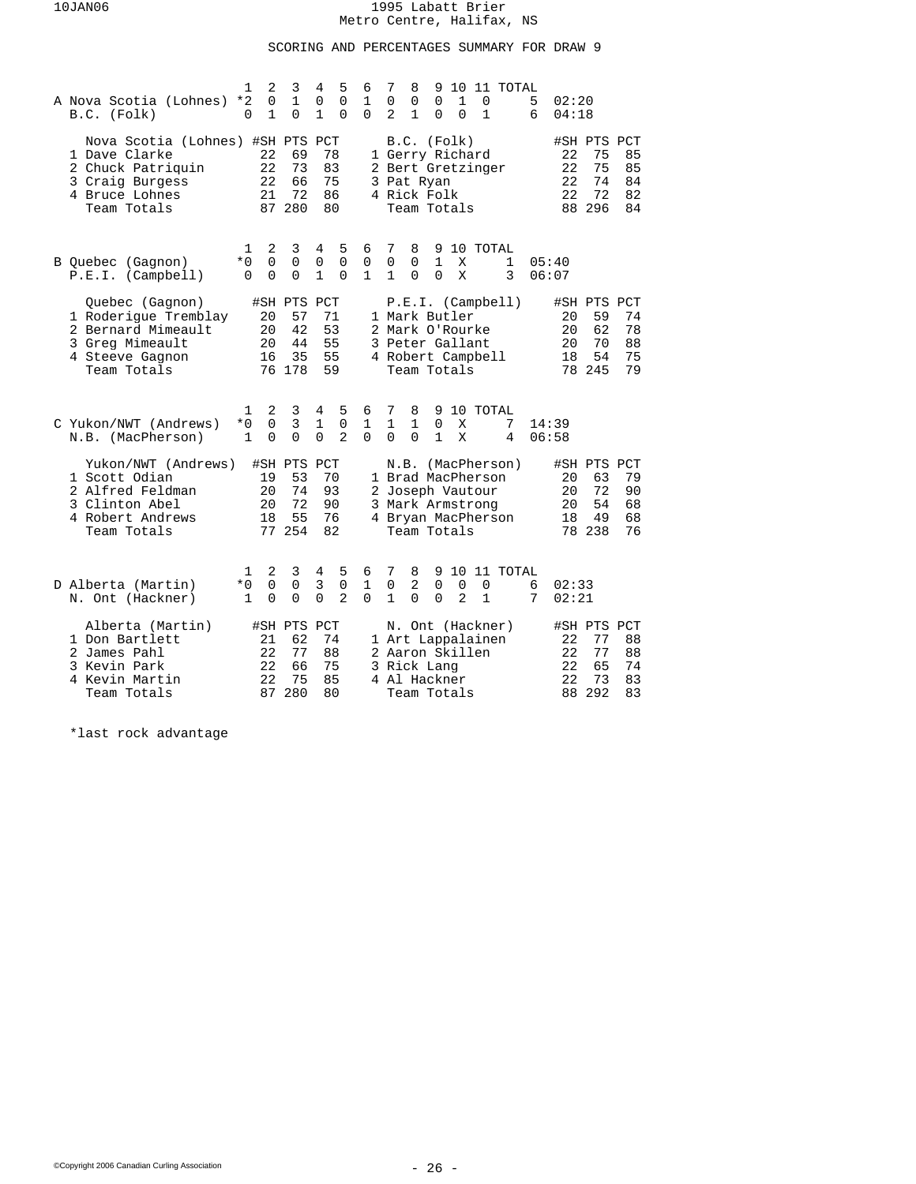# 1995 Labatt Brier
Metro Centre, Halifax, NS

## SCORING AND PERCENTAGES SUMMARY FOR DRAW 9

### A

| | 1 | 2 | 3 | 4 | 5 | 6 | 7 | 8 | 9 | 10 | 11 | TOTAL | |
|---|---|---|---|---|---|---|---|---|---|---|---|---|---|
| Nova Scotia (Lohnes) | *2 | 0 | 1 | 0 | 0 | 1 | 0 | 0 | 0 | 1 | 0 | 5 | 02:20 |
| B.C. (Folk) | 0 | 1 | 0 | 1 | 0 | 0 | 2 | 1 | 0 | 0 | 1 | 6 | 04:18 |

| Nova Scotia (Lohnes) | #SH | PTS | PCT | B.C. (Folk) | #SH | PTS | PCT |
|---|---|---|---|---|---|---|---|
| 1 Dave Clarke | 22 | 69 | 78 | 1 Gerry Richard | 22 | 75 | 85 |
| 2 Chuck Patriquin | 22 | 73 | 83 | 2 Bert Gretzinger | 22 | 75 | 85 |
| 3 Craig Burgess | 22 | 66 | 75 | 3 Pat Ryan | 22 | 74 | 84 |
| 4 Bruce Lohnes | 21 | 72 | 86 | 4 Rick Folk | 22 | 72 | 82 |
| Team Totals | 87 | 280 | 80 | Team Totals | 88 | 296 | 84 |

### B

| | 1 | 2 | 3 | 4 | 5 | 6 | 7 | 8 | 9 | 10 | TOTAL | |
|---|---|---|---|---|---|---|---|---|---|---|---|---|
| Quebec (Gagnon) | *0 | 0 | 0 | 0 | 0 | 0 | 0 | 0 | 1 | X | 1 | 05:40 |
| P.E.I. (Campbell) | 0 | 0 | 0 | 1 | 0 | 1 | 1 | 0 | 0 | X | 3 | 06:07 |

| Quebec (Gagnon) | #SH | PTS | PCT | P.E.I. (Campbell) | #SH | PTS | PCT |
|---|---|---|---|---|---|---|---|
| 1 Roderigue Tremblay | 20 | 57 | 71 | 1 Mark Butler | 20 | 59 | 74 |
| 2 Bernard Mimeault | 20 | 42 | 53 | 2 Mark O'Rourke | 20 | 62 | 78 |
| 3 Greg Mimeault | 20 | 44 | 55 | 3 Peter Gallant | 20 | 70 | 88 |
| 4 Steeve Gagnon | 16 | 35 | 55 | 4 Robert Campbell | 18 | 54 | 75 |
| Team Totals | 76 | 178 | 59 | Team Totals | 78 | 245 | 79 |

### C

| | 1 | 2 | 3 | 4 | 5 | 6 | 7 | 8 | 9 | 10 | TOTAL | |
|---|---|---|---|---|---|---|---|---|---|---|---|---|
| Yukon/NWT (Andrews) | *0 | 0 | 3 | 1 | 0 | 1 | 1 | 1 | 0 | X | 7 | 14:39 |
| N.B. (MacPherson) | 1 | 0 | 0 | 0 | 2 | 0 | 0 | 0 | 1 | X | 4 | 06:58 |

| Yukon/NWT (Andrews) | #SH | PTS | PCT | N.B. (MacPherson) | #SH | PTS | PCT |
|---|---|---|---|---|---|---|---|
| 1 Scott Odian | 19 | 53 | 70 | 1 Brad MacPherson | 20 | 63 | 79 |
| 2 Alfred Feldman | 20 | 74 | 93 | 2 Joseph Vautour | 20 | 72 | 90 |
| 3 Clinton Abel | 20 | 72 | 90 | 3 Mark Armstrong | 20 | 54 | 68 |
| 4 Robert Andrews | 18 | 55 | 76 | 4 Bryan MacPherson | 18 | 49 | 68 |
| Team Totals | 77 | 254 | 82 | Team Totals | 78 | 238 | 76 |

### D

| | 1 | 2 | 3 | 4 | 5 | 6 | 7 | 8 | 9 | 10 | 11 | TOTAL | |
|---|---|---|---|---|---|---|---|---|---|---|---|---|---|
| Alberta (Martin) | *0 | 0 | 0 | 3 | 0 | 1 | 0 | 2 | 0 | 0 | 0 | 6 | 02:33 |
| N. Ont (Hackner) | 1 | 0 | 0 | 0 | 2 | 0 | 1 | 0 | 0 | 2 | 1 | 7 | 02:21 |

| Alberta (Martin) | #SH | PTS | PCT | N. Ont (Hackner) | #SH | PTS | PCT |
|---|---|---|---|---|---|---|---|
| 1 Don Bartlett | 21 | 62 | 74 | 1 Art Lappalainen | 22 | 77 | 88 |
| 2 James Pahl | 22 | 77 | 88 | 2 Aaron Skillen | 22 | 77 | 88 |
| 3 Kevin Park | 22 | 66 | 75 | 3 Rick Lang | 22 | 65 | 74 |
| 4 Kevin Martin | 22 | 75 | 85 | 4 Al Hackner | 22 | 73 | 83 |
| Team Totals | 87 | 280 | 80 | Team Totals | 88 | 292 | 83 |

*last rock advantage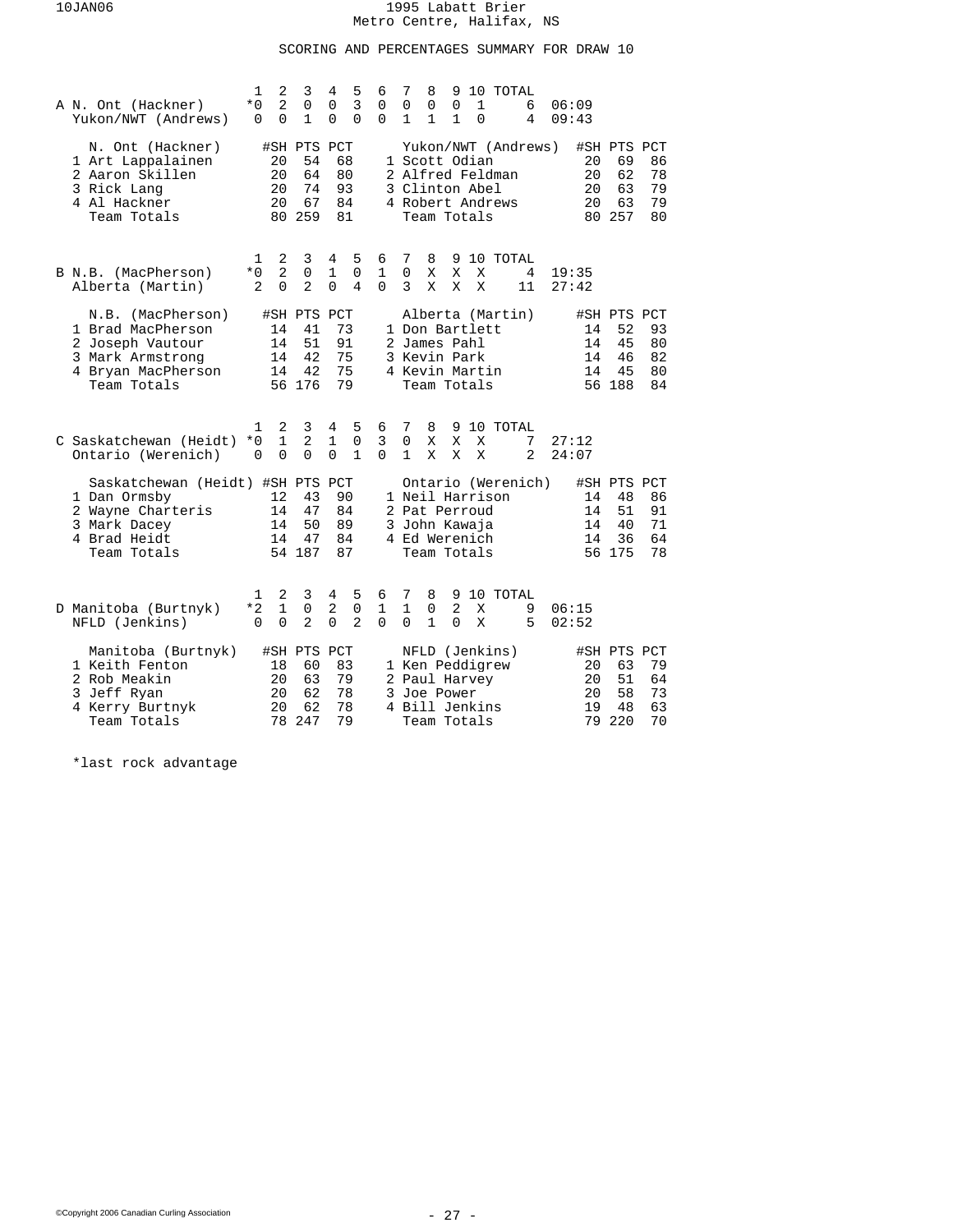1995 Labatt Brier
Metro Centre, Halifax, NS

SCORING AND PERCENTAGES SUMMARY FOR DRAW 10

| | | 1 | 2 | 3 | 4 | 5 | 6 | 7 | 8 | 9 | 10 | TOTAL | |
|---|---|---|---|---|---|---|---|---|---|---|---|---|---|
| A | N. Ont (Hackner) | *0 | 2 | 0 | 0 | 3 | 0 | 0 | 0 | 0 | 1 | 6 | 06:09 |
| | Yukon/NWT (Andrews) | 0 | 0 | 1 | 0 | 0 | 0 | 1 | 1 | 1 | 0 | 4 | 09:43 |

| N. Ont (Hackner) | #SH | PTS | PCT | Yukon/NWT (Andrews) | #SH | PTS | PCT |
|---|---|---|---|---|---|---|---|
| 1 Art Lappalainen | 20 | 54 | 68 | 1 Scott Odian | 20 | 69 | 86 |
| 2 Aaron Skillen | 20 | 64 | 80 | 2 Alfred Feldman | 20 | 62 | 78 |
| 3 Rick Lang | 20 | 74 | 93 | 3 Clinton Abel | 20 | 63 | 79 |
| 4 Al Hackner | 20 | 67 | 84 | 4 Robert Andrews | 20 | 63 | 79 |
| Team Totals | 80 | 259 | 81 | Team Totals | 80 | 257 | 80 |

| | | 1 | 2 | 3 | 4 | 5 | 6 | 7 | 8 | 9 | 10 | TOTAL | |
|---|---|---|---|---|---|---|---|---|---|---|---|---|---|
| B | N.B. (MacPherson) | *0 | 2 | 0 | 1 | 0 | 1 | 0 | X | X | X | 4 | 19:35 |
| | Alberta (Martin) | 2 | 0 | 2 | 0 | 4 | 0 | 3 | X | X | X | 11 | 27:42 |

| N.B. (MacPherson) | #SH | PTS | PCT | Alberta (Martin) | #SH | PTS | PCT |
|---|---|---|---|---|---|---|---|
| 1 Brad MacPherson | 14 | 41 | 73 | 1 Don Bartlett | 14 | 52 | 93 |
| 2 Joseph Vautour | 14 | 51 | 91 | 2 James Pahl | 14 | 45 | 80 |
| 3 Mark Armstrong | 14 | 42 | 75 | 3 Kevin Park | 14 | 46 | 82 |
| 4 Bryan MacPherson | 14 | 42 | 75 | 4 Kevin Martin | 14 | 45 | 80 |
| Team Totals | 56 | 176 | 79 | Team Totals | 56 | 188 | 84 |

| | | 1 | 2 | 3 | 4 | 5 | 6 | 7 | 8 | 9 | 10 | TOTAL | |
|---|---|---|---|---|---|---|---|---|---|---|---|---|---|
| C | Saskatchewan (Heidt) | *0 | 1 | 2 | 1 | 0 | 3 | 0 | X | X | X | 7 | 27:12 |
| | Ontario (Werenich) | 0 | 0 | 0 | 0 | 1 | 0 | 1 | X | X | X | 2 | 24:07 |

| Saskatchewan (Heidt) | #SH | PTS | PCT | Ontario (Werenich) | #SH | PTS | PCT |
|---|---|---|---|---|---|---|---|
| 1 Dan Ormsby | 12 | 43 | 90 | 1 Neil Harrison | 14 | 48 | 86 |
| 2 Wayne Charteris | 14 | 47 | 84 | 2 Pat Perroud | 14 | 51 | 91 |
| 3 Mark Dacey | 14 | 50 | 89 | 3 John Kawaja | 14 | 40 | 71 |
| 4 Brad Heidt | 14 | 47 | 84 | 4 Ed Werenich | 14 | 36 | 64 |
| Team Totals | 54 | 187 | 87 | Team Totals | 56 | 175 | 78 |

| | | 1 | 2 | 3 | 4 | 5 | 6 | 7 | 8 | 9 | 10 | TOTAL | |
|---|---|---|---|---|---|---|---|---|---|---|---|---|---|
| D | Manitoba (Burtnyk) | *2 | 1 | 0 | 2 | 0 | 1 | 1 | 0 | 2 | X | 9 | 06:15 |
| | NFLD (Jenkins) | 0 | 0 | 2 | 0 | 2 | 0 | 0 | 1 | 0 | X | 5 | 02:52 |

| Manitoba (Burtnyk) | #SH | PTS | PCT | NFLD (Jenkins) | #SH | PTS | PCT |
|---|---|---|---|---|---|---|---|
| 1 Keith Fenton | 18 | 60 | 83 | 1 Ken Peddigrew | 20 | 63 | 79 |
| 2 Rob Meakin | 20 | 63 | 79 | 2 Paul Harvey | 20 | 51 | 64 |
| 3 Jeff Ryan | 20 | 62 | 78 | 3 Joe Power | 20 | 58 | 73 |
| 4 Kerry Burtnyk | 20 | 62 | 78 | 4 Bill Jenkins | 19 | 48 | 63 |
| Team Totals | 78 | 247 | 79 | Team Totals | 79 | 220 | 70 |

*last rock advantage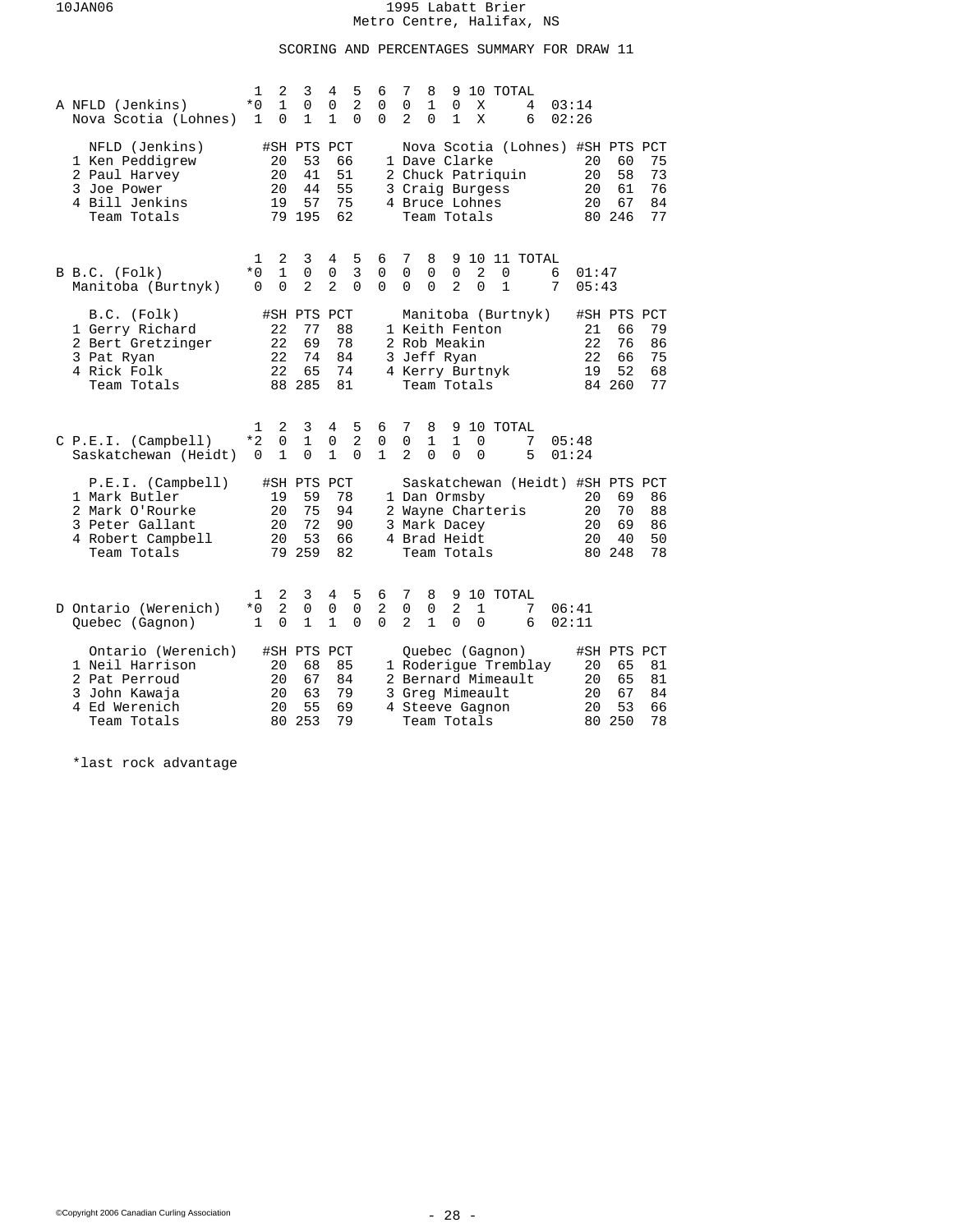# 1995 Labatt Brier
Metro Centre, Halifax, NS

## SCORING AND PERCENTAGES SUMMARY FOR DRAW 11

### A

| | 1 | 2 | 3 | 4 | 5 | 6 | 7 | 8 | 9 | 10 | TOTAL | |
|---|---|---|---|---|---|---|---|---|---|---|---|---|
| NFLD (Jenkins) | *0 | 1 | 0 | 0 | 2 | 0 | 0 | 1 | 0 | X | 4 | 03:14 |
| Nova Scotia (Lohnes) | 1 | 0 | 1 | 1 | 0 | 0 | 2 | 0 | 1 | X | 6 | 02:26 |

| NFLD (Jenkins) | #SH | PTS | PCT |
|---|---|---|---|
| 1 Ken Peddigrew | 20 | 53 | 66 |
| 2 Paul Harvey | 20 | 41 | 51 |
| 3 Joe Power | 20 | 44 | 55 |
| 4 Bill Jenkins | 19 | 57 | 75 |
| Team Totals | 79 | 195 | 62 |

| Nova Scotia (Lohnes) | #SH | PTS | PCT |
|---|---|---|---|
| 1 Dave Clarke | 20 | 60 | 75 |
| 2 Chuck Patriquin | 20 | 58 | 73 |
| 3 Craig Burgess | 20 | 61 | 76 |
| 4 Bruce Lohnes | 20 | 67 | 84 |
| Team Totals | 80 | 246 | 77 |

### B

| | 1 | 2 | 3 | 4 | 5 | 6 | 7 | 8 | 9 | 10 | 11 | TOTAL | |
|---|---|---|---|---|---|---|---|---|---|---|---|---|---|
| B.C. (Folk) | *0 | 1 | 0 | 0 | 3 | 0 | 0 | 0 | 0 | 2 | 0 | 6 | 01:47 |
| Manitoba (Burtnyk) | 0 | 0 | 2 | 2 | 0 | 0 | 0 | 0 | 2 | 0 | 1 | 7 | 05:43 |

| B.C. (Folk) | #SH | PTS | PCT |
|---|---|---|---|
| 1 Gerry Richard | 22 | 77 | 88 |
| 2 Bert Gretzinger | 22 | 69 | 78 |
| 3 Pat Ryan | 22 | 74 | 84 |
| 4 Rick Folk | 22 | 65 | 74 |
| Team Totals | 88 | 285 | 81 |

| Manitoba (Burtnyk) | #SH | PTS | PCT |
|---|---|---|---|
| 1 Keith Fenton | 21 | 66 | 79 |
| 2 Rob Meakin | 22 | 76 | 86 |
| 3 Jeff Ryan | 22 | 66 | 75 |
| 4 Kerry Burtnyk | 19 | 52 | 68 |
| Team Totals | 84 | 260 | 77 |

### C

| | 1 | 2 | 3 | 4 | 5 | 6 | 7 | 8 | 9 | 10 | TOTAL | |
|---|---|---|---|---|---|---|---|---|---|---|---|---|
| P.E.I. (Campbell) | *2 | 0 | 1 | 0 | 2 | 0 | 0 | 1 | 1 | 0 | 7 | 05:48 |
| Saskatchewan (Heidt) | 0 | 1 | 0 | 1 | 0 | 1 | 2 | 0 | 0 | 0 | 5 | 01:24 |

| P.E.I. (Campbell) | #SH | PTS | PCT |
|---|---|---|---|
| 1 Mark Butler | 19 | 59 | 78 |
| 2 Mark O'Rourke | 20 | 75 | 94 |
| 3 Peter Gallant | 20 | 72 | 90 |
| 4 Robert Campbell | 20 | 53 | 66 |
| Team Totals | 79 | 259 | 82 |

| Saskatchewan (Heidt) | #SH | PTS | PCT |
|---|---|---|---|
| 1 Dan Ormsby | 20 | 69 | 86 |
| 2 Wayne Charteris | 20 | 70 | 88 |
| 3 Mark Dacey | 20 | 69 | 86 |
| 4 Brad Heidt | 20 | 40 | 50 |
| Team Totals | 80 | 248 | 78 |

### D

| | 1 | 2 | 3 | 4 | 5 | 6 | 7 | 8 | 9 | 10 | TOTAL | |
|---|---|---|---|---|---|---|---|---|---|---|---|---|
| Ontario (Werenich) | *0 | 2 | 0 | 0 | 0 | 2 | 0 | 0 | 2 | 1 | 7 | 06:41 |
| Quebec (Gagnon) | 1 | 0 | 1 | 1 | 0 | 0 | 2 | 1 | 0 | 0 | 6 | 02:11 |

| Ontario (Werenich) | #SH | PTS | PCT |
|---|---|---|---|
| 1 Neil Harrison | 20 | 68 | 85 |
| 2 Pat Perroud | 20 | 67 | 84 |
| 3 John Kawaja | 20 | 63 | 79 |
| 4 Ed Werenich | 20 | 55 | 69 |
| Team Totals | 80 | 253 | 79 |

| Quebec (Gagnon) | #SH | PTS | PCT |
|---|---|---|---|
| 1 Roderigue Tremblay | 20 | 65 | 81 |
| 2 Bernard Mimeault | 20 | 65 | 81 |
| 3 Greg Mimeault | 20 | 67 | 84 |
| 4 Steeve Gagnon | 20 | 53 | 66 |
| Team Totals | 80 | 250 | 78 |

*last rock advantage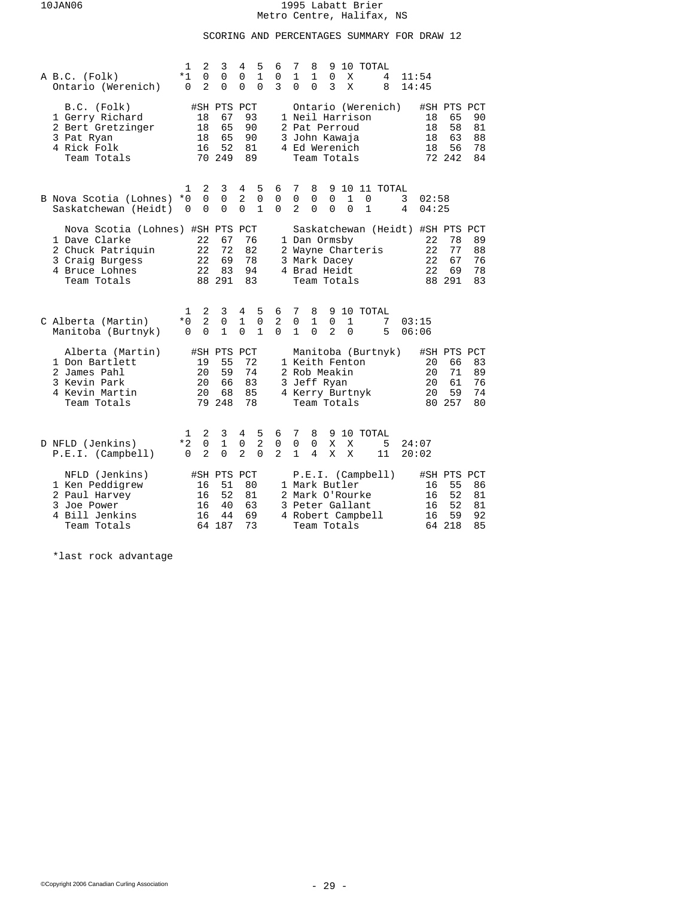# 1995 Labatt Brier
Metro Centre, Halifax, NS

## SCORING AND PERCENTAGES SUMMARY FOR DRAW 12

### A

| | 1 | 2 | 3 | 4 | 5 | 6 | 7 | 8 | 9 | 10 | TOTAL | |
|---|---|---|---|---|---|---|---|---|---|---|---|---|
| B.C. (Folk) | *1 | 0 | 0 | 0 | 1 | 0 | 1 | 1 | 0 | X | 4 | 11:54 |
| Ontario (Werenich) | 0 | 2 | 0 | 0 | 0 | 3 | 0 | 0 | 3 | X | 8 | 14:45 |

| B.C. (Folk) | #SH | PTS | PCT | Ontario (Werenich) | #SH | PTS | PCT |
|---|---|---|---|---|---|---|---|
| 1 Gerry Richard | 18 | 67 | 93 | 1 Neil Harrison | 18 | 65 | 90 |
| 2 Bert Gretzinger | 18 | 65 | 90 | 2 Pat Perroud | 18 | 58 | 81 |
| 3 Pat Ryan | 18 | 65 | 90 | 3 John Kawaja | 18 | 63 | 88 |
| 4 Rick Folk | 16 | 52 | 81 | 4 Ed Werenich | 18 | 56 | 78 |
| Team Totals | 70 | 249 | 89 | Team Totals | 72 | 242 | 84 |

### B

| | 1 | 2 | 3 | 4 | 5 | 6 | 7 | 8 | 9 | 10 | 11 | TOTAL | |
|---|---|---|---|---|---|---|---|---|---|---|---|---|---|
| Nova Scotia (Lohnes) | *0 | 0 | 0 | 2 | 0 | 0 | 0 | 0 | 0 | 1 | 0 | 3 | 02:58 |
| Saskatchewan (Heidt) | 0 | 0 | 0 | 0 | 1 | 0 | 2 | 0 | 0 | 0 | 1 | 4 | 04:25 |

| Nova Scotia (Lohnes) | #SH | PTS | PCT | Saskatchewan (Heidt) | #SH | PTS | PCT |
|---|---|---|---|---|---|---|---|
| 1 Dave Clarke | 22 | 67 | 76 | 1 Dan Ormsby | 22 | 78 | 89 |
| 2 Chuck Patriquin | 22 | 72 | 82 | 2 Wayne Charteris | 22 | 77 | 88 |
| 3 Craig Burgess | 22 | 69 | 78 | 3 Mark Dacey | 22 | 67 | 76 |
| 4 Bruce Lohnes | 22 | 83 | 94 | 4 Brad Heidt | 22 | 69 | 78 |
| Team Totals | 88 | 291 | 83 | Team Totals | 88 | 291 | 83 |

### C

| | 1 | 2 | 3 | 4 | 5 | 6 | 7 | 8 | 9 | 10 | TOTAL | |
|---|---|---|---|---|---|---|---|---|---|---|---|---|
| Alberta (Martin) | *0 | 2 | 0 | 1 | 0 | 2 | 0 | 1 | 0 | 1 | 7 | 03:15 |
| Manitoba (Burtnyk) | 0 | 0 | 1 | 0 | 1 | 0 | 1 | 0 | 2 | 0 | 5 | 06:06 |

| Alberta (Martin) | #SH | PTS | PCT | Manitoba (Burtnyk) | #SH | PTS | PCT |
|---|---|---|---|---|---|---|---|
| 1 Don Bartlett | 19 | 55 | 72 | 1 Keith Fenton | 20 | 66 | 83 |
| 2 James Pahl | 20 | 59 | 74 | 2 Rob Meakin | 20 | 71 | 89 |
| 3 Kevin Park | 20 | 66 | 83 | 3 Jeff Ryan | 20 | 61 | 76 |
| 4 Kevin Martin | 20 | 68 | 85 | 4 Kerry Burtnyk | 20 | 59 | 74 |
| Team Totals | 79 | 248 | 78 | Team Totals | 80 | 257 | 80 |

### D

| | 1 | 2 | 3 | 4 | 5 | 6 | 7 | 8 | 9 | 10 | TOTAL | |
|---|---|---|---|---|---|---|---|---|---|---|---|---|
| NFLD (Jenkins) | *2 | 0 | 1 | 0 | 2 | 0 | 0 | 0 | X | X | 5 | 24:07 |
| P.E.I. (Campbell) | 0 | 2 | 0 | 2 | 0 | 2 | 1 | 4 | X | X | 11 | 20:02 |

| NFLD (Jenkins) | #SH | PTS | PCT | P.E.I. (Campbell) | #SH | PTS | PCT |
|---|---|---|---|---|---|---|---|
| 1 Ken Peddigrew | 16 | 51 | 80 | 1 Mark Butler | 16 | 55 | 86 |
| 2 Paul Harvey | 16 | 52 | 81 | 2 Mark O'Rourke | 16 | 52 | 81 |
| 3 Joe Power | 16 | 40 | 63 | 3 Peter Gallant | 16 | 52 | 81 |
| 4 Bill Jenkins | 16 | 44 | 69 | 4 Robert Campbell | 16 | 59 | 92 |
| Team Totals | 64 | 187 | 73 | Team Totals | 64 | 218 | 85 |

*last rock advantage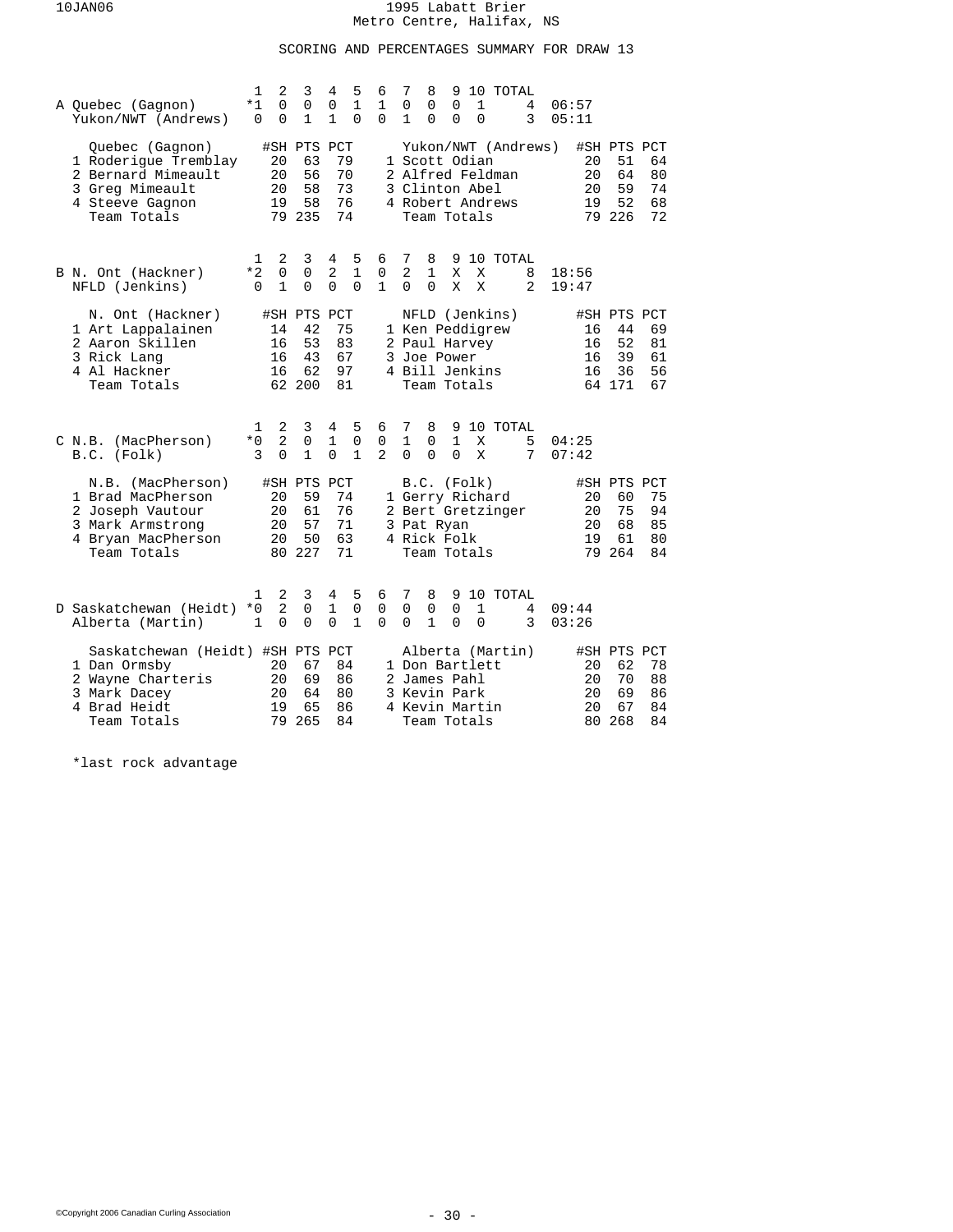# 1995 Labatt Brier
Metro Centre, Halifax, NS

## SCORING AND PERCENTAGES SUMMARY FOR DRAW 13

### A

| | 1 | 2 | 3 | 4 | 5 | 6 | 7 | 8 | 9 | 10 | TOTAL | |
|---|---|---|---|---|---|---|---|---|---|---|---|---|
| Quebec (Gagnon) | *1 | 0 | 0 | 0 | 1 | 1 | 0 | 0 | 0 | 1 | 4 | 06:57 |
| Yukon/NWT (Andrews) | 0 | 0 | 1 | 1 | 0 | 0 | 1 | 0 | 0 | 0 | 3 | 05:11 |

| Quebec (Gagnon) | #SH | PTS | PCT | Yukon/NWT (Andrews) | #SH | PTS | PCT |
|---|---|---|---|---|---|---|---|
| 1 Roderigue Tremblay | 20 | 63 | 79 | 1 Scott Odian | 20 | 51 | 64 |
| 2 Bernard Mimeault | 20 | 56 | 70 | 2 Alfred Feldman | 20 | 64 | 80 |
| 3 Greg Mimeault | 20 | 58 | 73 | 3 Clinton Abel | 20 | 59 | 74 |
| 4 Steeve Gagnon | 19 | 58 | 76 | 4 Robert Andrews | 19 | 52 | 68 |
| Team Totals | 79 | 235 | 74 | Team Totals | 79 | 226 | 72 |

### B

| | 1 | 2 | 3 | 4 | 5 | 6 | 7 | 8 | 9 | 10 | TOTAL | |
|---|---|---|---|---|---|---|---|---|---|---|---|---|
| N. Ont (Hackner) | *2 | 0 | 0 | 2 | 1 | 0 | 2 | 1 | X | X | 8 | 18:56 |
| NFLD (Jenkins) | 0 | 1 | 0 | 0 | 0 | 1 | 0 | 0 | X | X | 2 | 19:47 |

| N. Ont (Hackner) | #SH | PTS | PCT | NFLD (Jenkins) | #SH | PTS | PCT |
|---|---|---|---|---|---|---|---|
| 1 Art Lappalainen | 14 | 42 | 75 | 1 Ken Peddigrew | 16 | 44 | 69 |
| 2 Aaron Skillen | 16 | 53 | 83 | 2 Paul Harvey | 16 | 52 | 81 |
| 3 Rick Lang | 16 | 43 | 67 | 3 Joe Power | 16 | 39 | 61 |
| 4 Al Hackner | 16 | 62 | 97 | 4 Bill Jenkins | 16 | 36 | 56 |
| Team Totals | 62 | 200 | 81 | Team Totals | 64 | 171 | 67 |

### C

| | 1 | 2 | 3 | 4 | 5 | 6 | 7 | 8 | 9 | 10 | TOTAL | |
|---|---|---|---|---|---|---|---|---|---|---|---|---|
| N.B. (MacPherson) | *0 | 2 | 0 | 1 | 0 | 0 | 1 | 0 | 1 | X | 5 | 04:25 |
| B.C. (Folk) | 3 | 0 | 1 | 0 | 1 | 2 | 0 | 0 | 0 | X | 7 | 07:42 |

| N.B. (MacPherson) | #SH | PTS | PCT | B.C. (Folk) | #SH | PTS | PCT |
|---|---|---|---|---|---|---|---|
| 1 Brad MacPherson | 20 | 59 | 74 | 1 Gerry Richard | 20 | 60 | 75 |
| 2 Joseph Vautour | 20 | 61 | 76 | 2 Bert Gretzinger | 20 | 75 | 94 |
| 3 Mark Armstrong | 20 | 57 | 71 | 3 Pat Ryan | 20 | 68 | 85 |
| 4 Bryan MacPherson | 20 | 50 | 63 | 4 Rick Folk | 19 | 61 | 80 |
| Team Totals | 80 | 227 | 71 | Team Totals | 79 | 264 | 84 |

### D

| | 1 | 2 | 3 | 4 | 5 | 6 | 7 | 8 | 9 | 10 | TOTAL | |
|---|---|---|---|---|---|---|---|---|---|---|---|---|
| Saskatchewan (Heidt) | *0 | 2 | 0 | 1 | 0 | 0 | 0 | 0 | 0 | 1 | 4 | 09:44 |
| Alberta (Martin) | 1 | 0 | 0 | 0 | 1 | 0 | 0 | 1 | 0 | 0 | 3 | 03:26 |

| Saskatchewan (Heidt) | #SH | PTS | PCT | Alberta (Martin) | #SH | PTS | PCT |
|---|---|---|---|---|---|---|---|
| 1 Dan Ormsby | 20 | 67 | 84 | 1 Don Bartlett | 20 | 62 | 78 |
| 2 Wayne Charteris | 20 | 69 | 86 | 2 James Pahl | 20 | 70 | 88 |
| 3 Mark Dacey | 20 | 64 | 80 | 3 Kevin Park | 20 | 69 | 86 |
| 4 Brad Heidt | 19 | 65 | 86 | 4 Kevin Martin | 20 | 67 | 84 |
| Team Totals | 79 | 265 | 84 | Team Totals | 80 | 268 | 84 |

*last rock advantage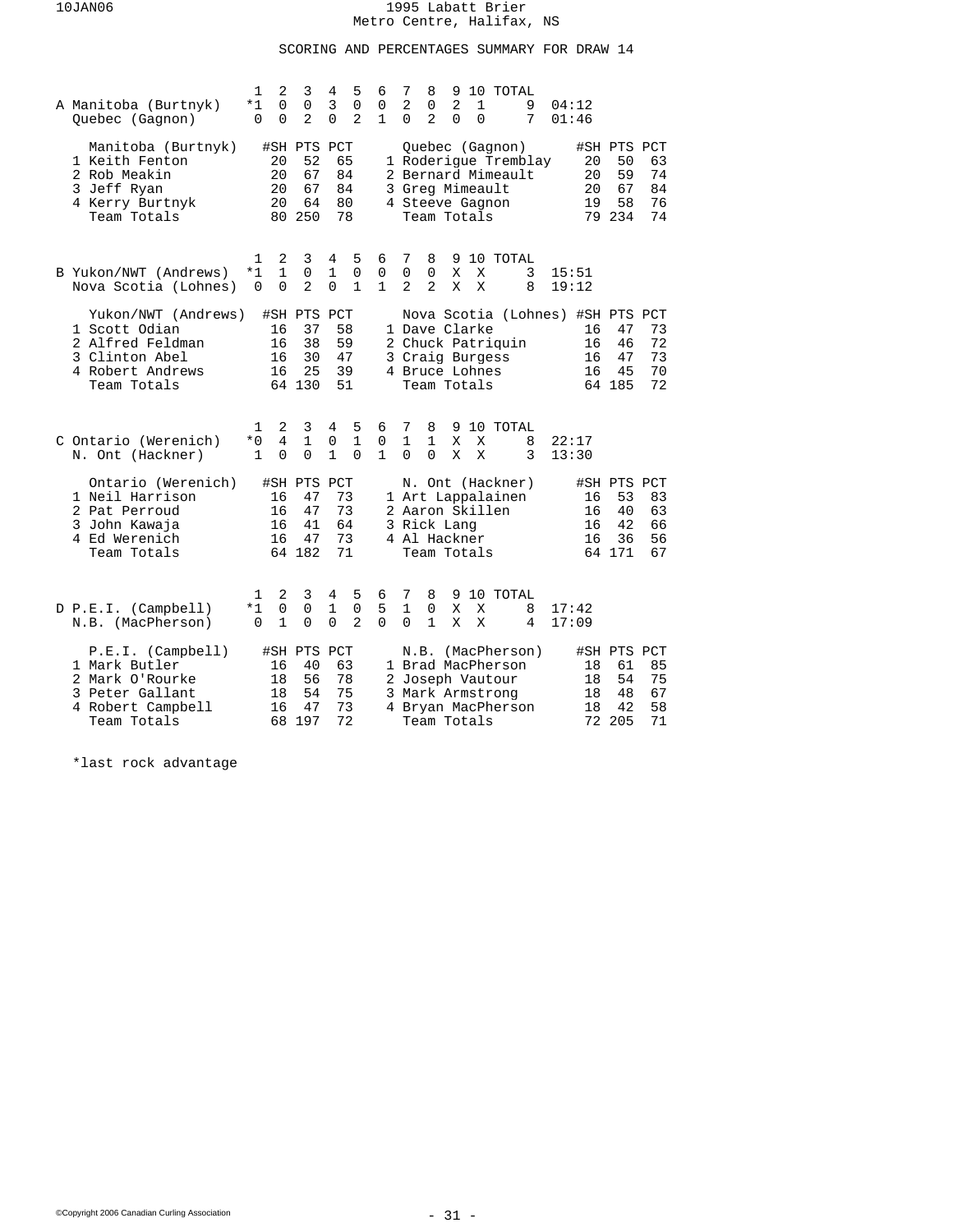1995 Labatt Brier
Metro Centre, Halifax, NS

## SCORING AND PERCENTAGES SUMMARY FOR DRAW 14

### A

| | 1 | 2 | 3 | 4 | 5 | 6 | 7 | 8 | 9 | 10 | TOTAL | |
|---|---|---|---|---|---|---|---|---|---|---|---|---|
| Manitoba (Burtnyk) | *1 | 0 | 0 | 3 | 0 | 0 | 2 | 0 | 2 | 1 | 9 | 04:12 |
| Quebec (Gagnon) | 0 | 0 | 2 | 0 | 2 | 1 | 0 | 2 | 0 | 0 | 7 | 01:46 |

| Manitoba (Burtnyk) | #SH | PTS | PCT | Quebec (Gagnon) | #SH | PTS | PCT |
|---|---|---|---|---|---|---|---|
| 1 Keith Fenton | 20 | 52 | 65 | 1 Roderigue Tremblay | 20 | 50 | 63 |
| 2 Rob Meakin | 20 | 67 | 84 | 2 Bernard Mimeault | 20 | 59 | 74 |
| 3 Jeff Ryan | 20 | 67 | 84 | 3 Greg Mimeault | 20 | 67 | 84 |
| 4 Kerry Burtnyk | 20 | 64 | 80 | 4 Steeve Gagnon | 19 | 58 | 76 |
| Team Totals | 80 | 250 | 78 | Team Totals | 79 | 234 | 74 |

### B

| | 1 | 2 | 3 | 4 | 5 | 6 | 7 | 8 | 9 | 10 | TOTAL | |
|---|---|---|---|---|---|---|---|---|---|---|---|---|
| Yukon/NWT (Andrews) | *1 | 1 | 0 | 1 | 0 | 0 | 0 | 0 | X | X | 3 | 15:51 |
| Nova Scotia (Lohnes) | 0 | 0 | 2 | 0 | 1 | 1 | 2 | 2 | X | X | 8 | 19:12 |

| Yukon/NWT (Andrews) | #SH | PTS | PCT | Nova Scotia (Lohnes) | #SH | PTS | PCT |
|---|---|---|---|---|---|---|---|
| 1 Scott Odian | 16 | 37 | 58 | 1 Dave Clarke | 16 | 47 | 73 |
| 2 Alfred Feldman | 16 | 38 | 59 | 2 Chuck Patriquin | 16 | 46 | 72 |
| 3 Clinton Abel | 16 | 30 | 47 | 3 Craig Burgess | 16 | 47 | 73 |
| 4 Robert Andrews | 16 | 25 | 39 | 4 Bruce Lohnes | 16 | 45 | 70 |
| Team Totals | 64 | 130 | 51 | Team Totals | 64 | 185 | 72 |

### C

| | 1 | 2 | 3 | 4 | 5 | 6 | 7 | 8 | 9 | 10 | TOTAL | |
|---|---|---|---|---|---|---|---|---|---|---|---|---|
| Ontario (Werenich) | *0 | 4 | 1 | 0 | 1 | 0 | 1 | 1 | X | X | 8 | 22:17 |
| N. Ont (Hackner) | 1 | 0 | 0 | 1 | 0 | 1 | 0 | 0 | X | X | 3 | 13:30 |

| Ontario (Werenich) | #SH | PTS | PCT | N. Ont (Hackner) | #SH | PTS | PCT |
|---|---|---|---|---|---|---|---|
| 1 Neil Harrison | 16 | 47 | 73 | 1 Art Lappalainen | 16 | 53 | 83 |
| 2 Pat Perroud | 16 | 47 | 73 | 2 Aaron Skillen | 16 | 40 | 63 |
| 3 John Kawaja | 16 | 41 | 64 | 3 Rick Lang | 16 | 42 | 66 |
| 4 Ed Werenich | 16 | 47 | 73 | 4 Al Hackner | 16 | 36 | 56 |
| Team Totals | 64 | 182 | 71 | Team Totals | 64 | 171 | 67 |

### D

| | 1 | 2 | 3 | 4 | 5 | 6 | 7 | 8 | 9 | 10 | TOTAL | |
|---|---|---|---|---|---|---|---|---|---|---|---|---|
| P.E.I. (Campbell) | *1 | 0 | 0 | 1 | 0 | 5 | 1 | 0 | X | X | 8 | 17:42 |
| N.B. (MacPherson) | 0 | 1 | 0 | 0 | 2 | 0 | 0 | 1 | X | X | 4 | 17:09 |

| P.E.I. (Campbell) | #SH | PTS | PCT | N.B. (MacPherson) | #SH | PTS | PCT |
|---|---|---|---|---|---|---|---|
| 1 Mark Butler | 16 | 40 | 63 | 1 Brad MacPherson | 18 | 61 | 85 |
| 2 Mark O'Rourke | 18 | 56 | 78 | 2 Joseph Vautour | 18 | 54 | 75 |
| 3 Peter Gallant | 18 | 54 | 75 | 3 Mark Armstrong | 18 | 48 | 67 |
| 4 Robert Campbell | 16 | 47 | 73 | 4 Bryan MacPherson | 18 | 42 | 58 |
| Team Totals | 68 | 197 | 72 | Team Totals | 72 | 205 | 71 |

*last rock advantage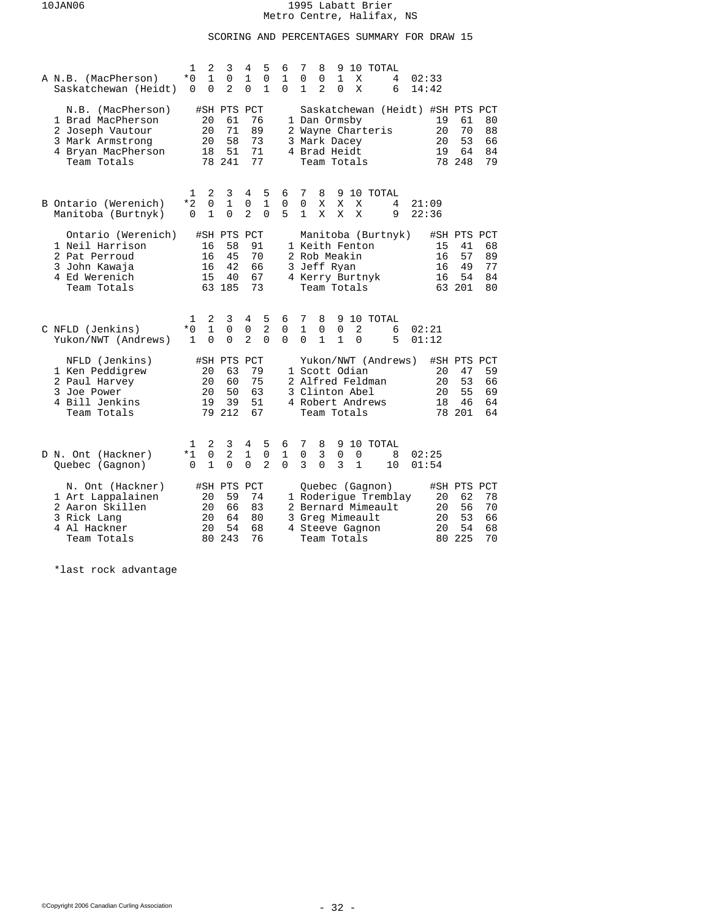1995 Labatt Brier
Metro Centre, Halifax, NS

## SCORING AND PERCENTAGES SUMMARY FOR DRAW 15

### A

| | 1 | 2 | 3 | 4 | 5 | 6 | 7 | 8 | 9 | 10 | TOTAL | |
|---|---|---|---|---|---|---|---|---|---|---|---|---|
| N.B. (MacPherson) | *0 | 1 | 0 | 1 | 0 | 1 | 0 | 0 | 1 | X | 4 | 02:33 |
| Saskatchewan (Heidt) | 0 | 0 | 2 | 0 | 1 | 0 | 1 | 2 | 0 | X | 6 | 14:42 |

| N.B. (MacPherson) | #SH | PTS | PCT | Saskatchewan (Heidt) | #SH | PTS | PCT |
|---|---|---|---|---|---|---|---|
| 1 Brad MacPherson | 20 | 61 | 76 | 1 Dan Ormsby | 19 | 61 | 80 |
| 2 Joseph Vautour | 20 | 71 | 89 | 2 Wayne Charteris | 20 | 70 | 88 |
| 3 Mark Armstrong | 20 | 58 | 73 | 3 Mark Dacey | 20 | 53 | 66 |
| 4 Bryan MacPherson | 18 | 51 | 71 | 4 Brad Heidt | 19 | 64 | 84 |
| Team Totals | 78 | 241 | 77 | Team Totals | 78 | 248 | 79 |

### B

| | 1 | 2 | 3 | 4 | 5 | 6 | 7 | 8 | 9 | 10 | TOTAL | |
|---|---|---|---|---|---|---|---|---|---|---|---|---|
| Ontario (Werenich) | *2 | 0 | 1 | 0 | 1 | 0 | 0 | X | X | X | 4 | 21:09 |
| Manitoba (Burtnyk) | 0 | 1 | 0 | 2 | 0 | 5 | 1 | X | X | X | 9 | 22:36 |

| Ontario (Werenich) | #SH | PTS | PCT | Manitoba (Burtnyk) | #SH | PTS | PCT |
|---|---|---|---|---|---|---|---|
| 1 Neil Harrison | 16 | 58 | 91 | 1 Keith Fenton | 15 | 41 | 68 |
| 2 Pat Perroud | 16 | 45 | 70 | 2 Rob Meakin | 16 | 57 | 89 |
| 3 John Kawaja | 16 | 42 | 66 | 3 Jeff Ryan | 16 | 49 | 77 |
| 4 Ed Werenich | 15 | 40 | 67 | 4 Kerry Burtnyk | 16 | 54 | 84 |
| Team Totals | 63 | 185 | 73 | Team Totals | 63 | 201 | 80 |

### C

| | 1 | 2 | 3 | 4 | 5 | 6 | 7 | 8 | 9 | 10 | TOTAL | |
|---|---|---|---|---|---|---|---|---|---|---|---|---|
| NFLD (Jenkins) | *0 | 1 | 0 | 0 | 2 | 0 | 1 | 0 | 0 | 2 | 6 | 02:21 |
| Yukon/NWT (Andrews) | 1 | 0 | 0 | 2 | 0 | 0 | 0 | 1 | 1 | 0 | 5 | 01:12 |

| NFLD (Jenkins) | #SH | PTS | PCT | Yukon/NWT (Andrews) | #SH | PTS | PCT |
|---|---|---|---|---|---|---|---|
| 1 Ken Peddigrew | 20 | 63 | 79 | 1 Scott Odian | 20 | 47 | 59 |
| 2 Paul Harvey | 20 | 60 | 75 | 2 Alfred Feldman | 20 | 53 | 66 |
| 3 Joe Power | 20 | 50 | 63 | 3 Clinton Abel | 20 | 55 | 69 |
| 4 Bill Jenkins | 19 | 39 | 51 | 4 Robert Andrews | 18 | 46 | 64 |
| Team Totals | 79 | 212 | 67 | Team Totals | 78 | 201 | 64 |

### D

| | 1 | 2 | 3 | 4 | 5 | 6 | 7 | 8 | 9 | 10 | TOTAL | |
|---|---|---|---|---|---|---|---|---|---|---|---|---|
| N. Ont (Hackner) | *1 | 0 | 2 | 1 | 0 | 1 | 0 | 3 | 0 | 0 | 8 | 02:25 |
| Quebec (Gagnon) | 0 | 1 | 0 | 0 | 2 | 0 | 3 | 0 | 3 | 1 | 10 | 01:54 |

| N. Ont (Hackner) | #SH | PTS | PCT | Quebec (Gagnon) | #SH | PTS | PCT |
|---|---|---|---|---|---|---|---|
| 1 Art Lappalainen | 20 | 59 | 74 | 1 Roderigue Tremblay | 20 | 62 | 78 |
| 2 Aaron Skillen | 20 | 66 | 83 | 2 Bernard Mimeault | 20 | 56 | 70 |
| 3 Rick Lang | 20 | 64 | 80 | 3 Greg Mimeault | 20 | 53 | 66 |
| 4 Al Hackner | 20 | 54 | 68 | 4 Steeve Gagnon | 20 | 54 | 68 |
| Team Totals | 80 | 243 | 76 | Team Totals | 80 | 225 | 70 |

*last rock advantage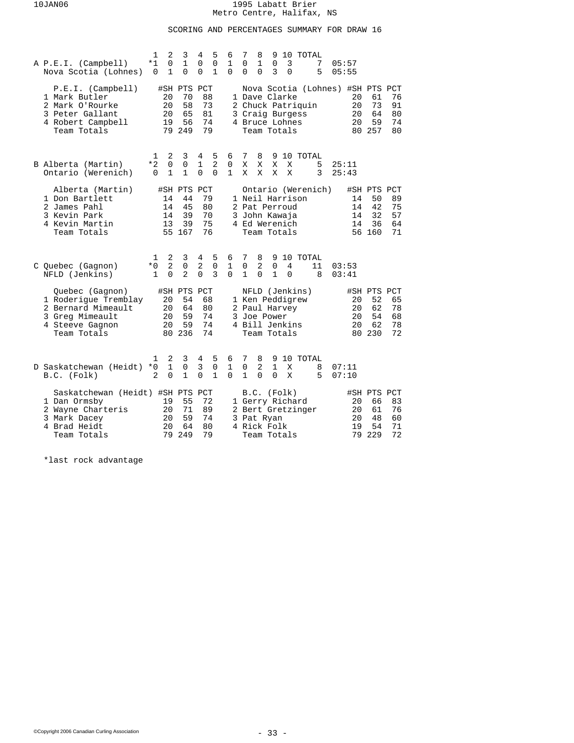1995 Labatt Brier
Metro Centre, Halifax, NS

## SCORING AND PERCENTAGES SUMMARY FOR DRAW 16

### A

| | 1 | 2 | 3 | 4 | 5 | 6 | 7 | 8 | 9 | 10 | TOTAL | |
|---|---|---|---|---|---|---|---|---|---|---|---|---|
| P.E.I. (Campbell) | *1 | 0 | 1 | 0 | 0 | 1 | 0 | 1 | 0 | 3 | 7 | 05:57 |
| Nova Scotia (Lohnes) | 0 | 1 | 0 | 0 | 1 | 0 | 0 | 0 | 3 | 0 | 5 | 05:55 |

| P.E.I. (Campbell) | #SH | PTS | PCT | Nova Scotia (Lohnes) | #SH | PTS | PCT |
|---|---|---|---|---|---|---|---|
| 1 Mark Butler | 20 | 70 | 88 | 1 Dave Clarke | 20 | 61 | 76 |
| 2 Mark O'Rourke | 20 | 58 | 73 | 2 Chuck Patriquin | 20 | 73 | 91 |
| 3 Peter Gallant | 20 | 65 | 81 | 3 Craig Burgess | 20 | 64 | 80 |
| 4 Robert Campbell | 19 | 56 | 74 | 4 Bruce Lohnes | 20 | 59 | 74 |
| Team Totals | 79 | 249 | 79 | Team Totals | 80 | 257 | 80 |

### B

| | 1 | 2 | 3 | 4 | 5 | 6 | 7 | 8 | 9 | 10 | TOTAL | |
|---|---|---|---|---|---|---|---|---|---|---|---|---|
| Alberta (Martin) | *2 | 0 | 0 | 1 | 2 | 0 | X | X | X | X | 5 | 25:11 |
| Ontario (Werenich) | 0 | 1 | 1 | 0 | 0 | 1 | X | X | X | X | 3 | 25:43 |

| Alberta (Martin) | #SH | PTS | PCT | Ontario (Werenich) | #SH | PTS | PCT |
|---|---|---|---|---|---|---|---|
| 1 Don Bartlett | 14 | 44 | 79 | 1 Neil Harrison | 14 | 50 | 89 |
| 2 James Pahl | 14 | 45 | 80 | 2 Pat Perroud | 14 | 42 | 75 |
| 3 Kevin Park | 14 | 39 | 70 | 3 John Kawaja | 14 | 32 | 57 |
| 4 Kevin Martin | 13 | 39 | 75 | 4 Ed Werenich | 14 | 36 | 64 |
| Team Totals | 55 | 167 | 76 | Team Totals | 56 | 160 | 71 |

### C

| | 1 | 2 | 3 | 4 | 5 | 6 | 7 | 8 | 9 | 10 | TOTAL | |
|---|---|---|---|---|---|---|---|---|---|---|---|---|
| Quebec (Gagnon) | *0 | 2 | 0 | 2 | 0 | 1 | 0 | 2 | 0 | 4 | 11 | 03:53 |
| NFLD (Jenkins) | 1 | 0 | 2 | 0 | 3 | 0 | 1 | 0 | 1 | 0 | 8 | 03:41 |

| Quebec (Gagnon) | #SH | PTS | PCT | NFLD (Jenkins) | #SH | PTS | PCT |
|---|---|---|---|---|---|---|---|
| 1 Roderigue Tremblay | 20 | 54 | 68 | 1 Ken Peddigrew | 20 | 52 | 65 |
| 2 Bernard Mimeault | 20 | 64 | 80 | 2 Paul Harvey | 20 | 62 | 78 |
| 3 Greg Mimeault | 20 | 59 | 74 | 3 Joe Power | 20 | 54 | 68 |
| 4 Steeve Gagnon | 20 | 59 | 74 | 4 Bill Jenkins | 20 | 62 | 78 |
| Team Totals | 80 | 236 | 74 | Team Totals | 80 | 230 | 72 |

### D

| | 1 | 2 | 3 | 4 | 5 | 6 | 7 | 8 | 9 | 10 | TOTAL | |
|---|---|---|---|---|---|---|---|---|---|---|---|---|
| Saskatchewan (Heidt) | *0 | 1 | 0 | 3 | 0 | 1 | 0 | 2 | 1 | X | 8 | 07:11 |
| B.C. (Folk) | 2 | 0 | 1 | 0 | 1 | 0 | 1 | 0 | 0 | X | 5 | 07:10 |

| Saskatchewan (Heidt) | #SH | PTS | PCT | B.C. (Folk) | #SH | PTS | PCT |
|---|---|---|---|---|---|---|---|
| 1 Dan Ormsby | 19 | 55 | 72 | 1 Gerry Richard | 20 | 66 | 83 |
| 2 Wayne Charteris | 20 | 71 | 89 | 2 Bert Gretzinger | 20 | 61 | 76 |
| 3 Mark Dacey | 20 | 59 | 74 | 3 Pat Ryan | 20 | 48 | 60 |
| 4 Brad Heidt | 20 | 64 | 80 | 4 Rick Folk | 19 | 54 | 71 |
| Team Totals | 79 | 249 | 79 | Team Totals | 79 | 229 | 72 |

*last rock advantage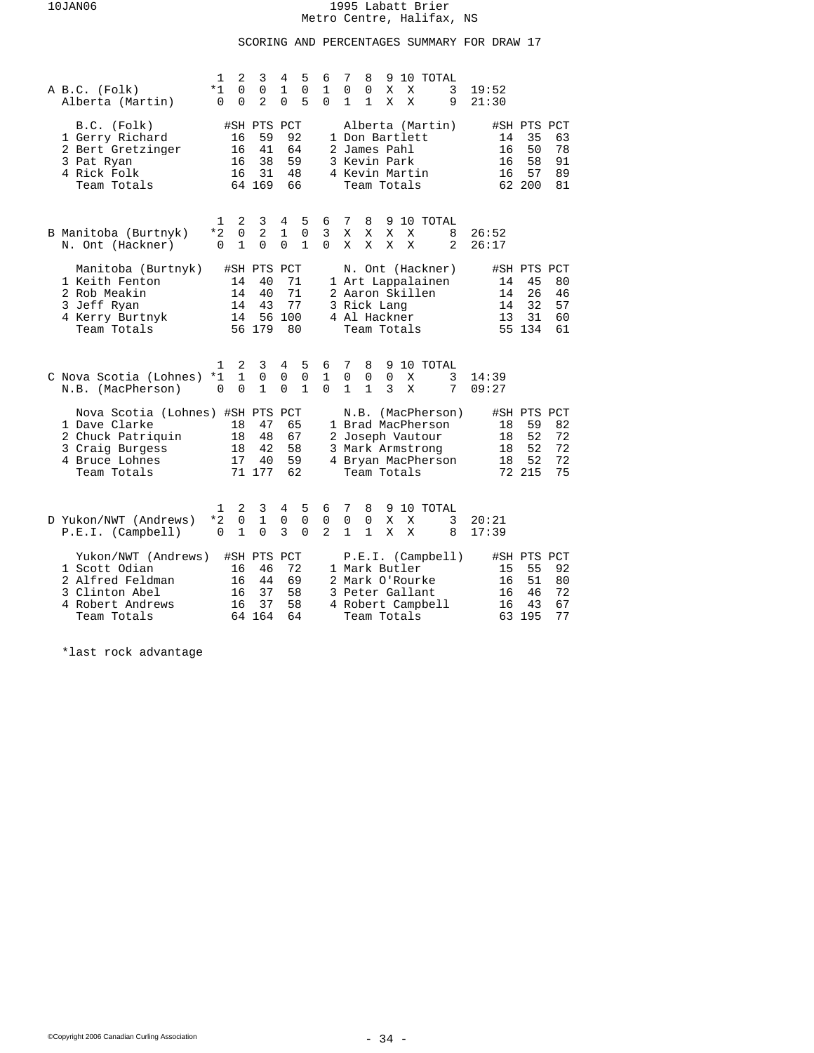## SCORING AND PERCENTAGES SUMMARY FOR DRAW 17

| | Team | 1 | 2 | 3 | 4 | 5 | 6 | 7 | 8 | 9 | 10 | TOTAL | Time |
|---|---|---|---|---|---|---|---|---|---|---|---|---|---|
| A | B.C. (Folk) | *1 | 0 | 0 | 1 | 0 | 1 | 0 | 0 | X | X | 3 | 19:52 |
| | Alberta (Martin) | 0 | 0 | 2 | 0 | 5 | 0 | 1 | 1 | X | X | 9 | 21:30 |

| B.C. (Folk) | #SH | PTS | PCT | Alberta (Martin) | #SH | PTS | PCT |
|---|---|---|---|---|---|---|---|
| 1 Gerry Richard | 16 | 59 | 92 | 1 Don Bartlett | 14 | 35 | 63 |
| 2 Bert Gretzinger | 16 | 41 | 64 | 2 James Pahl | 16 | 50 | 78 |
| 3 Pat Ryan | 16 | 38 | 59 | 3 Kevin Park | 16 | 58 | 91 |
| 4 Rick Folk | 16 | 31 | 48 | 4 Kevin Martin | 16 | 57 | 89 |
| Team Totals | 64 | 169 | 66 | Team Totals | 62 | 200 | 81 |

| | Team | 1 | 2 | 3 | 4 | 5 | 6 | 7 | 8 | 9 | 10 | TOTAL | Time |
|---|---|---|---|---|---|---|---|---|---|---|---|---|---|
| B | Manitoba (Burtnyk) | *2 | 0 | 2 | 1 | 0 | 3 | X | X | X | X | 8 | 26:52 |
| | N. Ont (Hackner) | 0 | 1 | 0 | 0 | 1 | 0 | X | X | X | X | 2 | 26:17 |

| Manitoba (Burtnyk) | #SH | PTS | PCT | N. Ont (Hackner) | #SH | PTS | PCT |
|---|---|---|---|---|---|---|---|
| 1 Keith Fenton | 14 | 40 | 71 | 1 Art Lappalainen | 14 | 45 | 80 |
| 2 Rob Meakin | 14 | 40 | 71 | 2 Aaron Skillen | 14 | 26 | 46 |
| 3 Jeff Ryan | 14 | 43 | 77 | 3 Rick Lang | 14 | 32 | 57 |
| 4 Kerry Burtnyk | 14 | 56 | 100 | 4 Al Hackner | 13 | 31 | 60 |
| Team Totals | 56 | 179 | 80 | Team Totals | 55 | 134 | 61 |

| | Team | 1 | 2 | 3 | 4 | 5 | 6 | 7 | 8 | 9 | 10 | TOTAL | Time |
|---|---|---|---|---|---|---|---|---|---|---|---|---|---|
| C | Nova Scotia (Lohnes) | *1 | 1 | 0 | 0 | 0 | 1 | 0 | 0 | 0 | X | 3 | 14:39 |
| | N.B. (MacPherson) | 0 | 0 | 1 | 0 | 1 | 0 | 1 | 1 | 3 | X | 7 | 09:27 |

| Nova Scotia (Lohnes) | #SH | PTS | PCT | N.B. (MacPherson) | #SH | PTS | PCT |
|---|---|---|---|---|---|---|---|
| 1 Dave Clarke | 18 | 47 | 65 | 1 Brad MacPherson | 18 | 59 | 82 |
| 2 Chuck Patriquin | 18 | 48 | 67 | 2 Joseph Vautour | 18 | 52 | 72 |
| 3 Craig Burgess | 18 | 42 | 58 | 3 Mark Armstrong | 18 | 52 | 72 |
| 4 Bruce Lohnes | 17 | 40 | 59 | 4 Bryan MacPherson | 18 | 52 | 72 |
| Team Totals | 71 | 177 | 62 | Team Totals | 72 | 215 | 75 |

| | Team | 1 | 2 | 3 | 4 | 5 | 6 | 7 | 8 | 9 | 10 | TOTAL | Time |
|---|---|---|---|---|---|---|---|---|---|---|---|---|---|
| D | Yukon/NWT (Andrews) | *2 | 0 | 1 | 0 | 0 | 0 | 0 | 0 | X | X | 3 | 20:21 |
| | P.E.I. (Campbell) | 0 | 1 | 0 | 3 | 0 | 2 | 1 | 1 | X | X | 8 | 17:39 |

| Yukon/NWT (Andrews) | #SH | PTS | PCT | P.E.I. (Campbell) | #SH | PTS | PCT |
|---|---|---|---|---|---|---|---|
| 1 Scott Odian | 16 | 46 | 72 | 1 Mark Butler | 15 | 55 | 92 |
| 2 Alfred Feldman | 16 | 44 | 69 | 2 Mark O'Rourke | 16 | 51 | 80 |
| 3 Clinton Abel | 16 | 37 | 58 | 3 Peter Gallant | 16 | 46 | 72 |
| 4 Robert Andrews | 16 | 37 | 58 | 4 Robert Campbell | 16 | 43 | 67 |
| Team Totals | 64 | 164 | 64 | Team Totals | 63 | 195 | 77 |

*last rock advantage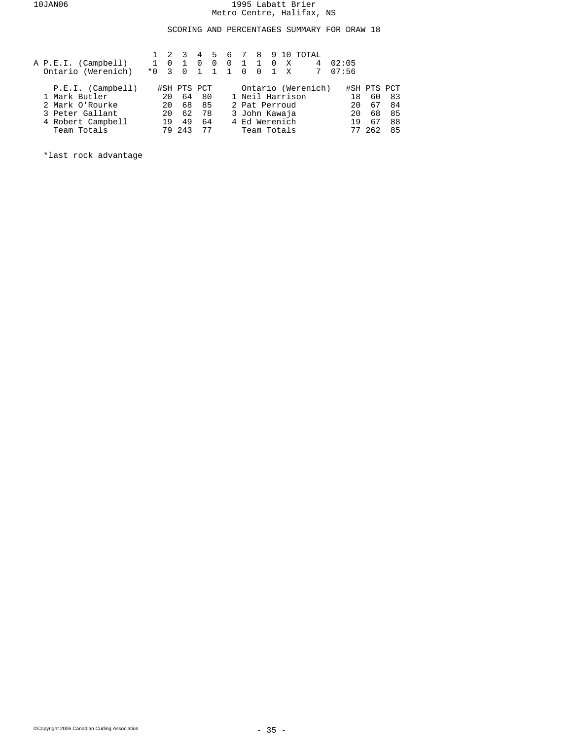1995 Labatt Brier
Metro Centre, Halifax, NS

## SCORING AND PERCENTAGES SUMMARY FOR DRAW 18

| | 1 | 2 | 3 | 4 | 5 | 6 | 7 | 8 | 9 | 10 | TOTAL | |
|---|---|---|---|---|---|---|---|---|---|---|---|---|
| A P.E.I. (Campbell) | 1 | 0 | 1 | 0 | 0 | 0 | 1 | 1 | 0 | X | 4 | 02:05 |
| Ontario (Werenich) | *0 | 3 | 0 | 1 | 1 | 1 | 0 | 0 | 1 | X | 7 | 07:56 |

| P.E.I. (Campbell) | #SH | PTS | PCT | Ontario (Werenich) | #SH | PTS | PCT |
|---|---|---|---|---|---|---|---|
| 1 Mark Butler | 20 | 64 | 80 | 1 Neil Harrison | 18 | 60 | 83 |
| 2 Mark O'Rourke | 20 | 68 | 85 | 2 Pat Perroud | 20 | 67 | 84 |
| 3 Peter Gallant | 20 | 62 | 78 | 3 John Kawaja | 20 | 68 | 85 |
| 4 Robert Campbell | 19 | 49 | 64 | 4 Ed Werenich | 19 | 67 | 88 |
| Team Totals | 79 | 243 | 77 | Team Totals | 77 | 262 | 85 |

*last rock advantage

©Copyright 2006 Canadian Curling Association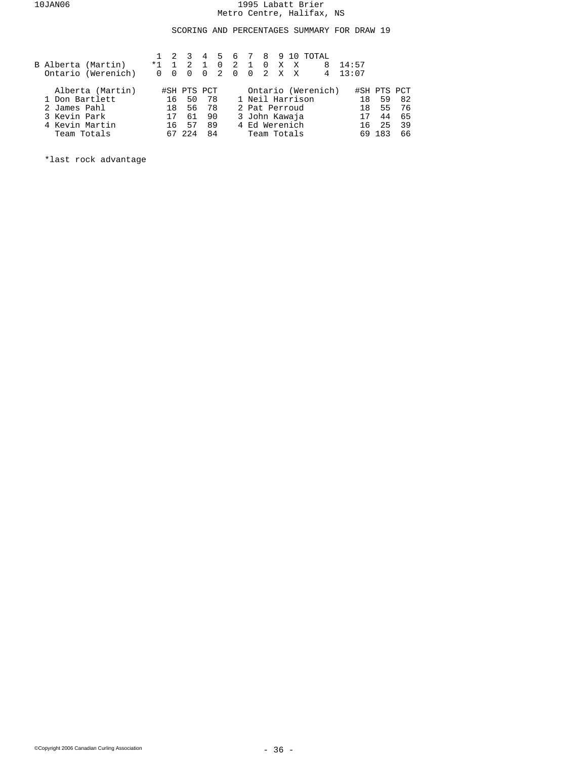1995 Labatt Brier
Metro Centre, Halifax, NS

## SCORING AND PERCENTAGES SUMMARY FOR DRAW 19

| | 1 | 2 | 3 | 4 | 5 | 6 | 7 | 8 | 9 | 10 | TOTAL | |
|---|---|---|---|---|---|---|---|---|---|---|---|---|
| B Alberta (Martin) | *1 | 1 | 2 | 1 | 0 | 2 | 1 | 0 | X | X | 8 | 14:57 |
| Ontario (Werenich) | 0 | 0 | 0 | 0 | 2 | 0 | 0 | 2 | X | X | 4 | 13:07 |

| Alberta (Martin) | #SH | PTS | PCT | Ontario (Werenich) | #SH | PTS | PCT |
|---|---|---|---|---|---|---|---|
| 1 Don Bartlett | 16 | 50 | 78 | 1 Neil Harrison | 18 | 59 | 82 |
| 2 James Pahl | 18 | 56 | 78 | 2 Pat Perroud | 18 | 55 | 76 |
| 3 Kevin Park | 17 | 61 | 90 | 3 John Kawaja | 17 | 44 | 65 |
| 4 Kevin Martin | 16 | 57 | 89 | 4 Ed Werenich | 16 | 25 | 39 |
| Team Totals | 67 | 224 | 84 | Team Totals | 69 | 183 | 66 |

*last rock advantage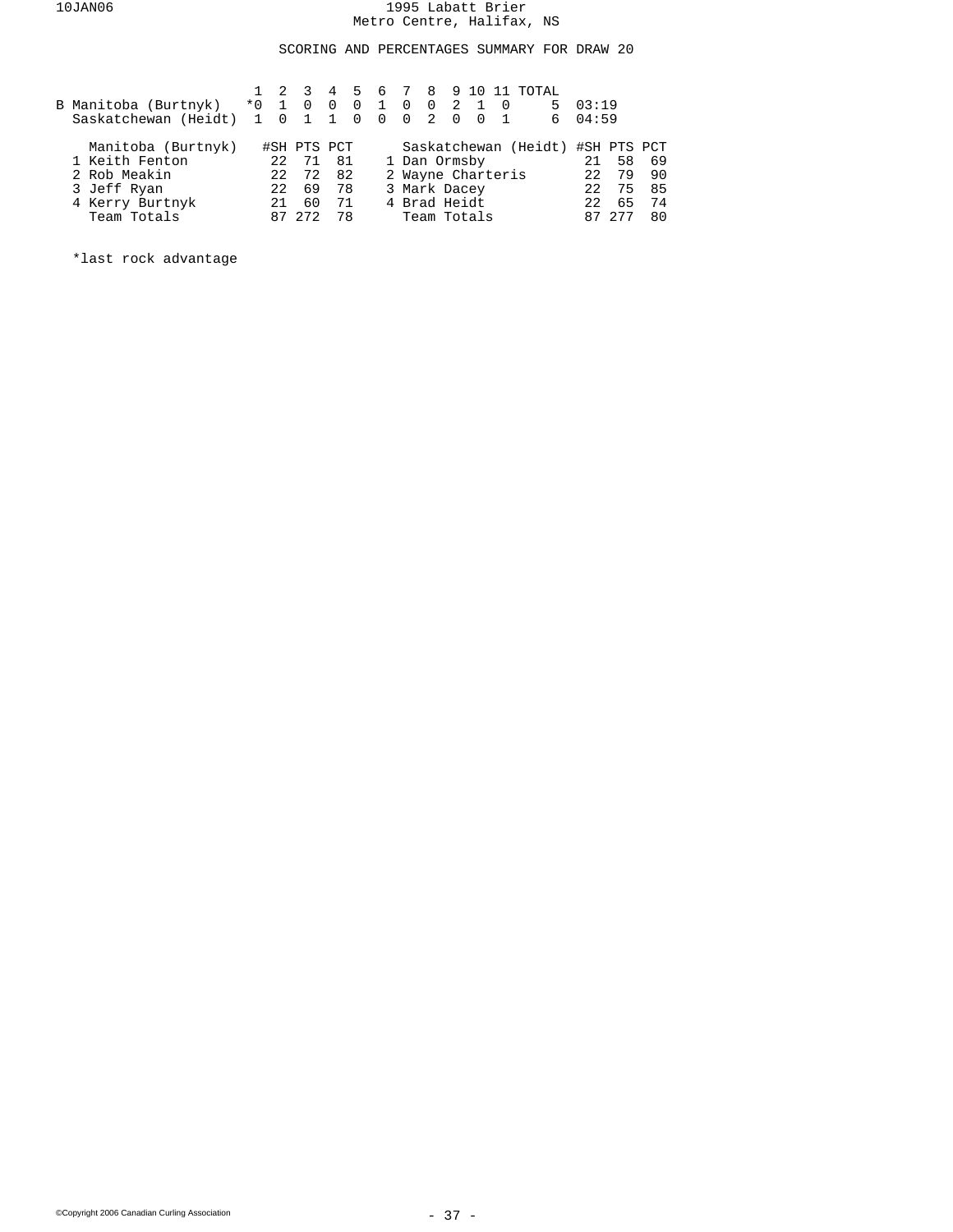# 1995 Labatt Brier
Metro Centre, Halifax, NS

## SCORING AND PERCENTAGES SUMMARY FOR DRAW 20

| | 1 | 2 | 3 | 4 | 5 | 6 | 7 | 8 | 9 | 10 | 11 | TOTAL | |
|---|---|---|---|---|---|---|---|---|---|---|---|---|---|
| B Manitoba (Burtnyk) | *0 | 1 | 0 | 0 | 0 | 1 | 0 | 0 | 2 | 1 | 0 | 5 | 03:19 |
| Saskatchewan (Heidt) | 1 | 0 | 1 | 1 | 0 | 0 | 0 | 2 | 0 | 0 | 1 | 6 | 04:59 |

| Manitoba (Burtnyk) | #SH | PTS | PCT | Saskatchewan (Heidt) | #SH | PTS | PCT |
|---|---|---|---|---|---|---|---|
| 1 Keith Fenton | 22 | 71 | 81 | 1 Dan Ormsby | 21 | 58 | 69 |
| 2 Rob Meakin | 22 | 72 | 82 | 2 Wayne Charteris | 22 | 79 | 90 |
| 3 Jeff Ryan | 22 | 69 | 78 | 3 Mark Dacey | 22 | 75 | 85 |
| 4 Kerry Burtnyk | 21 | 60 | 71 | 4 Brad Heidt | 22 | 65 | 74 |
| Team Totals | 87 | 272 | 78 | Team Totals | 87 | 277 | 80 |

*last rock advantage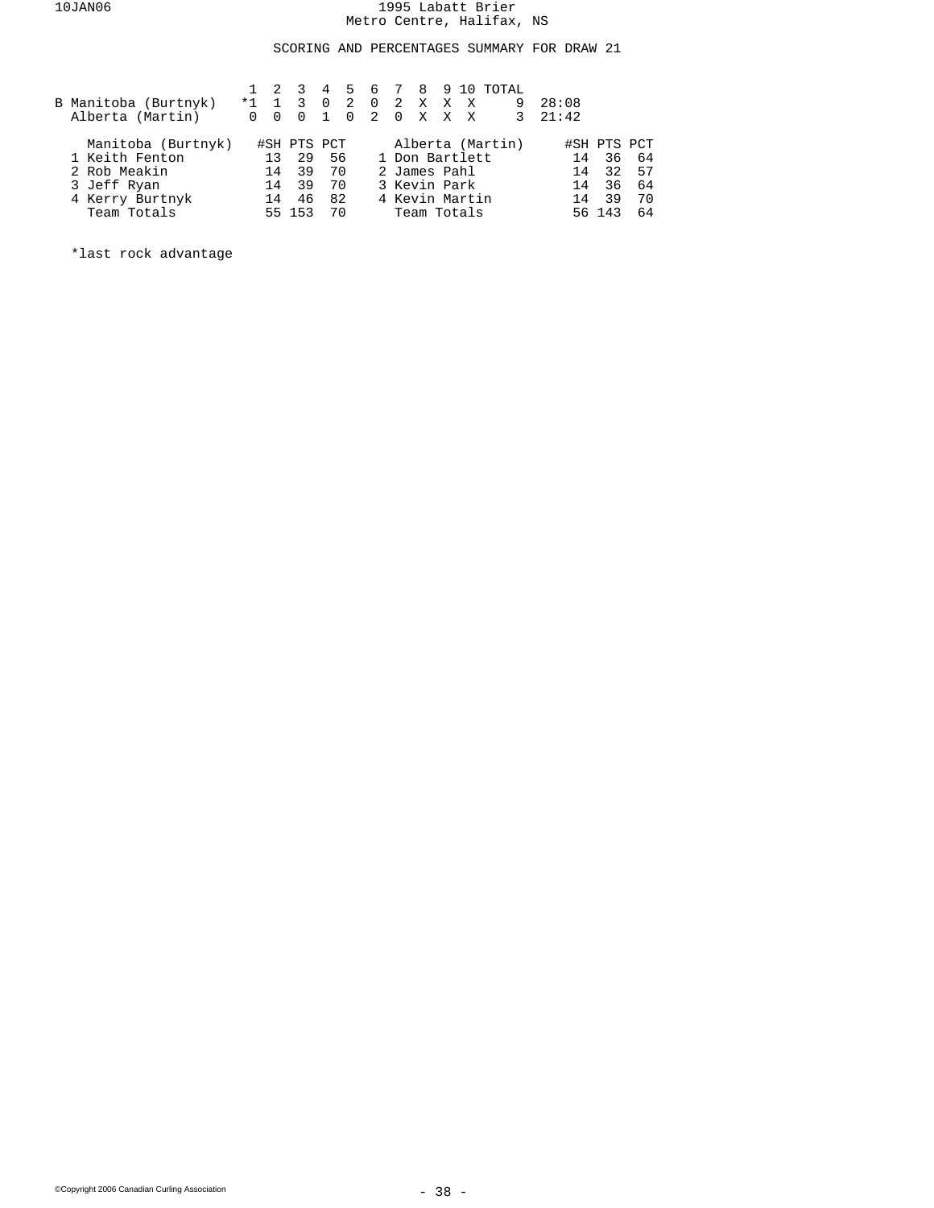1995 Labatt Brier
Metro Centre, Halifax, NS

## SCORING AND PERCENTAGES SUMMARY FOR DRAW 21

| | 1 | 2 | 3 | 4 | 5 | 6 | 7 | 8 | 9 | 10 | TOTAL | |
|---|---|---|---|---|---|---|---|---|---|---|---|---|
| B Manitoba (Burtnyk) | *1 | 1 | 3 | 0 | 2 | 0 | 2 | X | X | X | 9 | 28:08 |
| Alberta (Martin) | 0 | 0 | 0 | 1 | 0 | 2 | 0 | X | X | X | 3 | 21:42 |

| Manitoba (Burtnyk) | #SH | PTS | PCT | Alberta (Martin) | #SH | PTS | PCT |
|---|---|---|---|---|---|---|---|
| 1 Keith Fenton | 13 | 29 | 56 | 1 Don Bartlett | 14 | 36 | 64 |
| 2 Rob Meakin | 14 | 39 | 70 | 2 James Pahl | 14 | 32 | 57 |
| 3 Jeff Ryan | 14 | 39 | 70 | 3 Kevin Park | 14 | 36 | 64 |
| 4 Kerry Burtnyk | 14 | 46 | 82 | 4 Kevin Martin | 14 | 39 | 70 |
| Team Totals | 55 | 153 | 70 | Team Totals | 56 | 143 | 64 |

*last rock advantage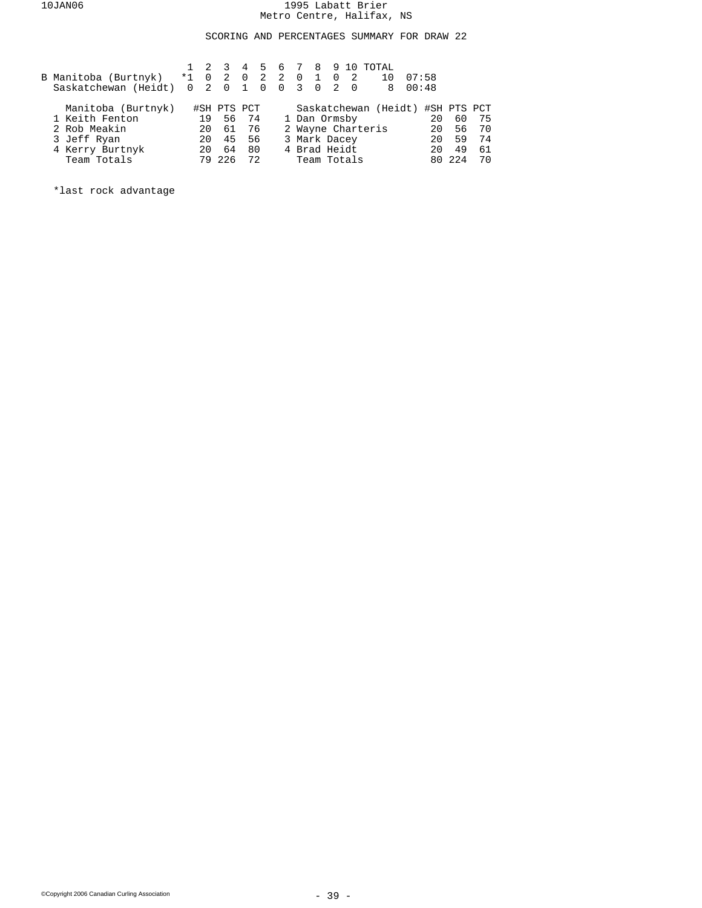1995 Labatt Brier
Metro Centre, Halifax, NS

SCORING AND PERCENTAGES SUMMARY FOR DRAW 22

| | 1 | 2 | 3 | 4 | 5 | 6 | 7 | 8 | 9 | 10 | TOTAL | |
|---|---|---|---|---|---|---|---|---|---|---|---|---|
| B Manitoba (Burtnyk) | *1 | 0 | 2 | 0 | 2 | 2 | 0 | 1 | 0 | 2 | 10 | 07:58 |
| Saskatchewan (Heidt) | 0 | 2 | 0 | 1 | 0 | 0 | 3 | 0 | 2 | 0 | 8 | 00:48 |

| Manitoba (Burtnyk) | #SH | PTS | PCT | Saskatchewan (Heidt) | #SH | PTS | PCT |
|---|---|---|---|---|---|---|---|
| 1 Keith Fenton | 19 | 56 | 74 | 1 Dan Ormsby | 20 | 60 | 75 |
| 2 Rob Meakin | 20 | 61 | 76 | 2 Wayne Charteris | 20 | 56 | 70 |
| 3 Jeff Ryan | 20 | 45 | 56 | 3 Mark Dacey | 20 | 59 | 74 |
| 4 Kerry Burtnyk | 20 | 64 | 80 | 4 Brad Heidt | 20 | 49 | 61 |
| Team Totals | 79 | 226 | 72 | Team Totals | 80 | 224 | 70 |

*last rock advantage

©Copyright 2006 Canadian Curling Association